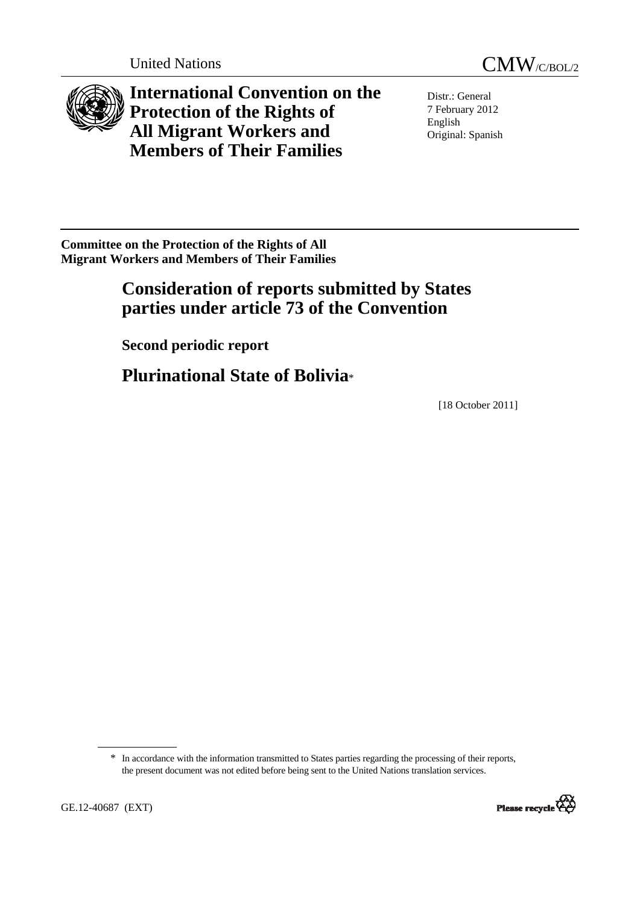United Nations

CMW/C/BOL/2

# International Convention on the Protection of the Rights of All Migrant Workers and Members of Their Families

Distr.: General
7 February 2012
English
Original: Spanish

**Committee on the Protection of the Rights of All Migrant Workers and Members of Their Families**

## Consideration of reports submitted by States parties under article 73 of the Convention

### Second periodic report

## Plurinational State of Bolivia*

[18 October 2011]

---

\* In accordance with the information transmitted to States parties regarding the processing of their reports, the present document was not edited before being sent to the United Nations translation services.

GE.12-40687 (EXT)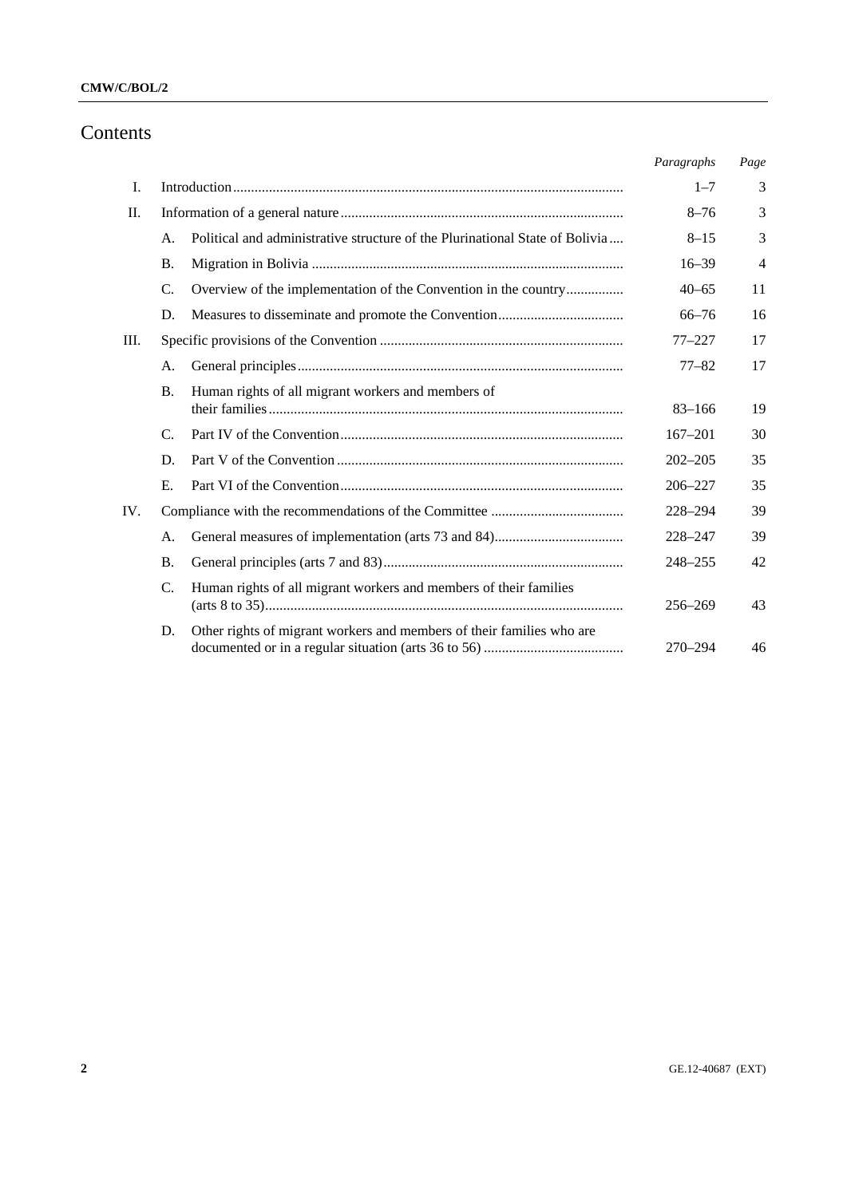# Contents

| | | | Paragraphs | Page |
|---|---|---|---|---|
| I. | Introduction | | 1–7 | 3 |
| II. | Information of a general nature | | 8–76 | 3 |
| | A. | Political and administrative structure of the Plurinational State of Bolivia | 8–15 | 3 |
| | B. | Migration in Bolivia | 16–39 | 4 |
| | C. | Overview of the implementation of the Convention in the country | 40–65 | 11 |
| | D. | Measures to disseminate and promote the Convention | 66–76 | 16 |
| III. | Specific provisions of the Convention | | 77–227 | 17 |
| | A. | General principles | 77–82 | 17 |
| | B. | Human rights of all migrant workers and members of their families | 83–166 | 19 |
| | C. | Part IV of the Convention | 167–201 | 30 |
| | D. | Part V of the Convention | 202–205 | 35 |
| | E. | Part VI of the Convention | 206–227 | 35 |
| IV. | Compliance with the recommendations of the Committee | | 228–294 | 39 |
| | A. | General measures of implementation (arts 73 and 84) | 228–247 | 39 |
| | B. | General principles (arts 7 and 83) | 248–255 | 42 |
| | C. | Human rights of all migrant workers and members of their families (arts 8 to 35) | 256–269 | 43 |
| | D. | Other rights of migrant workers and members of their families who are documented or in a regular situation (arts 36 to 56) | 270–294 | 46 |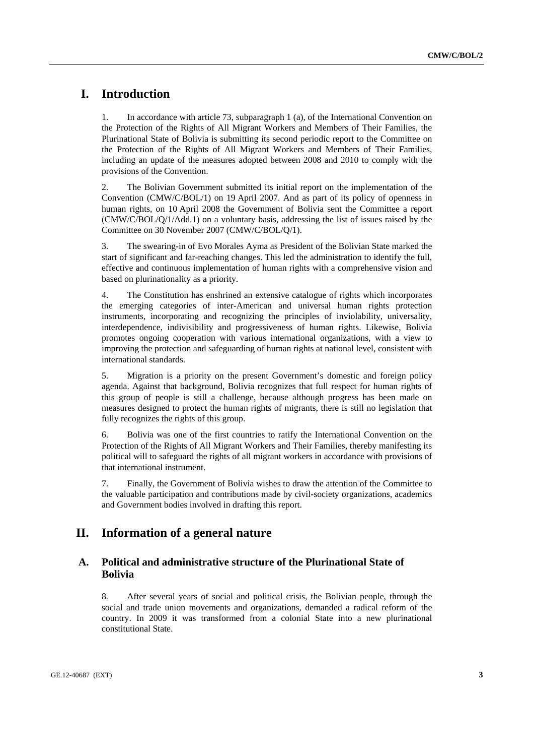# I. Introduction

1. In accordance with article 73, subparagraph 1 (a), of the International Convention on the Protection of the Rights of All Migrant Workers and Members of Their Families, the Plurinational State of Bolivia is submitting its second periodic report to the Committee on the Protection of the Rights of All Migrant Workers and Members of Their Families, including an update of the measures adopted between 2008 and 2010 to comply with the provisions of the Convention.

2. The Bolivian Government submitted its initial report on the implementation of the Convention (CMW/C/BOL/1) on 19 April 2007. And as part of its policy of openness in human rights, on 10 April 2008 the Government of Bolivia sent the Committee a report (CMW/C/BOL/Q/1/Add.1) on a voluntary basis, addressing the list of issues raised by the Committee on 30 November 2007 (CMW/C/BOL/Q/1).

3. The swearing-in of Evo Morales Ayma as President of the Bolivian State marked the start of significant and far-reaching changes. This led the administration to identify the full, effective and continuous implementation of human rights with a comprehensive vision and based on plurinationality as a priority.

4. The Constitution has enshrined an extensive catalogue of rights which incorporates the emerging categories of inter-American and universal human rights protection instruments, incorporating and recognizing the principles of inviolability, universality, interdependence, indivisibility and progressiveness of human rights. Likewise, Bolivia promotes ongoing cooperation with various international organizations, with a view to improving the protection and safeguarding of human rights at national level, consistent with international standards.

5. Migration is a priority on the present Government's domestic and foreign policy agenda. Against that background, Bolivia recognizes that full respect for human rights of this group of people is still a challenge, because although progress has been made on measures designed to protect the human rights of migrants, there is still no legislation that fully recognizes the rights of this group.

6. Bolivia was one of the first countries to ratify the International Convention on the Protection of the Rights of All Migrant Workers and Their Families, thereby manifesting its political will to safeguard the rights of all migrant workers in accordance with provisions of that international instrument.

7. Finally, the Government of Bolivia wishes to draw the attention of the Committee to the valuable participation and contributions made by civil-society organizations, academics and Government bodies involved in drafting this report.

# II. Information of a general nature

## A. Political and administrative structure of the Plurinational State of Bolivia

8. After several years of social and political crisis, the Bolivian people, through the social and trade union movements and organizations, demanded a radical reform of the country. In 2009 it was transformed from a colonial State into a new plurinational constitutional State.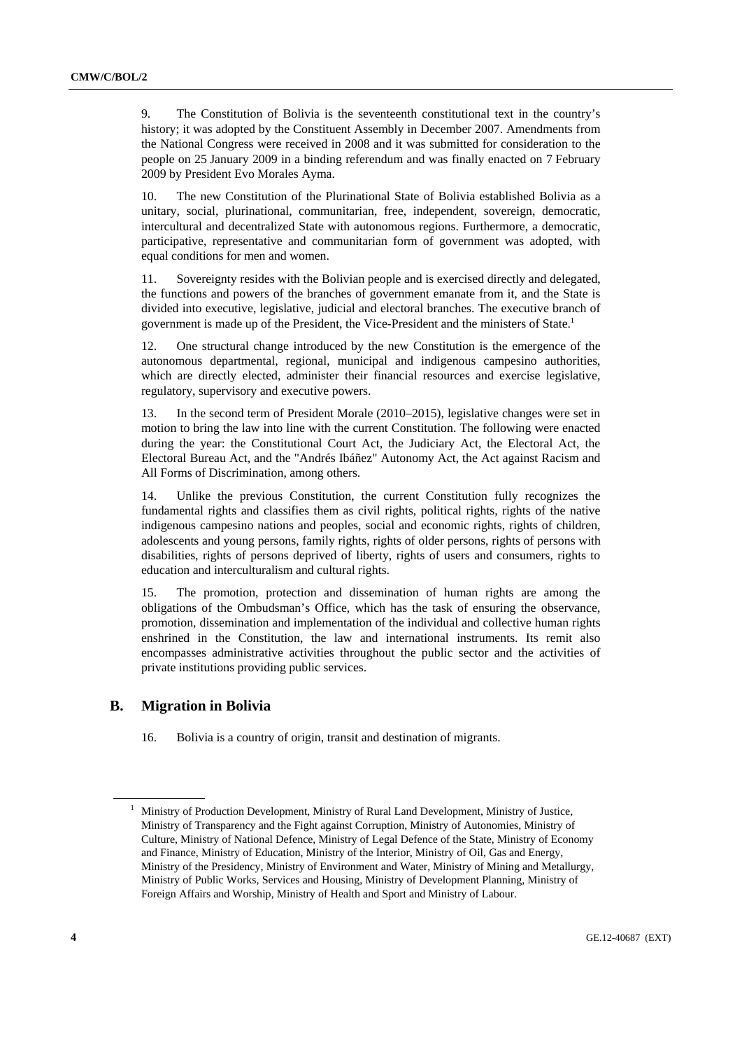9. The Constitution of Bolivia is the seventeenth constitutional text in the country's history; it was adopted by the Constituent Assembly in December 2007. Amendments from the National Congress were received in 2008 and it was submitted for consideration to the people on 25 January 2009 in a binding referendum and was finally enacted on 7 February 2009 by President Evo Morales Ayma.

10. The new Constitution of the Plurinational State of Bolivia established Bolivia as a unitary, social, plurinational, communitarian, free, independent, sovereign, democratic, intercultural and decentralized State with autonomous regions. Furthermore, a democratic, participative, representative and communitarian form of government was adopted, with equal conditions for men and women.

11. Sovereignty resides with the Bolivian people and is exercised directly and delegated, the functions and powers of the branches of government emanate from it, and the State is divided into executive, legislative, judicial and electoral branches. The executive branch of government is made up of the President, the Vice-President and the ministers of State.[1]

12. One structural change introduced by the new Constitution is the emergence of the autonomous departmental, regional, municipal and indigenous campesino authorities, which are directly elected, administer their financial resources and exercise legislative, regulatory, supervisory and executive powers.

13. In the second term of President Morale (2010–2015), legislative changes were set in motion to bring the law into line with the current Constitution. The following were enacted during the year: the Constitutional Court Act, the Judiciary Act, the Electoral Act, the Electoral Bureau Act, and the "Andrés Ibáñez" Autonomy Act, the Act against Racism and All Forms of Discrimination, among others.

14. Unlike the previous Constitution, the current Constitution fully recognizes the fundamental rights and classifies them as civil rights, political rights, rights of the native indigenous campesino nations and peoples, social and economic rights, rights of children, adolescents and young persons, family rights, rights of older persons, rights of persons with disabilities, rights of persons deprived of liberty, rights of users and consumers, rights to education and interculturalism and cultural rights.

15. The promotion, protection and dissemination of human rights are among the obligations of the Ombudsman's Office, which has the task of ensuring the observance, promotion, dissemination and implementation of the individual and collective human rights enshrined in the Constitution, the law and international instruments. Its remit also encompasses administrative activities throughout the public sector and the activities of private institutions providing public services.

## B. Migration in Bolivia

16. Bolivia is a country of origin, transit and destination of migrants.

---

[1] Ministry of Production Development, Ministry of Rural Land Development, Ministry of Justice, Ministry of Transparency and the Fight against Corruption, Ministry of Autonomies, Ministry of Culture, Ministry of National Defence, Ministry of Legal Defence of the State, Ministry of Economy and Finance, Ministry of Education, Ministry of the Interior, Ministry of Oil, Gas and Energy, Ministry of the Presidency, Ministry of Environment and Water, Ministry of Mining and Metallurgy, Ministry of Public Works, Services and Housing, Ministry of Development Planning, Ministry of Foreign Affairs and Worship, Ministry of Health and Sport and Ministry of Labour.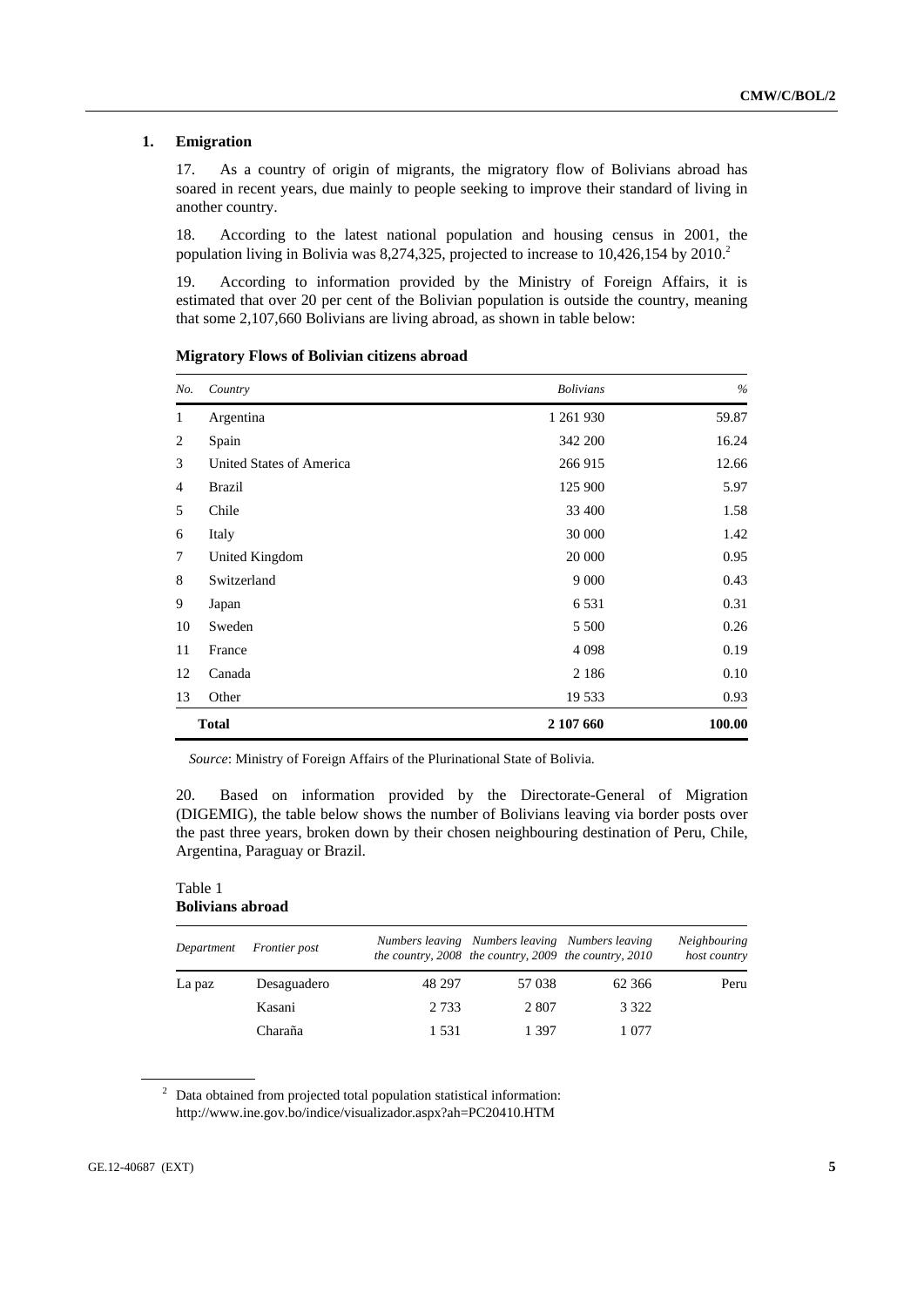## 1. Emigration

17. As a country of origin of migrants, the migratory flow of Bolivians abroad has soared in recent years, due mainly to people seeking to improve their standard of living in another country.

18. According to the latest national population and housing census in 2001, the population living in Bolivia was 8,274,325, projected to increase to 10,426,154 by 2010.[2]

19. According to information provided by the Ministry of Foreign Affairs, it is estimated that over 20 per cent of the Bolivian population is outside the country, meaning that some 2,107,660 Bolivians are living abroad, as shown in table below:

**Migratory Flows of Bolivian citizens abroad**

| *No.* | *Country* | *Bolivians* | *%* |
|---|---|---|---|
| 1 | Argentina | 1 261 930 | 59.87 |
| 2 | Spain | 342 200 | 16.24 |
| 3 | United States of America | 266 915 | 12.66 |
| 4 | Brazil | 125 900 | 5.97 |
| 5 | Chile | 33 400 | 1.58 |
| 6 | Italy | 30 000 | 1.42 |
| 7 | United Kingdom | 20 000 | 0.95 |
| 8 | Switzerland | 9 000 | 0.43 |
| 9 | Japan | 6 531 | 0.31 |
| 10 | Sweden | 5 500 | 0.26 |
| 11 | France | 4 098 | 0.19 |
| 12 | Canada | 2 186 | 0.10 |
| 13 | Other | 19 533 | 0.93 |
| | **Total** | **2 107 660** | **100.00** |

*Source*: Ministry of Foreign Affairs of the Plurinational State of Bolivia.

20. Based on information provided by the Directorate-General of Migration (DIGEMIG), the table below shows the number of Bolivians leaving via border posts over the past three years, broken down by their chosen neighbouring destination of Peru, Chile, Argentina, Paraguay or Brazil.

Table 1
**Bolivians abroad**

| *Department* | *Frontier post* | *Numbers leaving the country, 2008* | *Numbers leaving the country, 2009* | *Numbers leaving the country, 2010* | *Neighbouring host country* |
|---|---|---|---|---|---|
| La paz | Desaguadero | 48 297 | 57 038 | 62 366 | Peru |
| | Kasani | 2 733 | 2 807 | 3 322 | |
| | Charaña | 1 531 | 1 397 | 1 077 | |

[2] Data obtained from projected total population statistical information: http://www.ine.gov.bo/indice/visualizador.aspx?ah=PC20410.HTM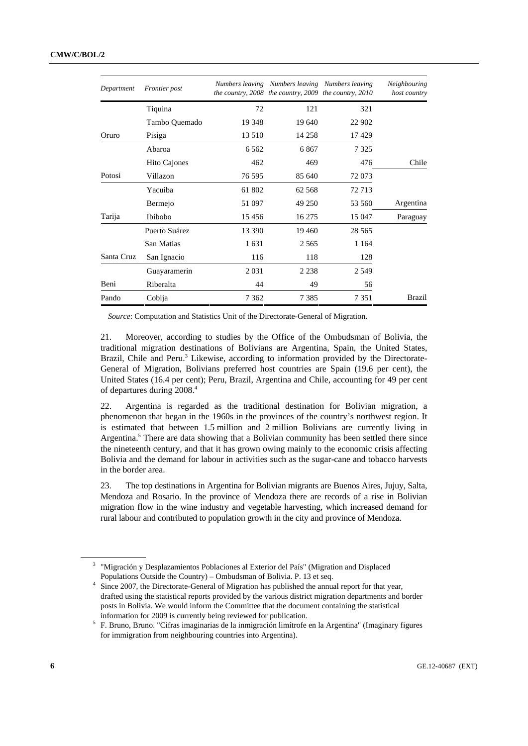| Department | Frontier post | Numbers leaving the country, 2008 | Numbers leaving the country, 2009 | Numbers leaving the country, 2010 | Neighbouring host country |
|---|---|---|---|---|---|
| | Tiquina | 72 | 121 | 321 | |
| | Tambo Quemado | 19 348 | 19 640 | 22 902 | |
| Oruro | Pisiga | 13 510 | 14 258 | 17 429 | |
| | Abaroa | 6 562 | 6 867 | 7 325 | |
| | Hito Cajones | 462 | 469 | 476 | Chile |
| Potosi | Villazon | 76 595 | 85 640 | 72 073 | |
| | Yacuiba | 61 802 | 62 568 | 72 713 | |
| | Bermejo | 51 097 | 49 250 | 53 560 | Argentina |
| Tarija | Ibibobo | 15 456 | 16 275 | 15 047 | Paraguay |
| | Puerto Suárez | 13 390 | 19 460 | 28 565 | |
| | San Matias | 1 631 | 2 565 | 1 164 | |
| Santa Cruz | San Ignacio | 116 | 118 | 128 | |
| | Guayaramerin | 2 031 | 2 238 | 2 549 | |
| Beni | Riberalta | 44 | 49 | 56 | |
| Pando | Cobija | 7 362 | 7 385 | 7 351 | Brazil |

*Source*: Computation and Statistics Unit of the Directorate-General of Migration.

21. Moreover, according to studies by the Office of the Ombudsman of Bolivia, the traditional migration destinations of Bolivians are Argentina, Spain, the United States, Brazil, Chile and Peru.[3] Likewise, according to information provided by the Directorate-General of Migration, Bolivians preferred host countries are Spain (19.6 per cent), the United States (16.4 per cent); Peru, Brazil, Argentina and Chile, accounting for 49 per cent of departures during 2008.[4]

22. Argentina is regarded as the traditional destination for Bolivian migration, a phenomenon that began in the 1960s in the provinces of the country's northwest region. It is estimated that between 1.5 million and 2 million Bolivians are currently living in Argentina.[5] There are data showing that a Bolivian community has been settled there since the nineteenth century, and that it has grown owing mainly to the economic crisis affecting Bolivia and the demand for labour in activities such as the sugar-cane and tobacco harvests in the border area.

23. The top destinations in Argentina for Bolivian migrants are Buenos Aires, Jujuy, Salta, Mendoza and Rosario. In the province of Mendoza there are records of a rise in Bolivian migration flow in the wine industry and vegetable harvesting, which increased demand for rural labour and contributed to population growth in the city and province of Mendoza.

---

[3] "Migración y Desplazamientos Poblaciones al Exterior del País" (Migration and Displaced Populations Outside the Country) – Ombudsman of Bolivia. P. 13 et seq.

[4] Since 2007, the Directorate-General of Migration has published the annual report for that year, drafted using the statistical reports provided by the various district migration departments and border posts in Bolivia. We would inform the Committee that the document containing the statistical information for 2009 is currently being reviewed for publication.

[5] F. Bruno, Bruno. "Cifras imaginarias de la inmigración limítrofe en la Argentina" (Imaginary figures for immigration from neighbouring countries into Argentina).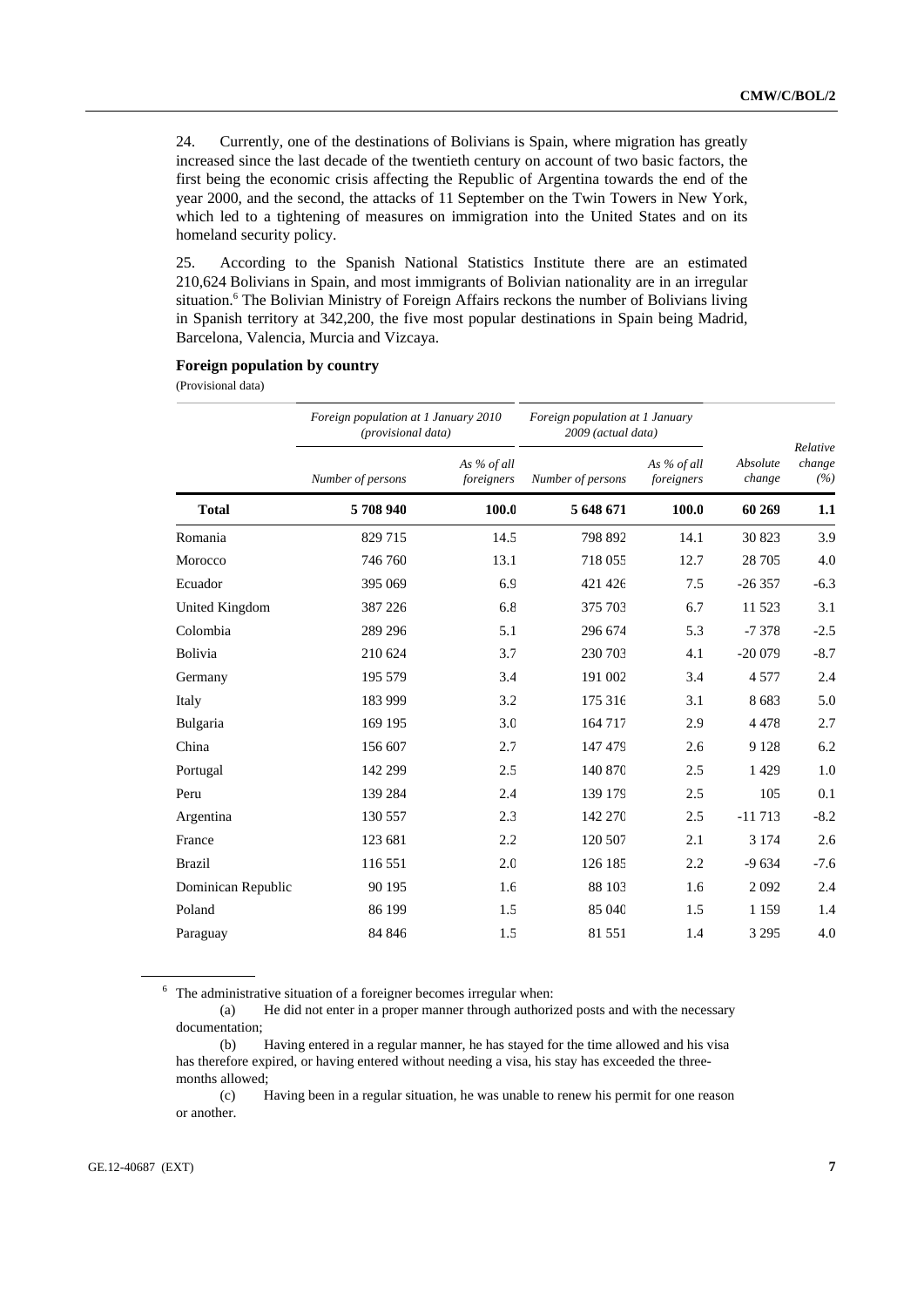24. Currently, one of the destinations of Bolivians is Spain, where migration has greatly increased since the last decade of the twentieth century on account of two basic factors, the first being the economic crisis affecting the Republic of Argentina towards the end of the year 2000, and the second, the attacks of 11 September on the Twin Towers in New York, which led to a tightening of measures on immigration into the United States and on its homeland security policy.

25. According to the Spanish National Statistics Institute there are an estimated 210,624 Bolivians in Spain, and most immigrants of Bolivian nationality are in an irregular situation.[6] The Bolivian Ministry of Foreign Affairs reckons the number of Bolivians living in Spanish territory at 342,200, the five most popular destinations in Spain being Madrid, Barcelona, Valencia, Murcia and Vizcaya.

**Foreign population by country**

(Provisional data)

| | *Foreign population at 1 January 2010 (provisional data)* | | *Foreign population at 1 January 2009 (actual data)* | | | |
|---|---|---|---|---|---|---|
| | *Number of persons* | *As % of all foreigners* | *Number of persons* | *As % of all foreigners* | *Absolute change* | *Relative change (%)* |
| **Total** | **5 708 940** | **100.0** | **5 648 671** | **100.0** | **60 269** | **1.1** |
| Romania | 829 715 | 14.5 | 798 892 | 14.1 | 30 823 | 3.9 |
| Morocco | 746 760 | 13.1 | 718 055 | 12.7 | 28 705 | 4.0 |
| Ecuador | 395 069 | 6.9 | 421 426 | 7.5 | -26 357 | -6.3 |
| United Kingdom | 387 226 | 6.8 | 375 703 | 6.7 | 11 523 | 3.1 |
| Colombia | 289 296 | 5.1 | 296 674 | 5.3 | -7 378 | -2.5 |
| Bolivia | 210 624 | 3.7 | 230 703 | 4.1 | -20 079 | -8.7 |
| Germany | 195 579 | 3.4 | 191 002 | 3.4 | 4 577 | 2.4 |
| Italy | 183 999 | 3.2 | 175 316 | 3.1 | 8 683 | 5.0 |
| Bulgaria | 169 195 | 3.0 | 164 717 | 2.9 | 4 478 | 2.7 |
| China | 156 607 | 2.7 | 147 479 | 2.6 | 9 128 | 6.2 |
| Portugal | 142 299 | 2.5 | 140 870 | 2.5 | 1 429 | 1.0 |
| Peru | 139 284 | 2.4 | 139 179 | 2.5 | 105 | 0.1 |
| Argentina | 130 557 | 2.3 | 142 270 | 2.5 | -11 713 | -8.2 |
| France | 123 681 | 2.2 | 120 507 | 2.1 | 3 174 | 2.6 |
| Brazil | 116 551 | 2.0 | 126 185 | 2.2 | -9 634 | -7.6 |
| Dominican Republic | 90 195 | 1.6 | 88 103 | 1.6 | 2 092 | 2.4 |
| Poland | 86 199 | 1.5 | 85 040 | 1.5 | 1 159 | 1.4 |
| Paraguay | 84 846 | 1.5 | 81 551 | 1.4 | 3 295 | 4.0 |

[6] The administrative situation of a foreigner becomes irregular when:

(a) He did not enter in a proper manner through authorized posts and with the necessary documentation;

(b) Having entered in a regular manner, he has stayed for the time allowed and his visa has therefore expired, or having entered without needing a visa, his stay has exceeded the three-months allowed;

(c) Having been in a regular situation, he was unable to renew his permit for one reason or another.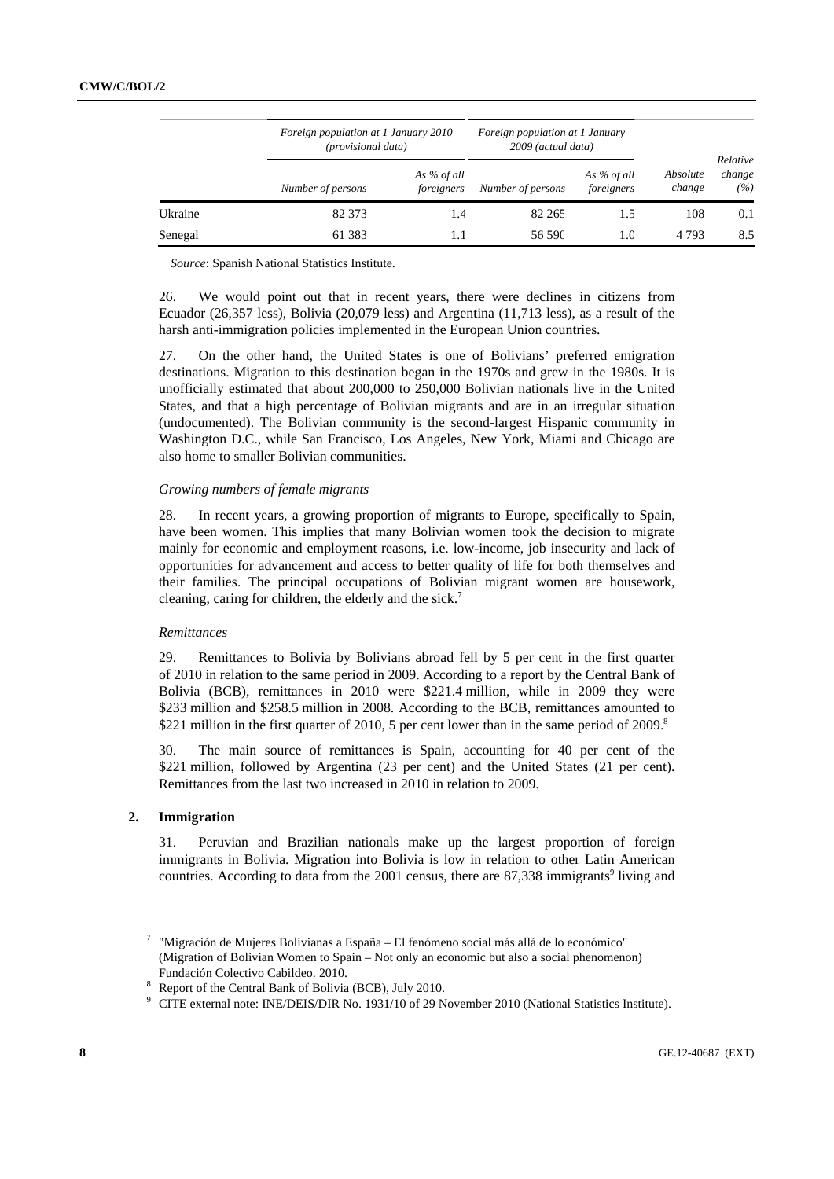| | Foreign population at 1 January 2010 (provisional data) | | Foreign population at 1 January 2009 (actual data) | | | |
|---|---|---|---|---|---|---|
| | Number of persons | As % of all foreigners | Number of persons | As % of all foreigners | Absolute change | Relative change (%) |
| Ukraine | 82 373 | 1.4 | 82 265 | 1.5 | 108 | 0.1 |
| Senegal | 61 383 | 1.1 | 56 590 | 1.0 | 4 793 | 8.5 |

*Source*: Spanish National Statistics Institute.

26. We would point out that in recent years, there were declines in citizens from Ecuador (26,357 less), Bolivia (20,079 less) and Argentina (11,713 less), as a result of the harsh anti-immigration policies implemented in the European Union countries.

27. On the other hand, the United States is one of Bolivians' preferred emigration destinations. Migration to this destination began in the 1970s and grew in the 1980s. It is unofficially estimated that about 200,000 to 250,000 Bolivian nationals live in the United States, and that a high percentage of Bolivian migrants and are in an irregular situation (undocumented). The Bolivian community is the second-largest Hispanic community in Washington D.C., while San Francisco, Los Angeles, New York, Miami and Chicago are also home to smaller Bolivian communities.

*Growing numbers of female migrants*

28. In recent years, a growing proportion of migrants to Europe, specifically to Spain, have been women. This implies that many Bolivian women took the decision to migrate mainly for economic and employment reasons, i.e. low-income, job insecurity and lack of opportunities for advancement and access to better quality of life for both themselves and their families. The principal occupations of Bolivian migrant women are housework, cleaning, caring for children, the elderly and the sick.[7]

*Remittances*

29. Remittances to Bolivia by Bolivians abroad fell by 5 per cent in the first quarter of 2010 in relation to the same period in 2009. According to a report by the Central Bank of Bolivia (BCB), remittances in 2010 were $221.4 million, while in 2009 they were $233 million and $258.5 million in 2008. According to the BCB, remittances amounted to $221 million in the first quarter of 2010, 5 per cent lower than in the same period of 2009.[8]

30. The main source of remittances is Spain, accounting for 40 per cent of the $221 million, followed by Argentina (23 per cent) and the United States (21 per cent). Remittances from the last two increased in 2010 in relation to 2009.

## 2. Immigration

31. Peruvian and Brazilian nationals make up the largest proportion of foreign immigrants in Bolivia. Migration into Bolivia is low in relation to other Latin American countries. According to data from the 2001 census, there are 87,338 immigrants[9] living and

---

[7] "Migración de Mujeres Bolivianas a España – El fenómeno social más allá de lo económico" (Migration of Bolivian Women to Spain – Not only an economic but also a social phenomenon) Fundación Colectivo Cabildeo. 2010.

[8] Report of the Central Bank of Bolivia (BCB), July 2010.

[9] CITE external note: INE/DEIS/DIR No. 1931/10 of 29 November 2010 (National Statistics Institute).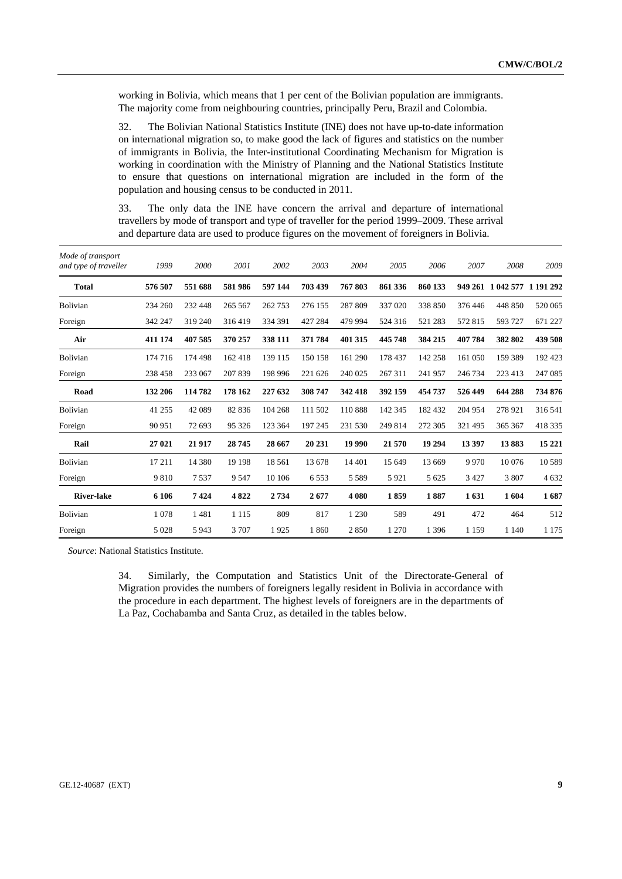working in Bolivia, which means that 1 per cent of the Bolivian population are immigrants. The majority come from neighbouring countries, principally Peru, Brazil and Colombia.

32. The Bolivian National Statistics Institute (INE) does not have up-to-date information on international migration so, to make good the lack of figures and statistics on the number of immigrants in Bolivia, the Inter-institutional Coordinating Mechanism for Migration is working in coordination with the Ministry of Planning and the National Statistics Institute to ensure that questions on international migration are included in the form of the population and housing census to be conducted in 2011.

33. The only data the INE have concern the arrival and departure of international travellers by mode of transport and type of traveller for the period 1999–2009. These arrival and departure data are used to produce figures on the movement of foreigners in Bolivia.

| *Mode of transport and type of traveller* | *1999* | *2000* | *2001* | *2002* | *2003* | *2004* | *2005* | *2006* | *2007* | *2008* | *2009* |
|---|---|---|---|---|---|---|---|---|---|---|---|
| **Total** | **576 507** | **551 688** | **581 986** | **597 144** | **703 439** | **767 803** | **861 336** | **860 133** | **949 261** | **1 042 577** | **1 191 292** |
| Bolivian | 234 260 | 232 448 | 265 567 | 262 753 | 276 155 | 287 809 | 337 020 | 338 850 | 376 446 | 448 850 | 520 065 |
| Foreign | 342 247 | 319 240 | 316 419 | 334 391 | 427 284 | 479 994 | 524 316 | 521 283 | 572 815 | 593 727 | 671 227 |
| **Air** | **411 174** | **407 585** | **370 257** | **338 111** | **371 784** | **401 315** | **445 748** | **384 215** | **407 784** | **382 802** | **439 508** |
| Bolivian | 174 716 | 174 498 | 162 418 | 139 115 | 150 158 | 161 290 | 178 437 | 142 258 | 161 050 | 159 389 | 192 423 |
| Foreign | 238 458 | 233 067 | 207 839 | 198 996 | 221 626 | 240 025 | 267 311 | 241 957 | 246 734 | 223 413 | 247 085 |
| **Road** | **132 206** | **114 782** | **178 162** | **227 632** | **308 747** | **342 418** | **392 159** | **454 737** | **526 449** | **644 288** | **734 876** |
| Bolivian | 41 255 | 42 089 | 82 836 | 104 268 | 111 502 | 110 888 | 142 345 | 182 432 | 204 954 | 278 921 | 316 541 |
| Foreign | 90 951 | 72 693 | 95 326 | 123 364 | 197 245 | 231 530 | 249 814 | 272 305 | 321 495 | 365 367 | 418 335 |
| **Rail** | **27 021** | **21 917** | **28 745** | **28 667** | **20 231** | **19 990** | **21 570** | **19 294** | **13 397** | **13 883** | **15 221** |
| Bolivian | 17 211 | 14 380 | 19 198 | 18 561 | 13 678 | 14 401 | 15 649 | 13 669 | 9 970 | 10 076 | 10 589 |
| Foreign | 9 810 | 7 537 | 9 547 | 10 106 | 6 553 | 5 589 | 5 921 | 5 625 | 3 427 | 3 807 | 4 632 |
| **River-lake** | **6 106** | **7 424** | **4 822** | **2 734** | **2 677** | **4 080** | **1 859** | **1 887** | **1 631** | **1 604** | **1 687** |
| Bolivian | 1 078 | 1 481 | 1 115 | 809 | 817 | 1 230 | 589 | 491 | 472 | 464 | 512 |
| Foreign | 5 028 | 5 943 | 3 707 | 1 925 | 1 860 | 2 850 | 1 270 | 1 396 | 1 159 | 1 140 | 1 175 |

*Source*: National Statistics Institute.

34. Similarly, the Computation and Statistics Unit of the Directorate-General of Migration provides the numbers of foreigners legally resident in Bolivia in accordance with the procedure in each department. The highest levels of foreigners are in the departments of La Paz, Cochabamba and Santa Cruz, as detailed in the tables below.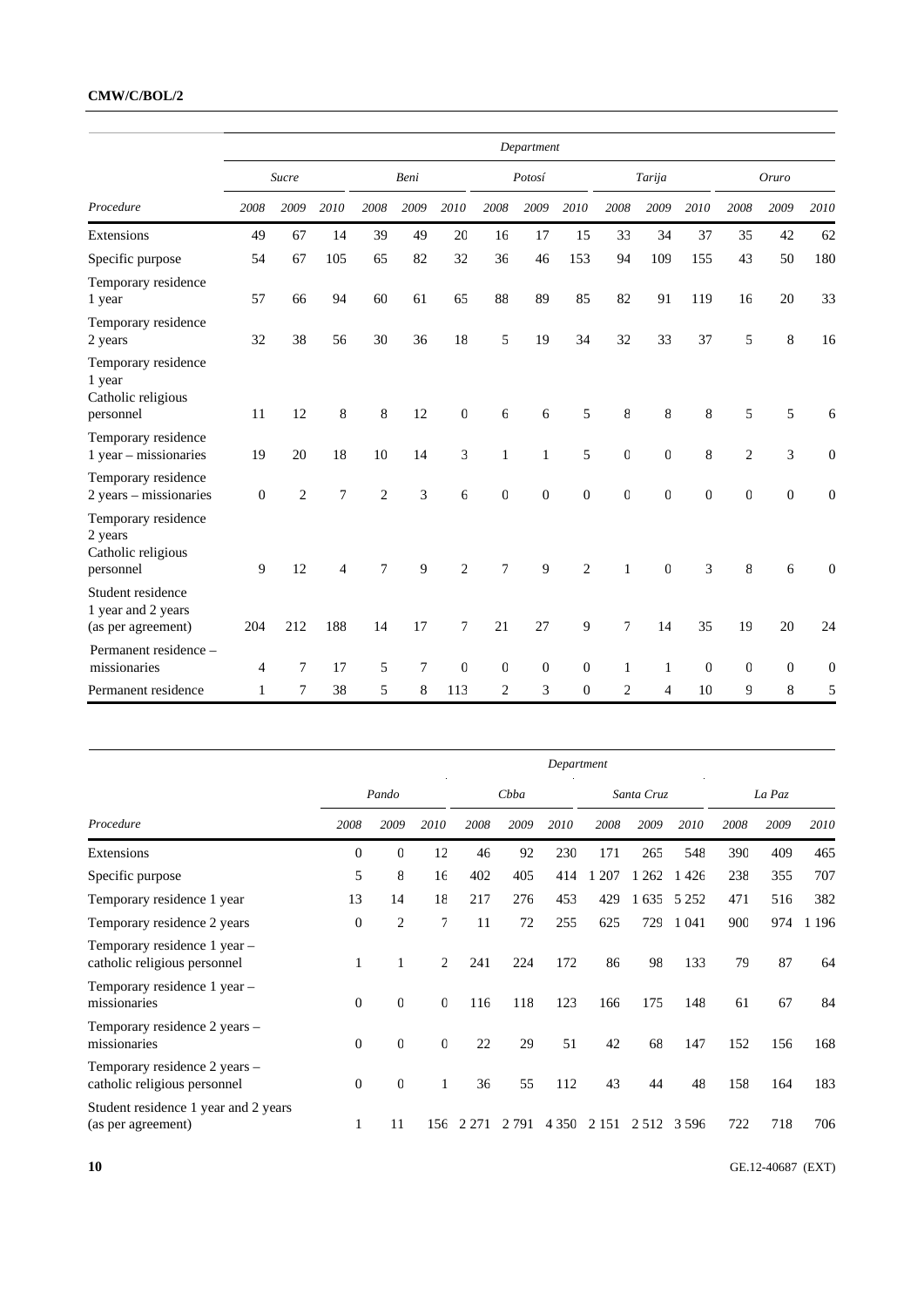| Procedure | Department | | | | | | | | | | | | | | |
|---|---|---|---|---|---|---|---|---|---|---|---|---|---|---|---|
| | *Sucre* | | | *Beni* | | | *Potosí* | | | *Tarija* | | | *Oruro* | | |
| | *2008* | *2009* | *2010* | *2008* | *2009* | *2010* | *2008* | *2009* | *2010* | *2008* | *2009* | *2010* | *2008* | *2009* | *2010* |
| Extensions | 49 | 67 | 14 | 39 | 49 | 20 | 16 | 17 | 15 | 33 | 34 | 37 | 35 | 42 | 62 |
| Specific purpose | 54 | 67 | 105 | 65 | 82 | 32 | 36 | 46 | 153 | 94 | 109 | 155 | 43 | 50 | 180 |
| Temporary residence 1 year | 57 | 66 | 94 | 60 | 61 | 65 | 88 | 89 | 85 | 82 | 91 | 119 | 16 | 20 | 33 |
| Temporary residence 2 years | 32 | 38 | 56 | 30 | 36 | 18 | 5 | 19 | 34 | 32 | 33 | 37 | 5 | 8 | 16 |
| Temporary residence 1 year Catholic religious personnel | 11 | 12 | 8 | 8 | 12 | 0 | 6 | 6 | 5 | 8 | 8 | 8 | 5 | 5 | 6 |
| Temporary residence 1 year – missionaries | 19 | 20 | 18 | 10 | 14 | 3 | 1 | 1 | 5 | 0 | 0 | 8 | 2 | 3 | 0 |
| Temporary residence 2 years – missionaries | 0 | 2 | 7 | 2 | 3 | 6 | 0 | 0 | 0 | 0 | 0 | 0 | 0 | 0 | 0 |
| Temporary residence 2 years Catholic religious personnel | 9 | 12 | 4 | 7 | 9 | 2 | 7 | 9 | 2 | 1 | 0 | 3 | 8 | 6 | 0 |
| Student residence 1 year and 2 years (as per agreement) | 204 | 212 | 188 | 14 | 17 | 7 | 21 | 27 | 9 | 7 | 14 | 35 | 19 | 20 | 24 |
| Permanent residence – missionaries | 4 | 7 | 17 | 5 | 7 | 0 | 0 | 0 | 0 | 1 | 1 | 0 | 0 | 0 | 0 |
| Permanent residence | 1 | 7 | 38 | 5 | 8 | 113 | 2 | 3 | 0 | 2 | 4 | 10 | 9 | 8 | 5 |

| Procedure | Department | | | | | | | | | | | |
|---|---|---|---|---|---|---|---|---|---|---|---|---|
| | *Pando* | | | *Cbba* | | | *Santa Cruz* | | | *La Paz* | | |
| | *2008* | *2009* | *2010* | *2008* | *2009* | *2010* | *2008* | *2009* | *2010* | *2008* | *2009* | *2010* |
| Extensions | 0 | 0 | 12 | 46 | 92 | 230 | 171 | 265 | 548 | 390 | 409 | 465 |
| Specific purpose | 5 | 8 | 16 | 402 | 405 | 414 | 1 207 | 1 262 | 1 426 | 238 | 355 | 707 |
| Temporary residence 1 year | 13 | 14 | 18 | 217 | 276 | 453 | 429 | 1 635 | 5 252 | 471 | 516 | 382 |
| Temporary residence 2 years | 0 | 2 | 7 | 11 | 72 | 255 | 625 | 729 | 1 041 | 900 | 974 | 1 196 |
| Temporary residence 1 year – catholic religious personnel | 1 | 1 | 2 | 241 | 224 | 172 | 86 | 98 | 133 | 79 | 87 | 64 |
| Temporary residence 1 year – missionaries | 0 | 0 | 0 | 116 | 118 | 123 | 166 | 175 | 148 | 61 | 67 | 84 |
| Temporary residence 2 years – missionaries | 0 | 0 | 0 | 22 | 29 | 51 | 42 | 68 | 147 | 152 | 156 | 168 |
| Temporary residence 2 years – catholic religious personnel | 0 | 0 | 1 | 36 | 55 | 112 | 43 | 44 | 48 | 158 | 164 | 183 |
| Student residence 1 year and 2 years (as per agreement) | 1 | 11 | 156 | 2 271 | 2 791 | 4 350 | 2 151 | 2 512 | 3 596 | 722 | 718 | 706 |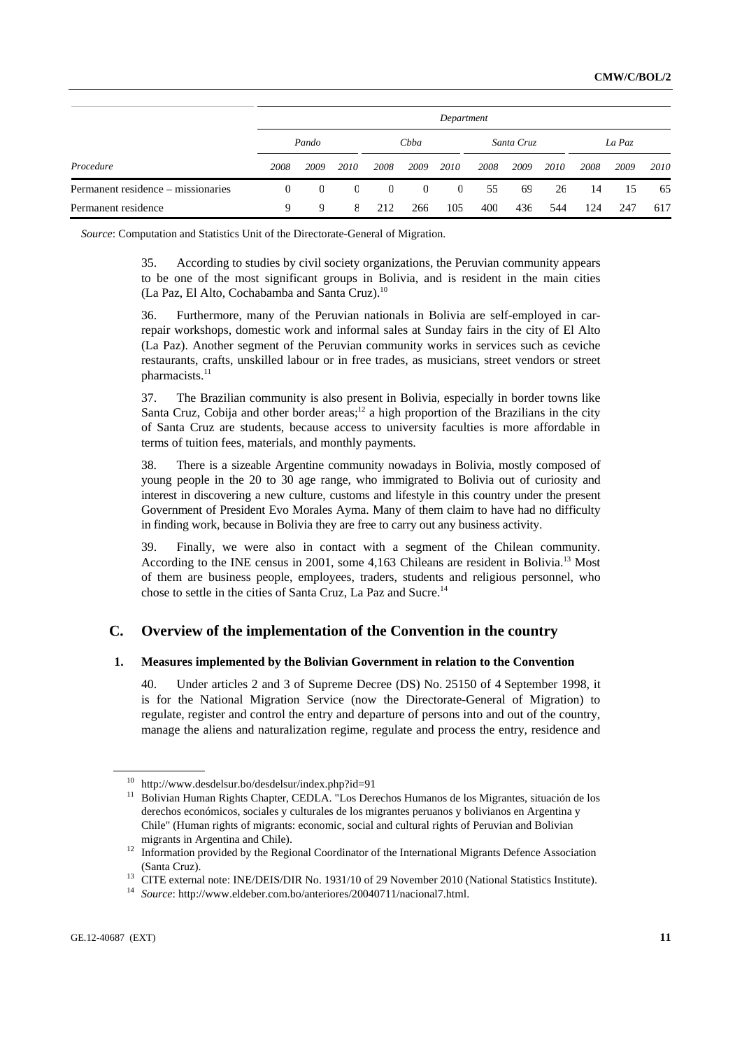| | Department | | | | | | | | | | | |
|---|---|---|---|---|---|---|---|---|---|---|---|---|
| | Pando | | | Cbba | | | Santa Cruz | | | La Paz | | |
| *Procedure* | *2008* | *2009* | *2010* | *2008* | *2009* | *2010* | *2008* | *2009* | *2010* | *2008* | *2009* | *2010* |
| Permanent residence – missionaries | 0 | 0 | 0 | 0 | 0 | 0 | 55 | 69 | 26 | 14 | 15 | 65 |
| Permanent residence | 9 | 9 | 8 | 212 | 266 | 105 | 400 | 436 | 544 | 124 | 247 | 617 |

*Source*: Computation and Statistics Unit of the Directorate-General of Migration.

35. According to studies by civil society organizations, the Peruvian community appears to be one of the most significant groups in Bolivia, and is resident in the main cities (La Paz, El Alto, Cochabamba and Santa Cruz).[10]

36. Furthermore, many of the Peruvian nationals in Bolivia are self-employed in car-repair workshops, domestic work and informal sales at Sunday fairs in the city of El Alto (La Paz). Another segment of the Peruvian community works in services such as ceviche restaurants, crafts, unskilled labour or in free trades, as musicians, street vendors or street pharmacists.[11]

37. The Brazilian community is also present in Bolivia, especially in border towns like Santa Cruz, Cobija and other border areas;[12] a high proportion of the Brazilians in the city of Santa Cruz are students, because access to university faculties is more affordable in terms of tuition fees, materials, and monthly payments.

38. There is a sizeable Argentine community nowadays in Bolivia, mostly composed of young people in the 20 to 30 age range, who immigrated to Bolivia out of curiosity and interest in discovering a new culture, customs and lifestyle in this country under the present Government of President Evo Morales Ayma. Many of them claim to have had no difficulty in finding work, because in Bolivia they are free to carry out any business activity.

39. Finally, we were also in contact with a segment of the Chilean community. According to the INE census in 2001, some 4,163 Chileans are resident in Bolivia.[13] Most of them are business people, employees, traders, students and religious personnel, who chose to settle in the cities of Santa Cruz, La Paz and Sucre.[14]

## C. Overview of the implementation of the Convention in the country

### 1. Measures implemented by the Bolivian Government in relation to the Convention

40. Under articles 2 and 3 of Supreme Decree (DS) No. 25150 of 4 September 1998, it is for the National Migration Service (now the Directorate-General of Migration) to regulate, register and control the entry and departure of persons into and out of the country, manage the aliens and naturalization regime, regulate and process the entry, residence and

[10] http://www.desdelsur.bo/desdelsur/index.php?id=91

[11] Bolivian Human Rights Chapter, CEDLA. "Los Derechos Humanos de los Migrantes, situación de los derechos económicos, sociales y culturales de los migrantes peruanos y bolivianos en Argentina y Chile" (Human rights of migrants: economic, social and cultural rights of Peruvian and Bolivian migrants in Argentina and Chile).

[12] Information provided by the Regional Coordinator of the International Migrants Defence Association (Santa Cruz).

[13] CITE external note: INE/DEIS/DIR No. 1931/10 of 29 November 2010 (National Statistics Institute).

[14] *Source*: http://www.eldeber.com.bo/anteriores/20040711/nacional7.html.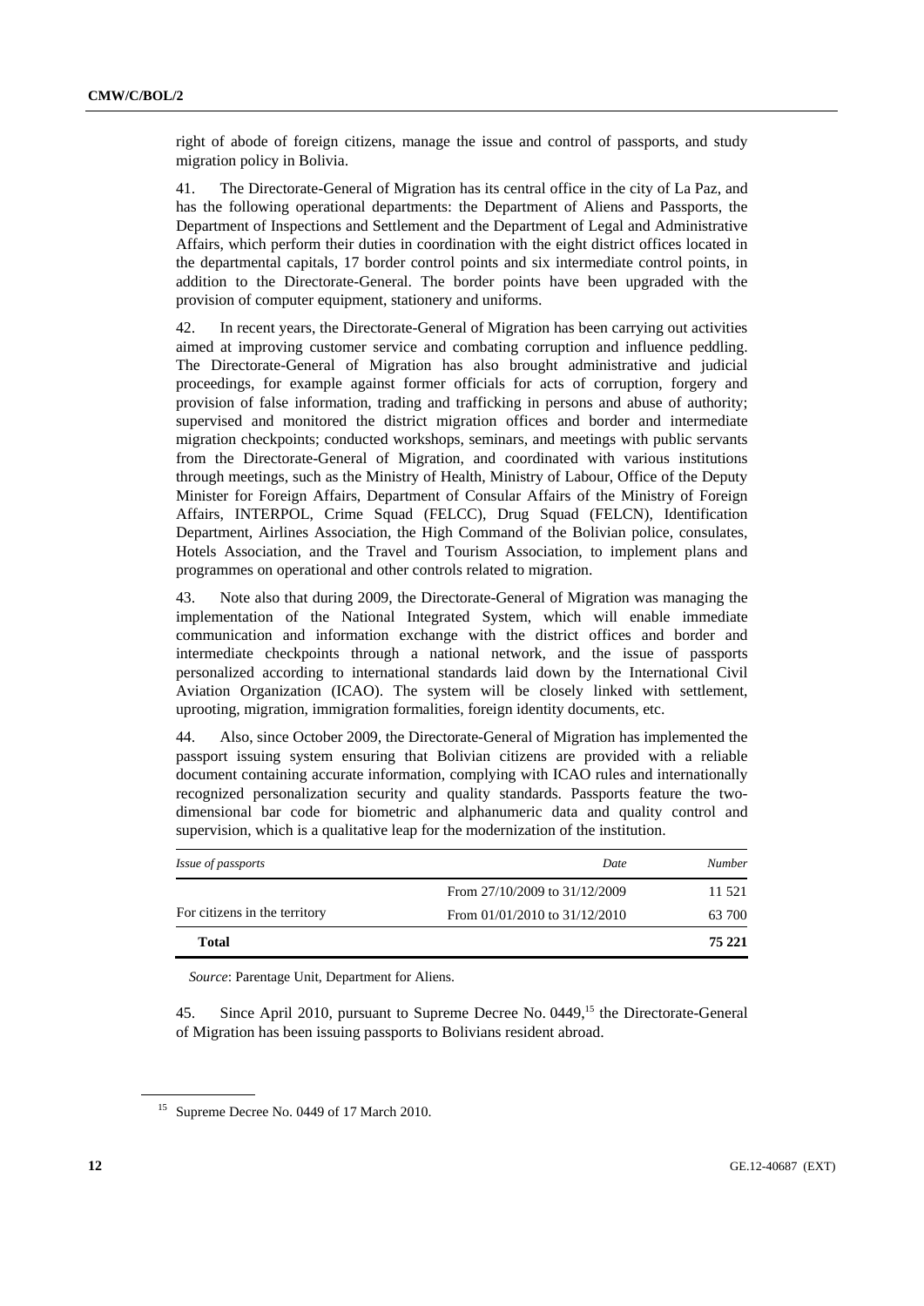right of abode of foreign citizens, manage the issue and control of passports, and study migration policy in Bolivia.

41. The Directorate-General of Migration has its central office in the city of La Paz, and has the following operational departments: the Department of Aliens and Passports, the Department of Inspections and Settlement and the Department of Legal and Administrative Affairs, which perform their duties in coordination with the eight district offices located in the departmental capitals, 17 border control points and six intermediate control points, in addition to the Directorate-General. The border points have been upgraded with the provision of computer equipment, stationery and uniforms.

42. In recent years, the Directorate-General of Migration has been carrying out activities aimed at improving customer service and combating corruption and influence peddling. The Directorate-General of Migration has also brought administrative and judicial proceedings, for example against former officials for acts of corruption, forgery and provision of false information, trading and trafficking in persons and abuse of authority; supervised and monitored the district migration offices and border and intermediate migration checkpoints; conducted workshops, seminars, and meetings with public servants from the Directorate-General of Migration, and coordinated with various institutions through meetings, such as the Ministry of Health, Ministry of Labour, Office of the Deputy Minister for Foreign Affairs, Department of Consular Affairs of the Ministry of Foreign Affairs, INTERPOL, Crime Squad (FELCC), Drug Squad (FELCN), Identification Department, Airlines Association, the High Command of the Bolivian police, consulates, Hotels Association, and the Travel and Tourism Association, to implement plans and programmes on operational and other controls related to migration.

43. Note also that during 2009, the Directorate-General of Migration was managing the implementation of the National Integrated System, which will enable immediate communication and information exchange with the district offices and border and intermediate checkpoints through a national network, and the issue of passports personalized according to international standards laid down by the International Civil Aviation Organization (ICAO). The system will be closely linked with settlement, uprooting, migration, immigration formalities, foreign identity documents, etc.

44. Also, since October 2009, the Directorate-General of Migration has implemented the passport issuing system ensuring that Bolivian citizens are provided with a reliable document containing accurate information, complying with ICAO rules and internationally recognized personalization security and quality standards. Passports feature the two-dimensional bar code for biometric and alphanumeric data and quality control and supervision, which is a qualitative leap for the modernization of the institution.

| *Issue of passports* | *Date* | *Number* |
|---|---|---|
| | From 27/10/2009 to 31/12/2009 | 11 521 |
| For citizens in the territory | From 01/01/2010 to 31/12/2010 | 63 700 |
| **Total** | | **75 221** |

*Source*: Parentage Unit, Department for Aliens.

45. Since April 2010, pursuant to Supreme Decree No. 0449,[15] the Directorate-General of Migration has been issuing passports to Bolivians resident abroad.

[15] Supreme Decree No. 0449 of 17 March 2010.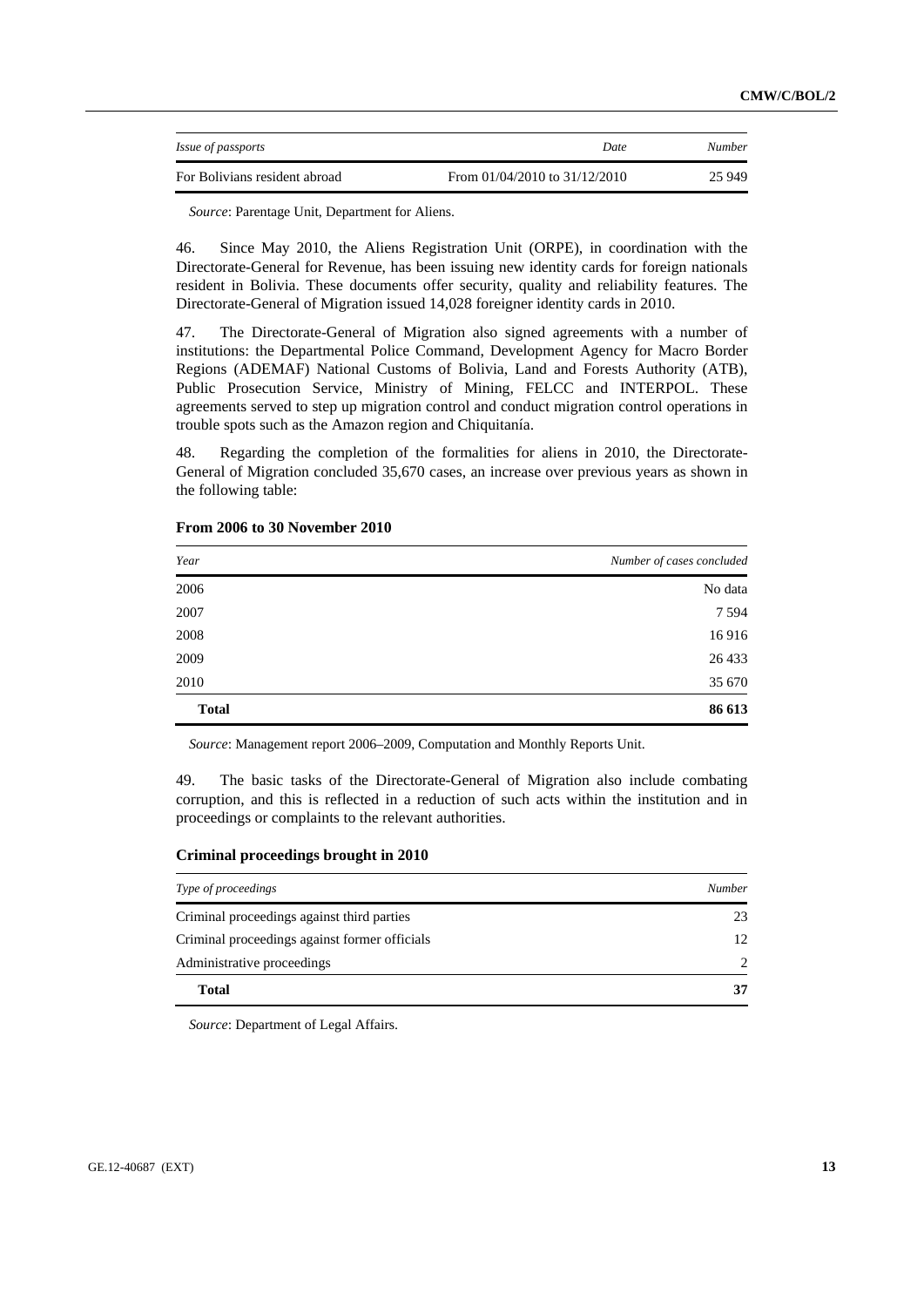| *Issue of passports* | *Date* | *Number* |
| --- | --- | --- |
| For Bolivians resident abroad | From 01/04/2010 to 31/12/2010 | 25 949 |

*Source*: Parentage Unit, Department for Aliens.

46. Since May 2010, the Aliens Registration Unit (ORPE), in coordination with the Directorate-General for Revenue, has been issuing new identity cards for foreign nationals resident in Bolivia. These documents offer security, quality and reliability features. The Directorate-General of Migration issued 14,028 foreigner identity cards in 2010.

47. The Directorate-General of Migration also signed agreements with a number of institutions: the Departmental Police Command, Development Agency for Macro Border Regions (ADEMAF) National Customs of Bolivia, Land and Forests Authority (ATB), Public Prosecution Service, Ministry of Mining, FELCC and INTERPOL. These agreements served to step up migration control and conduct migration control operations in trouble spots such as the Amazon region and Chiquitanía.

48. Regarding the completion of the formalities for aliens in 2010, the Directorate-General of Migration concluded 35,670 cases, an increase over previous years as shown in the following table:

**From 2006 to 30 November 2010**

| *Year* | *Number of cases concluded* |
| --- | --- |
| 2006 | No data |
| 2007 | 7 594 |
| 2008 | 16 916 |
| 2009 | 26 433 |
| 2010 | 35 670 |
| **Total** | **86 613** |

*Source*: Management report 2006–2009, Computation and Monthly Reports Unit.

49. The basic tasks of the Directorate-General of Migration also include combating corruption, and this is reflected in a reduction of such acts within the institution and in proceedings or complaints to the relevant authorities.

**Criminal proceedings brought in 2010**

| *Type of proceedings* | *Number* |
| --- | --- |
| Criminal proceedings against third parties | 23 |
| Criminal proceedings against former officials | 12 |
| Administrative proceedings | 2 |
| **Total** | **37** |

*Source*: Department of Legal Affairs.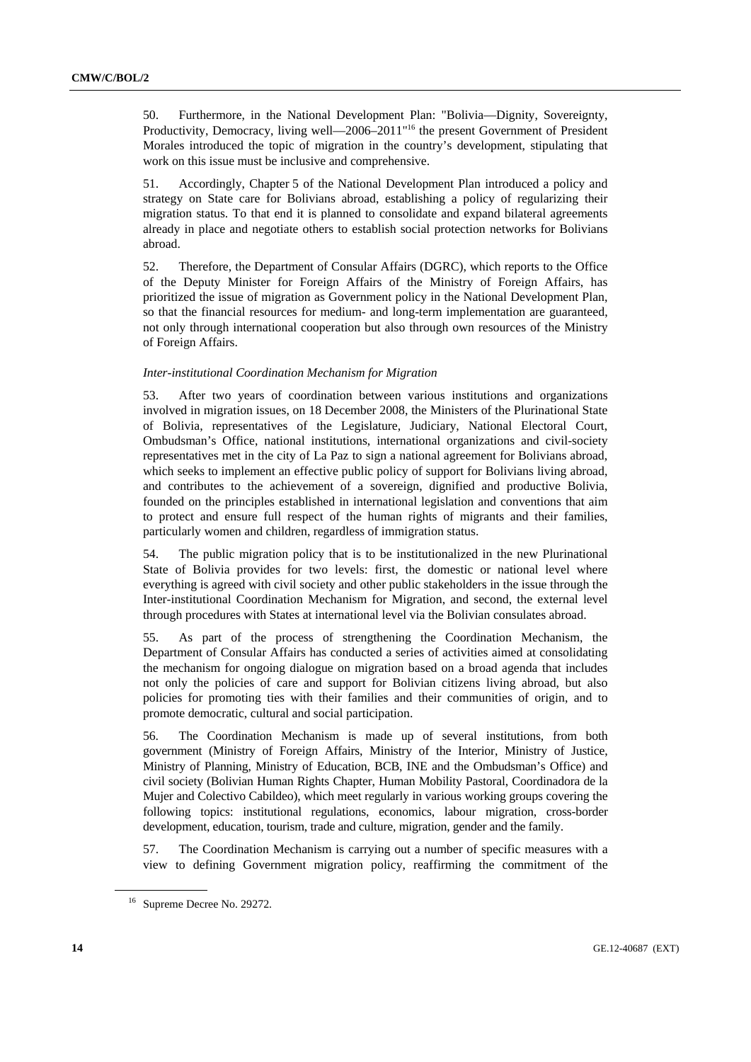50. Furthermore, in the National Development Plan: "Bolivia—Dignity, Sovereignty, Productivity, Democracy, living well—2006–2011"[16] the present Government of President Morales introduced the topic of migration in the country's development, stipulating that work on this issue must be inclusive and comprehensive.

51. Accordingly, Chapter 5 of the National Development Plan introduced a policy and strategy on State care for Bolivians abroad, establishing a policy of regularizing their migration status. To that end it is planned to consolidate and expand bilateral agreements already in place and negotiate others to establish social protection networks for Bolivians abroad.

52. Therefore, the Department of Consular Affairs (DGRC), which reports to the Office of the Deputy Minister for Foreign Affairs of the Ministry of Foreign Affairs, has prioritized the issue of migration as Government policy in the National Development Plan, so that the financial resources for medium- and long-term implementation are guaranteed, not only through international cooperation but also through own resources of the Ministry of Foreign Affairs.

*Inter-institutional Coordination Mechanism for Migration*

53. After two years of coordination between various institutions and organizations involved in migration issues, on 18 December 2008, the Ministers of the Plurinational State of Bolivia, representatives of the Legislature, Judiciary, National Electoral Court, Ombudsman's Office, national institutions, international organizations and civil-society representatives met in the city of La Paz to sign a national agreement for Bolivians abroad, which seeks to implement an effective public policy of support for Bolivians living abroad, and contributes to the achievement of a sovereign, dignified and productive Bolivia, founded on the principles established in international legislation and conventions that aim to protect and ensure full respect of the human rights of migrants and their families, particularly women and children, regardless of immigration status.

54. The public migration policy that is to be institutionalized in the new Plurinational State of Bolivia provides for two levels: first, the domestic or national level where everything is agreed with civil society and other public stakeholders in the issue through the Inter-institutional Coordination Mechanism for Migration, and second, the external level through procedures with States at international level via the Bolivian consulates abroad.

55. As part of the process of strengthening the Coordination Mechanism, the Department of Consular Affairs has conducted a series of activities aimed at consolidating the mechanism for ongoing dialogue on migration based on a broad agenda that includes not only the policies of care and support for Bolivian citizens living abroad, but also policies for promoting ties with their families and their communities of origin, and to promote democratic, cultural and social participation.

56. The Coordination Mechanism is made up of several institutions, from both government (Ministry of Foreign Affairs, Ministry of the Interior, Ministry of Justice, Ministry of Planning, Ministry of Education, BCB, INE and the Ombudsman's Office) and civil society (Bolivian Human Rights Chapter, Human Mobility Pastoral, Coordinadora de la Mujer and Colectivo Cabildeo), which meet regularly in various working groups covering the following topics: institutional regulations, economics, labour migration, cross-border development, education, tourism, trade and culture, migration, gender and the family.

57. The Coordination Mechanism is carrying out a number of specific measures with a view to defining Government migration policy, reaffirming the commitment of the

[16] Supreme Decree No. 29272.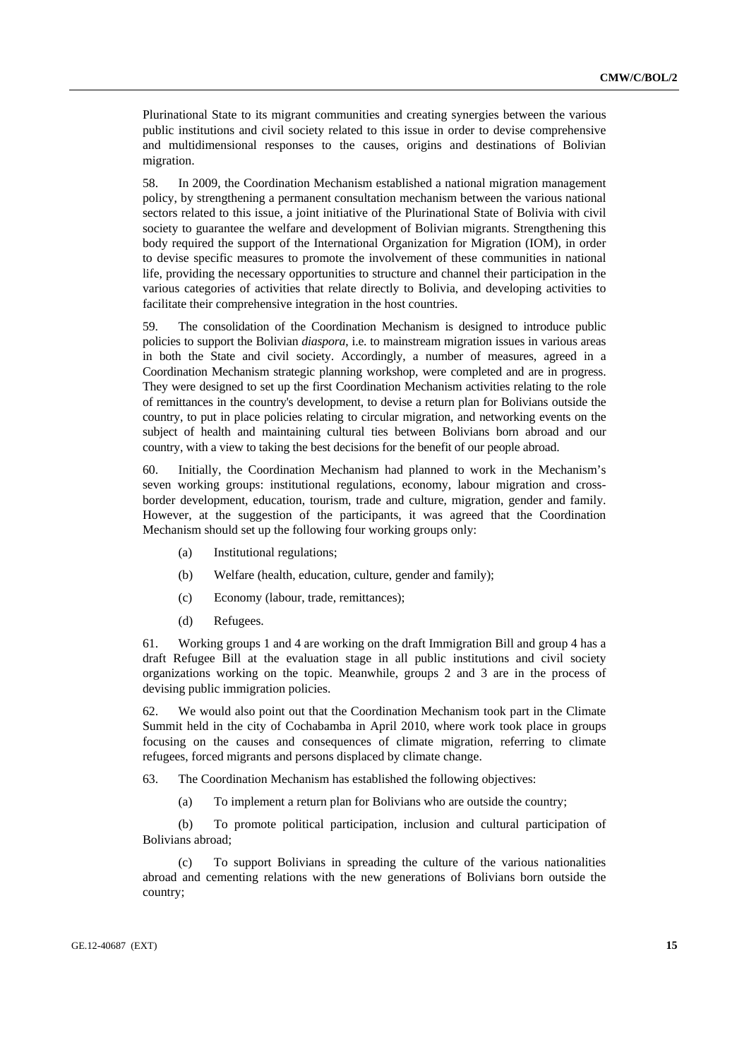Plurinational State to its migrant communities and creating synergies between the various public institutions and civil society related to this issue in order to devise comprehensive and multidimensional responses to the causes, origins and destinations of Bolivian migration.

58. In 2009, the Coordination Mechanism established a national migration management policy, by strengthening a permanent consultation mechanism between the various national sectors related to this issue, a joint initiative of the Plurinational State of Bolivia with civil society to guarantee the welfare and development of Bolivian migrants. Strengthening this body required the support of the International Organization for Migration (IOM), in order to devise specific measures to promote the involvement of these communities in national life, providing the necessary opportunities to structure and channel their participation in the various categories of activities that relate directly to Bolivia, and developing activities to facilitate their comprehensive integration in the host countries.

59. The consolidation of the Coordination Mechanism is designed to introduce public policies to support the Bolivian *diaspora*, i.e. to mainstream migration issues in various areas in both the State and civil society. Accordingly, a number of measures, agreed in a Coordination Mechanism strategic planning workshop, were completed and are in progress. They were designed to set up the first Coordination Mechanism activities relating to the role of remittances in the country's development, to devise a return plan for Bolivians outside the country, to put in place policies relating to circular migration, and networking events on the subject of health and maintaining cultural ties between Bolivians born abroad and our country, with a view to taking the best decisions for the benefit of our people abroad.

60. Initially, the Coordination Mechanism had planned to work in the Mechanism's seven working groups: institutional regulations, economy, labour migration and cross-border development, education, tourism, trade and culture, migration, gender and family. However, at the suggestion of the participants, it was agreed that the Coordination Mechanism should set up the following four working groups only:

(a) Institutional regulations;

(b) Welfare (health, education, culture, gender and family);

(c) Economy (labour, trade, remittances);

(d) Refugees.

61. Working groups 1 and 4 are working on the draft Immigration Bill and group 4 has a draft Refugee Bill at the evaluation stage in all public institutions and civil society organizations working on the topic. Meanwhile, groups 2 and 3 are in the process of devising public immigration policies.

62. We would also point out that the Coordination Mechanism took part in the Climate Summit held in the city of Cochabamba in April 2010, where work took place in groups focusing on the causes and consequences of climate migration, referring to climate refugees, forced migrants and persons displaced by climate change.

63. The Coordination Mechanism has established the following objectives:

(a) To implement a return plan for Bolivians who are outside the country;

(b) To promote political participation, inclusion and cultural participation of Bolivians abroad;

(c) To support Bolivians in spreading the culture of the various nationalities abroad and cementing relations with the new generations of Bolivians born outside the country;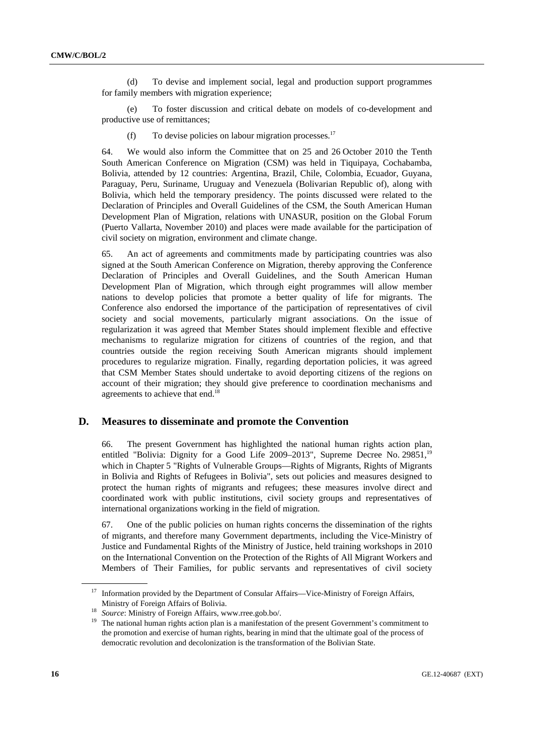(d) To devise and implement social, legal and production support programmes for family members with migration experience;

(e) To foster discussion and critical debate on models of co-development and productive use of remittances;

(f) To devise policies on labour migration processes.[17]

64. We would also inform the Committee that on 25 and 26 October 2010 the Tenth South American Conference on Migration (CSM) was held in Tiquipaya, Cochabamba, Bolivia, attended by 12 countries: Argentina, Brazil, Chile, Colombia, Ecuador, Guyana, Paraguay, Peru, Suriname, Uruguay and Venezuela (Bolivarian Republic of), along with Bolivia, which held the temporary presidency. The points discussed were related to the Declaration of Principles and Overall Guidelines of the CSM, the South American Human Development Plan of Migration, relations with UNASUR, position on the Global Forum (Puerto Vallarta, November 2010) and places were made available for the participation of civil society on migration, environment and climate change.

65. An act of agreements and commitments made by participating countries was also signed at the South American Conference on Migration, thereby approving the Conference Declaration of Principles and Overall Guidelines, and the South American Human Development Plan of Migration, which through eight programmes will allow member nations to develop policies that promote a better quality of life for migrants. The Conference also endorsed the importance of the participation of representatives of civil society and social movements, particularly migrant associations. On the issue of regularization it was agreed that Member States should implement flexible and effective mechanisms to regularize migration for citizens of countries of the region, and that countries outside the region receiving South American migrants should implement procedures to regularize migration. Finally, regarding deportation policies, it was agreed that CSM Member States should undertake to avoid deporting citizens of the regions on account of their migration; they should give preference to coordination mechanisms and agreements to achieve that end.[18]

## D. Measures to disseminate and promote the Convention

66. The present Government has highlighted the national human rights action plan, entitled "Bolivia: Dignity for a Good Life 2009–2013", Supreme Decree No. 29851,[19] which in Chapter 5 "Rights of Vulnerable Groups—Rights of Migrants, Rights of Migrants in Bolivia and Rights of Refugees in Bolivia", sets out policies and measures designed to protect the human rights of migrants and refugees; these measures involve direct and coordinated work with public institutions, civil society groups and representatives of international organizations working in the field of migration.

67. One of the public policies on human rights concerns the dissemination of the rights of migrants, and therefore many Government departments, including the Vice-Ministry of Justice and Fundamental Rights of the Ministry of Justice, held training workshops in 2010 on the International Convention on the Protection of the Rights of All Migrant Workers and Members of Their Families, for public servants and representatives of civil society

---

[17] Information provided by the Department of Consular Affairs—Vice-Ministry of Foreign Affairs, Ministry of Foreign Affairs of Bolivia.

[18] *Source*: Ministry of Foreign Affairs, www.rree.gob.bo/.

[19] The national human rights action plan is a manifestation of the present Government's commitment to the promotion and exercise of human rights, bearing in mind that the ultimate goal of the process of democratic revolution and decolonization is the transformation of the Bolivian State.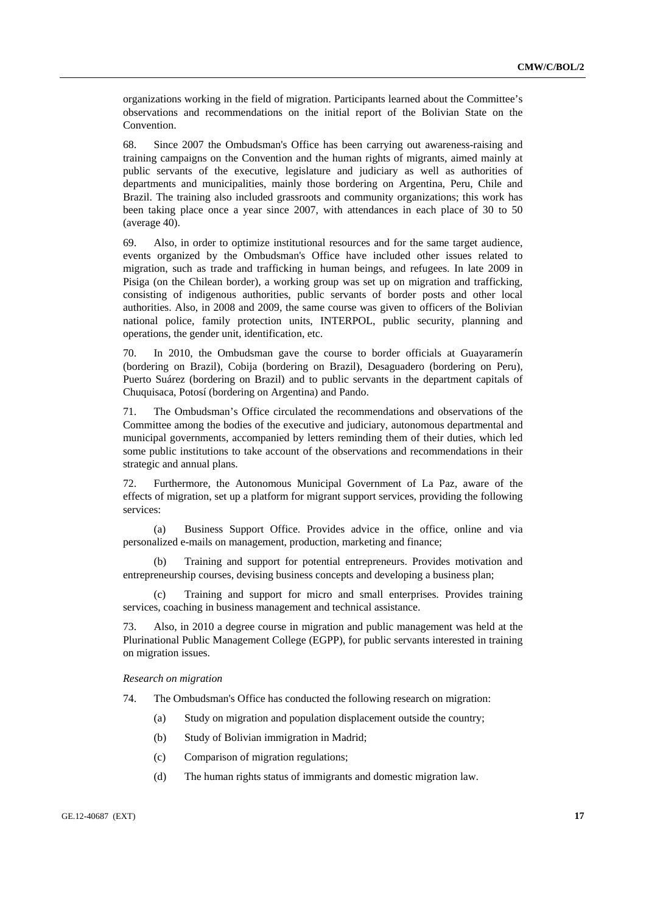organizations working in the field of migration. Participants learned about the Committee's observations and recommendations on the initial report of the Bolivian State on the Convention.

68. Since 2007 the Ombudsman's Office has been carrying out awareness-raising and training campaigns on the Convention and the human rights of migrants, aimed mainly at public servants of the executive, legislature and judiciary as well as authorities of departments and municipalities, mainly those bordering on Argentina, Peru, Chile and Brazil. The training also included grassroots and community organizations; this work has been taking place once a year since 2007, with attendances in each place of 30 to 50 (average 40).

69. Also, in order to optimize institutional resources and for the same target audience, events organized by the Ombudsman's Office have included other issues related to migration, such as trade and trafficking in human beings, and refugees. In late 2009 in Pisiga (on the Chilean border), a working group was set up on migration and trafficking, consisting of indigenous authorities, public servants of border posts and other local authorities. Also, in 2008 and 2009, the same course was given to officers of the Bolivian national police, family protection units, INTERPOL, public security, planning and operations, the gender unit, identification, etc.

70. In 2010, the Ombudsman gave the course to border officials at Guayaramerín (bordering on Brazil), Cobija (bordering on Brazil), Desaguadero (bordering on Peru), Puerto Suárez (bordering on Brazil) and to public servants in the department capitals of Chuquisaca, Potosí (bordering on Argentina) and Pando.

71. The Ombudsman's Office circulated the recommendations and observations of the Committee among the bodies of the executive and judiciary, autonomous departmental and municipal governments, accompanied by letters reminding them of their duties, which led some public institutions to take account of the observations and recommendations in their strategic and annual plans.

72. Furthermore, the Autonomous Municipal Government of La Paz, aware of the effects of migration, set up a platform for migrant support services, providing the following services:

(a) Business Support Office. Provides advice in the office, online and via personalized e-mails on management, production, marketing and finance;

(b) Training and support for potential entrepreneurs. Provides motivation and entrepreneurship courses, devising business concepts and developing a business plan;

(c) Training and support for micro and small enterprises. Provides training services, coaching in business management and technical assistance.

73. Also, in 2010 a degree course in migration and public management was held at the Plurinational Public Management College (EGPP), for public servants interested in training on migration issues.

*Research on migration*

74. The Ombudsman's Office has conducted the following research on migration:

(a) Study on migration and population displacement outside the country;

(b) Study of Bolivian immigration in Madrid;

(c) Comparison of migration regulations;

(d) The human rights status of immigrants and domestic migration law.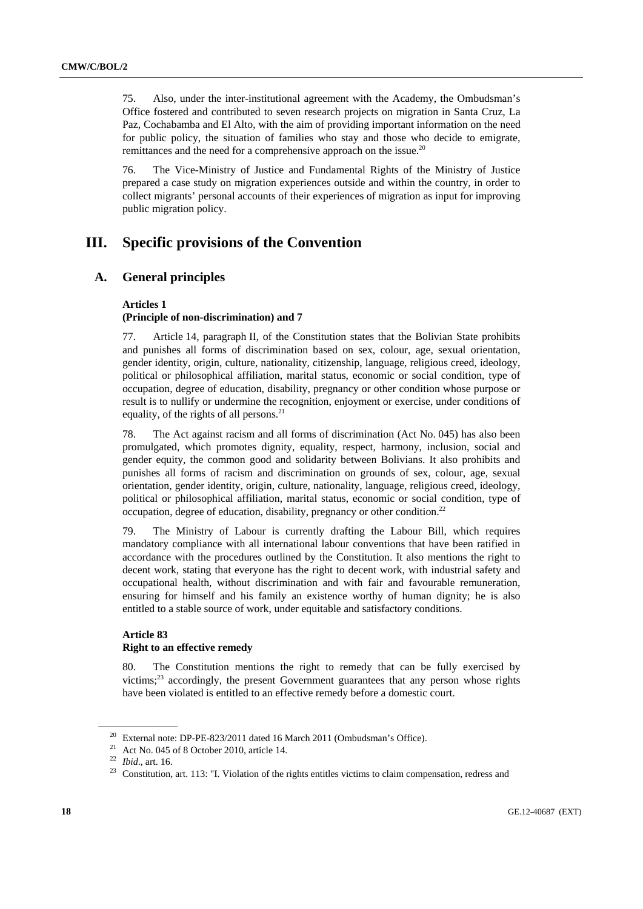75. Also, under the inter-institutional agreement with the Academy, the Ombudsman's Office fostered and contributed to seven research projects on migration in Santa Cruz, La Paz, Cochabamba and El Alto, with the aim of providing important information on the need for public policy, the situation of families who stay and those who decide to emigrate, remittances and the need for a comprehensive approach on the issue.[20]

76. The Vice-Ministry of Justice and Fundamental Rights of the Ministry of Justice prepared a case study on migration experiences outside and within the country, in order to collect migrants' personal accounts of their experiences of migration as input for improving public migration policy.

# III. Specific provisions of the Convention

## A. General principles

### Articles 1 (Principle of non-discrimination) and 7

77. Article 14, paragraph II, of the Constitution states that the Bolivian State prohibits and punishes all forms of discrimination based on sex, colour, age, sexual orientation, gender identity, origin, culture, nationality, citizenship, language, religious creed, ideology, political or philosophical affiliation, marital status, economic or social condition, type of occupation, degree of education, disability, pregnancy or other condition whose purpose or result is to nullify or undermine the recognition, enjoyment or exercise, under conditions of equality, of the rights of all persons.[21]

78. The Act against racism and all forms of discrimination (Act No. 045) has also been promulgated, which promotes dignity, equality, respect, harmony, inclusion, social and gender equity, the common good and solidarity between Bolivians. It also prohibits and punishes all forms of racism and discrimination on grounds of sex, colour, age, sexual orientation, gender identity, origin, culture, nationality, language, religious creed, ideology, political or philosophical affiliation, marital status, economic or social condition, type of occupation, degree of education, disability, pregnancy or other condition.[22]

79. The Ministry of Labour is currently drafting the Labour Bill, which requires mandatory compliance with all international labour conventions that have been ratified in accordance with the procedures outlined by the Constitution. It also mentions the right to decent work, stating that everyone has the right to decent work, with industrial safety and occupational health, without discrimination and with fair and favourable remuneration, ensuring for himself and his family an existence worthy of human dignity; he is also entitled to a stable source of work, under equitable and satisfactory conditions.

### Article 83 Right to an effective remedy

80. The Constitution mentions the right to remedy that can be fully exercised by victims;[23] accordingly, the present Government guarantees that any person whose rights have been violated is entitled to an effective remedy before a domestic court.

[20] External note: DP-PE-823/2011 dated 16 March 2011 (Ombudsman's Office).

[21] Act No. 045 of 8 October 2010, article 14.

[22] *Ibid*., art. 16.

[23] Constitution, art. 113: "I. Violation of the rights entitles victims to claim compensation, redress and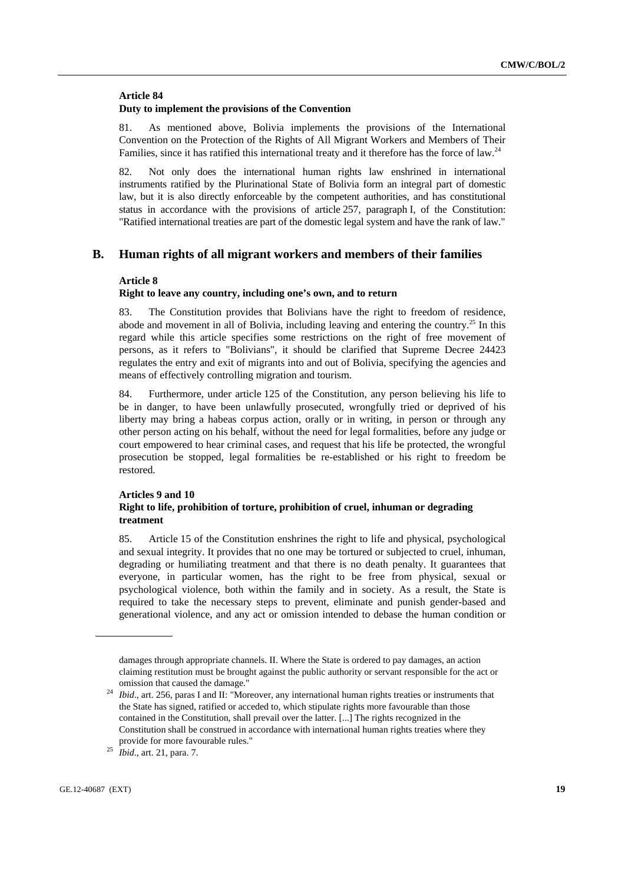**Article 84**
**Duty to implement the provisions of the Convention**

81. As mentioned above, Bolivia implements the provisions of the International Convention on the Protection of the Rights of All Migrant Workers and Members of Their Families, since it has ratified this international treaty and it therefore has the force of law.[24]

82. Not only does the international human rights law enshrined in international instruments ratified by the Plurinational State of Bolivia form an integral part of domestic law, but it is also directly enforceable by the competent authorities, and has constitutional status in accordance with the provisions of article 257, paragraph I, of the Constitution: "Ratified international treaties are part of the domestic legal system and have the rank of law."

## B. Human rights of all migrant workers and members of their families

**Article 8**
**Right to leave any country, including one's own, and to return**

83. The Constitution provides that Bolivians have the right to freedom of residence, abode and movement in all of Bolivia, including leaving and entering the country.[25] In this regard while this article specifies some restrictions on the right of free movement of persons, as it refers to "Bolivians", it should be clarified that Supreme Decree 24423 regulates the entry and exit of migrants into and out of Bolivia, specifying the agencies and means of effectively controlling migration and tourism.

84. Furthermore, under article 125 of the Constitution, any person believing his life to be in danger, to have been unlawfully prosecuted, wrongfully tried or deprived of his liberty may bring a habeas corpus action, orally or in writing, in person or through any other person acting on his behalf, without the need for legal formalities, before any judge or court empowered to hear criminal cases, and request that his life be protected, the wrongful prosecution be stopped, legal formalities be re-established or his right to freedom be restored.

**Articles 9 and 10**
**Right to life, prohibition of torture, prohibition of cruel, inhuman or degrading treatment**

85. Article 15 of the Constitution enshrines the right to life and physical, psychological and sexual integrity. It provides that no one may be tortured or subjected to cruel, inhuman, degrading or humiliating treatment and that there is no death penalty. It guarantees that everyone, in particular women, has the right to be free from physical, sexual or psychological violence, both within the family and in society. As a result, the State is required to take the necessary steps to prevent, eliminate and punish gender-based and generational violence, and any act or omission intended to debase the human condition or

---

damages through appropriate channels. II. Where the State is ordered to pay damages, an action claiming restitution must be brought against the public authority or servant responsible for the act or omission that caused the damage."

[24] *Ibid*., art. 256, paras I and II: "Moreover, any international human rights treaties or instruments that the State has signed, ratified or acceded to, which stipulate rights more favourable than those contained in the Constitution, shall prevail over the latter. [...] The rights recognized in the Constitution shall be construed in accordance with international human rights treaties where they provide for more favourable rules."

[25] *Ibid*., art. 21, para. 7.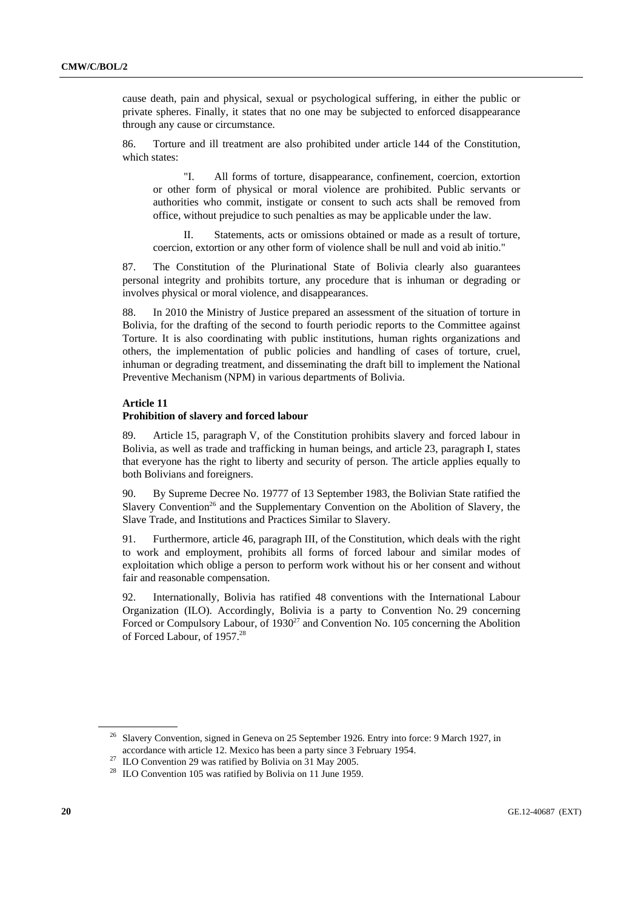cause death, pain and physical, sexual or psychological suffering, in either the public or private spheres. Finally, it states that no one may be subjected to enforced disappearance through any cause or circumstance.

86. Torture and ill treatment are also prohibited under article 144 of the Constitution, which states:

> "I. All forms of torture, disappearance, confinement, coercion, extortion or other form of physical or moral violence are prohibited. Public servants or authorities who commit, instigate or consent to such acts shall be removed from office, without prejudice to such penalties as may be applicable under the law.
>
> II. Statements, acts or omissions obtained or made as a result of torture, coercion, extortion or any other form of violence shall be null and void ab initio."

87. The Constitution of the Plurinational State of Bolivia clearly also guarantees personal integrity and prohibits torture, any procedure that is inhuman or degrading or involves physical or moral violence, and disappearances.

88. In 2010 the Ministry of Justice prepared an assessment of the situation of torture in Bolivia, for the drafting of the second to fourth periodic reports to the Committee against Torture. It is also coordinating with public institutions, human rights organizations and others, the implementation of public policies and handling of cases of torture, cruel, inhuman or degrading treatment, and disseminating the draft bill to implement the National Preventive Mechanism (NPM) in various departments of Bolivia.

**Article 11**
**Prohibition of slavery and forced labour**

89. Article 15, paragraph V, of the Constitution prohibits slavery and forced labour in Bolivia, as well as trade and trafficking in human beings, and article 23, paragraph I, states that everyone has the right to liberty and security of person. The article applies equally to both Bolivians and foreigners.

90. By Supreme Decree No. 19777 of 13 September 1983, the Bolivian State ratified the Slavery Convention[26] and the Supplementary Convention on the Abolition of Slavery, the Slave Trade, and Institutions and Practices Similar to Slavery.

91. Furthermore, article 46, paragraph III, of the Constitution, which deals with the right to work and employment, prohibits all forms of forced labour and similar modes of exploitation which oblige a person to perform work without his or her consent and without fair and reasonable compensation.

92. Internationally, Bolivia has ratified 48 conventions with the International Labour Organization (ILO). Accordingly, Bolivia is a party to Convention No. 29 concerning Forced or Compulsory Labour, of 1930[27] and Convention No. 105 concerning the Abolition of Forced Labour, of 1957.[28]

---

[26] Slavery Convention, signed in Geneva on 25 September 1926. Entry into force: 9 March 1927, in accordance with article 12. Mexico has been a party since 3 February 1954.

[27] ILO Convention 29 was ratified by Bolivia on 31 May 2005.

[28] ILO Convention 105 was ratified by Bolivia on 11 June 1959.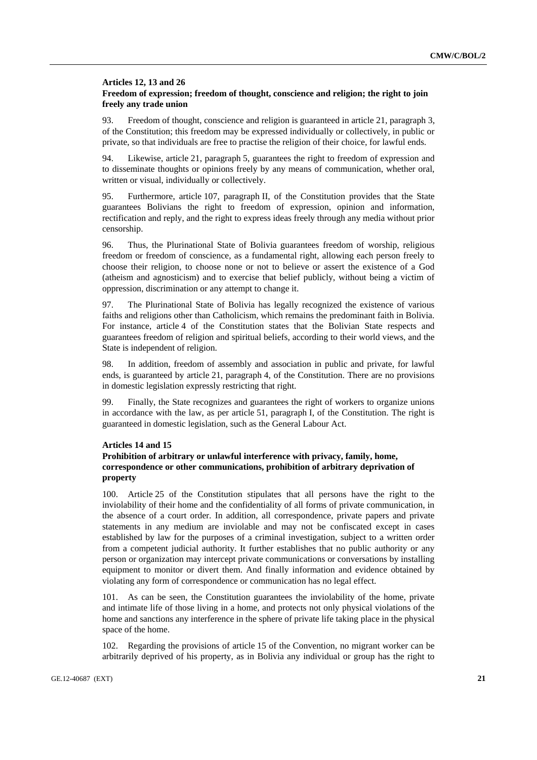### Articles 12, 13 and 26

### Freedom of expression; freedom of thought, conscience and religion; the right to join freely any trade union

93. Freedom of thought, conscience and religion is guaranteed in article 21, paragraph 3, of the Constitution; this freedom may be expressed individually or collectively, in public or private, so that individuals are free to practise the religion of their choice, for lawful ends.

94. Likewise, article 21, paragraph 5, guarantees the right to freedom of expression and to disseminate thoughts or opinions freely by any means of communication, whether oral, written or visual, individually or collectively.

95. Furthermore, article 107, paragraph II, of the Constitution provides that the State guarantees Bolivians the right to freedom of expression, opinion and information, rectification and reply, and the right to express ideas freely through any media without prior censorship.

96. Thus, the Plurinational State of Bolivia guarantees freedom of worship, religious freedom or freedom of conscience, as a fundamental right, allowing each person freely to choose their religion, to choose none or not to believe or assert the existence of a God (atheism and agnosticism) and to exercise that belief publicly, without being a victim of oppression, discrimination or any attempt to change it.

97. The Plurinational State of Bolivia has legally recognized the existence of various faiths and religions other than Catholicism, which remains the predominant faith in Bolivia. For instance, article 4 of the Constitution states that the Bolivian State respects and guarantees freedom of religion and spiritual beliefs, according to their world views, and the State is independent of religion.

98. In addition, freedom of assembly and association in public and private, for lawful ends, is guaranteed by article 21, paragraph 4, of the Constitution. There are no provisions in domestic legislation expressly restricting that right.

99. Finally, the State recognizes and guarantees the right of workers to organize unions in accordance with the law, as per article 51, paragraph I, of the Constitution. The right is guaranteed in domestic legislation, such as the General Labour Act.

### Articles 14 and 15

### Prohibition of arbitrary or unlawful interference with privacy, family, home, correspondence or other communications, prohibition of arbitrary deprivation of property

100. Article 25 of the Constitution stipulates that all persons have the right to the inviolability of their home and the confidentiality of all forms of private communication, in the absence of a court order. In addition, all correspondence, private papers and private statements in any medium are inviolable and may not be confiscated except in cases established by law for the purposes of a criminal investigation, subject to a written order from a competent judicial authority. It further establishes that no public authority or any person or organization may intercept private communications or conversations by installing equipment to monitor or divert them. And finally information and evidence obtained by violating any form of correspondence or communication has no legal effect.

101. As can be seen, the Constitution guarantees the inviolability of the home, private and intimate life of those living in a home, and protects not only physical violations of the home and sanctions any interference in the sphere of private life taking place in the physical space of the home.

102. Regarding the provisions of article 15 of the Convention, no migrant worker can be arbitrarily deprived of his property, as in Bolivia any individual or group has the right to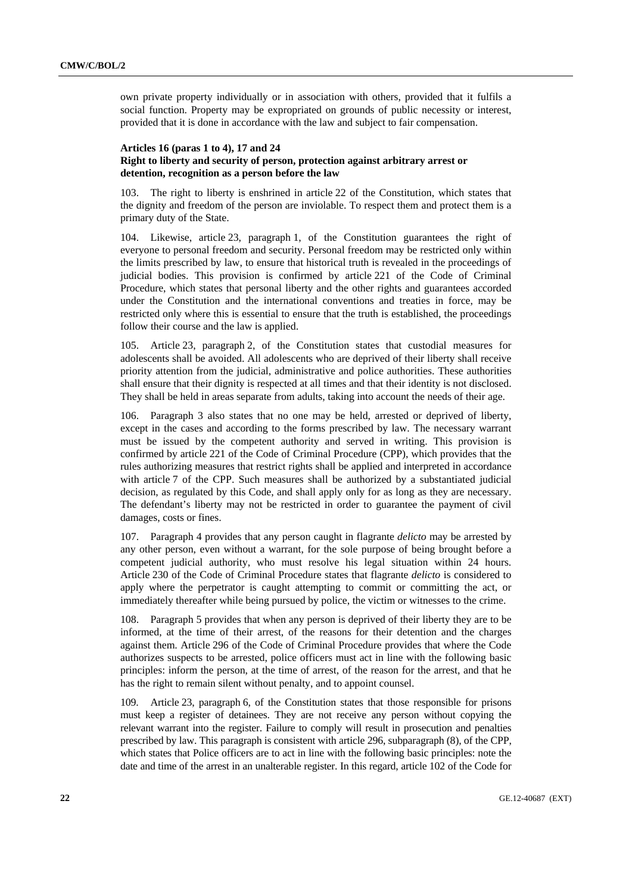own private property individually or in association with others, provided that it fulfils a social function. Property may be expropriated on grounds of public necessity or interest, provided that it is done in accordance with the law and subject to fair compensation.

### Articles 16 (paras 1 to 4), 17 and 24
### Right to liberty and security of person, protection against arbitrary arrest or detention, recognition as a person before the law

103. The right to liberty is enshrined in article 22 of the Constitution, which states that the dignity and freedom of the person are inviolable. To respect them and protect them is a primary duty of the State.

104. Likewise, article 23, paragraph 1, of the Constitution guarantees the right of everyone to personal freedom and security. Personal freedom may be restricted only within the limits prescribed by law, to ensure that historical truth is revealed in the proceedings of judicial bodies. This provision is confirmed by article 221 of the Code of Criminal Procedure, which states that personal liberty and the other rights and guarantees accorded under the Constitution and the international conventions and treaties in force, may be restricted only where this is essential to ensure that the truth is established, the proceedings follow their course and the law is applied.

105. Article 23, paragraph 2, of the Constitution states that custodial measures for adolescents shall be avoided. All adolescents who are deprived of their liberty shall receive priority attention from the judicial, administrative and police authorities. These authorities shall ensure that their dignity is respected at all times and that their identity is not disclosed. They shall be held in areas separate from adults, taking into account the needs of their age.

106. Paragraph 3 also states that no one may be held, arrested or deprived of liberty, except in the cases and according to the forms prescribed by law. The necessary warrant must be issued by the competent authority and served in writing. This provision is confirmed by article 221 of the Code of Criminal Procedure (CPP), which provides that the rules authorizing measures that restrict rights shall be applied and interpreted in accordance with article 7 of the CPP. Such measures shall be authorized by a substantiated judicial decision, as regulated by this Code, and shall apply only for as long as they are necessary. The defendant's liberty may not be restricted in order to guarantee the payment of civil damages, costs or fines.

107. Paragraph 4 provides that any person caught in flagrante *delicto* may be arrested by any other person, even without a warrant, for the sole purpose of being brought before a competent judicial authority, who must resolve his legal situation within 24 hours. Article 230 of the Code of Criminal Procedure states that flagrante *delicto* is considered to apply where the perpetrator is caught attempting to commit or committing the act, or immediately thereafter while being pursued by police, the victim or witnesses to the crime.

108. Paragraph 5 provides that when any person is deprived of their liberty they are to be informed, at the time of their arrest, of the reasons for their detention and the charges against them. Article 296 of the Code of Criminal Procedure provides that where the Code authorizes suspects to be arrested, police officers must act in line with the following basic principles: inform the person, at the time of arrest, of the reason for the arrest, and that he has the right to remain silent without penalty, and to appoint counsel.

109. Article 23, paragraph 6, of the Constitution states that those responsible for prisons must keep a register of detainees. They are not receive any person without copying the relevant warrant into the register. Failure to comply will result in prosecution and penalties prescribed by law. This paragraph is consistent with article 296, subparagraph (8), of the CPP, which states that Police officers are to act in line with the following basic principles: note the date and time of the arrest in an unalterable register. In this regard, article 102 of the Code for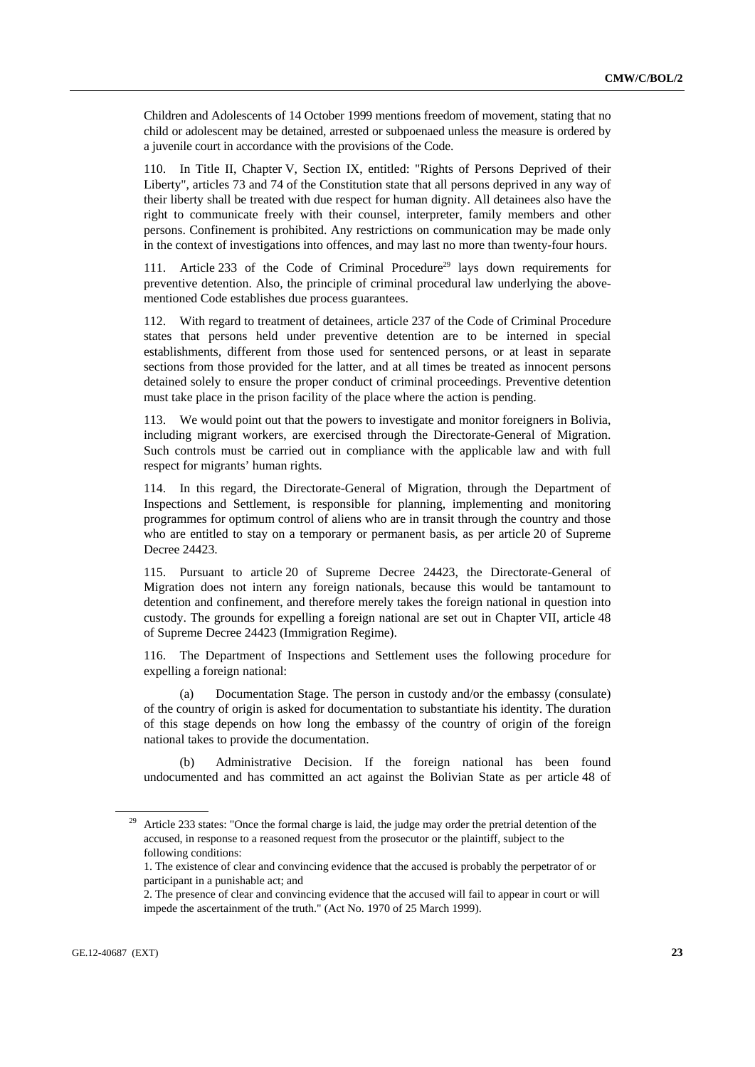Children and Adolescents of 14 October 1999 mentions freedom of movement, stating that no child or adolescent may be detained, arrested or subpoenaed unless the measure is ordered by a juvenile court in accordance with the provisions of the Code.

110. In Title II, Chapter V, Section IX, entitled: "Rights of Persons Deprived of their Liberty", articles 73 and 74 of the Constitution state that all persons deprived in any way of their liberty shall be treated with due respect for human dignity. All detainees also have the right to communicate freely with their counsel, interpreter, family members and other persons. Confinement is prohibited. Any restrictions on communication may be made only in the context of investigations into offences, and may last no more than twenty-four hours.

111. Article 233 of the Code of Criminal Procedure[29] lays down requirements for preventive detention. Also, the principle of criminal procedural law underlying the above-mentioned Code establishes due process guarantees.

112. With regard to treatment of detainees, article 237 of the Code of Criminal Procedure states that persons held under preventive detention are to be interned in special establishments, different from those used for sentenced persons, or at least in separate sections from those provided for the latter, and at all times be treated as innocent persons detained solely to ensure the proper conduct of criminal proceedings. Preventive detention must take place in the prison facility of the place where the action is pending.

113. We would point out that the powers to investigate and monitor foreigners in Bolivia, including migrant workers, are exercised through the Directorate-General of Migration. Such controls must be carried out in compliance with the applicable law and with full respect for migrants' human rights.

114. In this regard, the Directorate-General of Migration, through the Department of Inspections and Settlement, is responsible for planning, implementing and monitoring programmes for optimum control of aliens who are in transit through the country and those who are entitled to stay on a temporary or permanent basis, as per article 20 of Supreme Decree 24423.

115. Pursuant to article 20 of Supreme Decree 24423, the Directorate-General of Migration does not intern any foreign nationals, because this would be tantamount to detention and confinement, and therefore merely takes the foreign national in question into custody. The grounds for expelling a foreign national are set out in Chapter VII, article 48 of Supreme Decree 24423 (Immigration Regime).

116. The Department of Inspections and Settlement uses the following procedure for expelling a foreign national:

(a) Documentation Stage. The person in custody and/or the embassy (consulate) of the country of origin is asked for documentation to substantiate his identity. The duration of this stage depends on how long the embassy of the country of origin of the foreign national takes to provide the documentation.

(b) Administrative Decision. If the foreign national has been found undocumented and has committed an act against the Bolivian State as per article 48 of

---

[29] Article 233 states: "Once the formal charge is laid, the judge may order the pretrial detention of the accused, in response to a reasoned request from the prosecutor or the plaintiff, subject to the following conditions:

1. The existence of clear and convincing evidence that the accused is probably the perpetrator of or participant in a punishable act; and

2. The presence of clear and convincing evidence that the accused will fail to appear in court or will impede the ascertainment of the truth." (Act No. 1970 of 25 March 1999).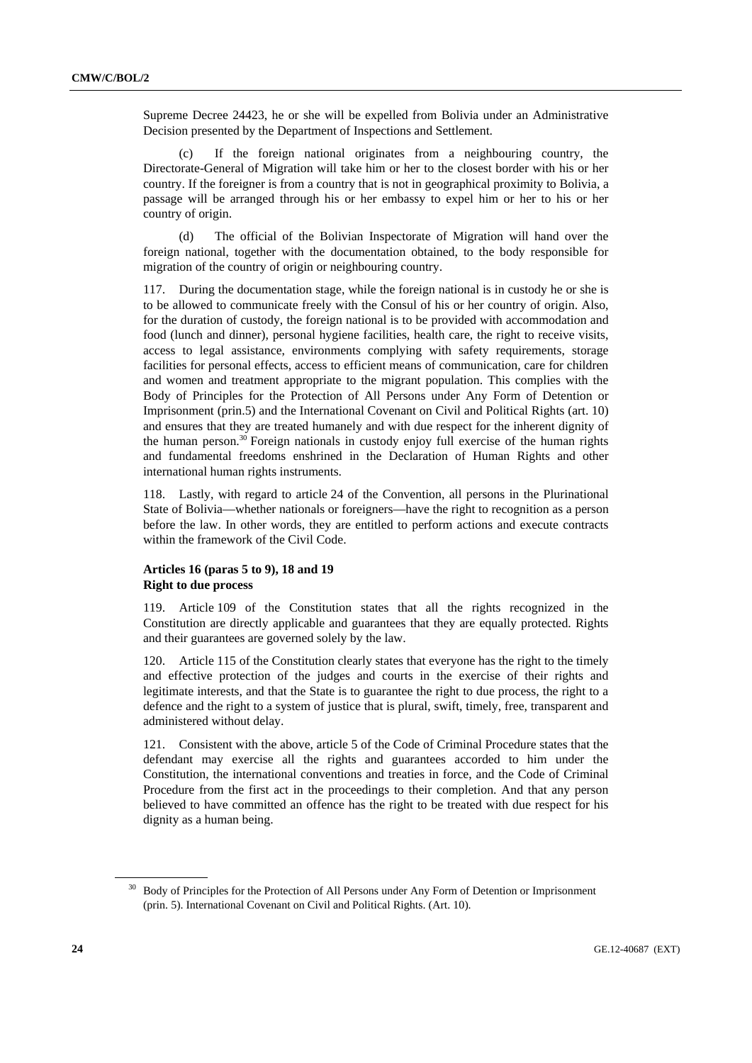Supreme Decree 24423, he or she will be expelled from Bolivia under an Administrative Decision presented by the Department of Inspections and Settlement.

(c) If the foreign national originates from a neighbouring country, the Directorate-General of Migration will take him or her to the closest border with his or her country. If the foreigner is from a country that is not in geographical proximity to Bolivia, a passage will be arranged through his or her embassy to expel him or her to his or her country of origin.

(d) The official of the Bolivian Inspectorate of Migration will hand over the foreign national, together with the documentation obtained, to the body responsible for migration of the country of origin or neighbouring country.

117. During the documentation stage, while the foreign national is in custody he or she is to be allowed to communicate freely with the Consul of his or her country of origin. Also, for the duration of custody, the foreign national is to be provided with accommodation and food (lunch and dinner), personal hygiene facilities, health care, the right to receive visits, access to legal assistance, environments complying with safety requirements, storage facilities for personal effects, access to efficient means of communication, care for children and women and treatment appropriate to the migrant population. This complies with the Body of Principles for the Protection of All Persons under Any Form of Detention or Imprisonment (prin.5) and the International Covenant on Civil and Political Rights (art. 10) and ensures that they are treated humanely and with due respect for the inherent dignity of the human person.[30] Foreign nationals in custody enjoy full exercise of the human rights and fundamental freedoms enshrined in the Declaration of Human Rights and other international human rights instruments.

118. Lastly, with regard to article 24 of the Convention, all persons in the Plurinational State of Bolivia—whether nationals or foreigners—have the right to recognition as a person before the law. In other words, they are entitled to perform actions and execute contracts within the framework of the Civil Code.

### Articles 16 (paras 5 to 9), 18 and 19
### Right to due process

119. Article 109 of the Constitution states that all the rights recognized in the Constitution are directly applicable and guarantees that they are equally protected. Rights and their guarantees are governed solely by the law.

120. Article 115 of the Constitution clearly states that everyone has the right to the timely and effective protection of the judges and courts in the exercise of their rights and legitimate interests, and that the State is to guarantee the right to due process, the right to a defence and the right to a system of justice that is plural, swift, timely, free, transparent and administered without delay.

121. Consistent with the above, article 5 of the Code of Criminal Procedure states that the defendant may exercise all the rights and guarantees accorded to him under the Constitution, the international conventions and treaties in force, and the Code of Criminal Procedure from the first act in the proceedings to their completion. And that any person believed to have committed an offence has the right to be treated with due respect for his dignity as a human being.

---

[30] Body of Principles for the Protection of All Persons under Any Form of Detention or Imprisonment (prin. 5). International Covenant on Civil and Political Rights. (Art. 10).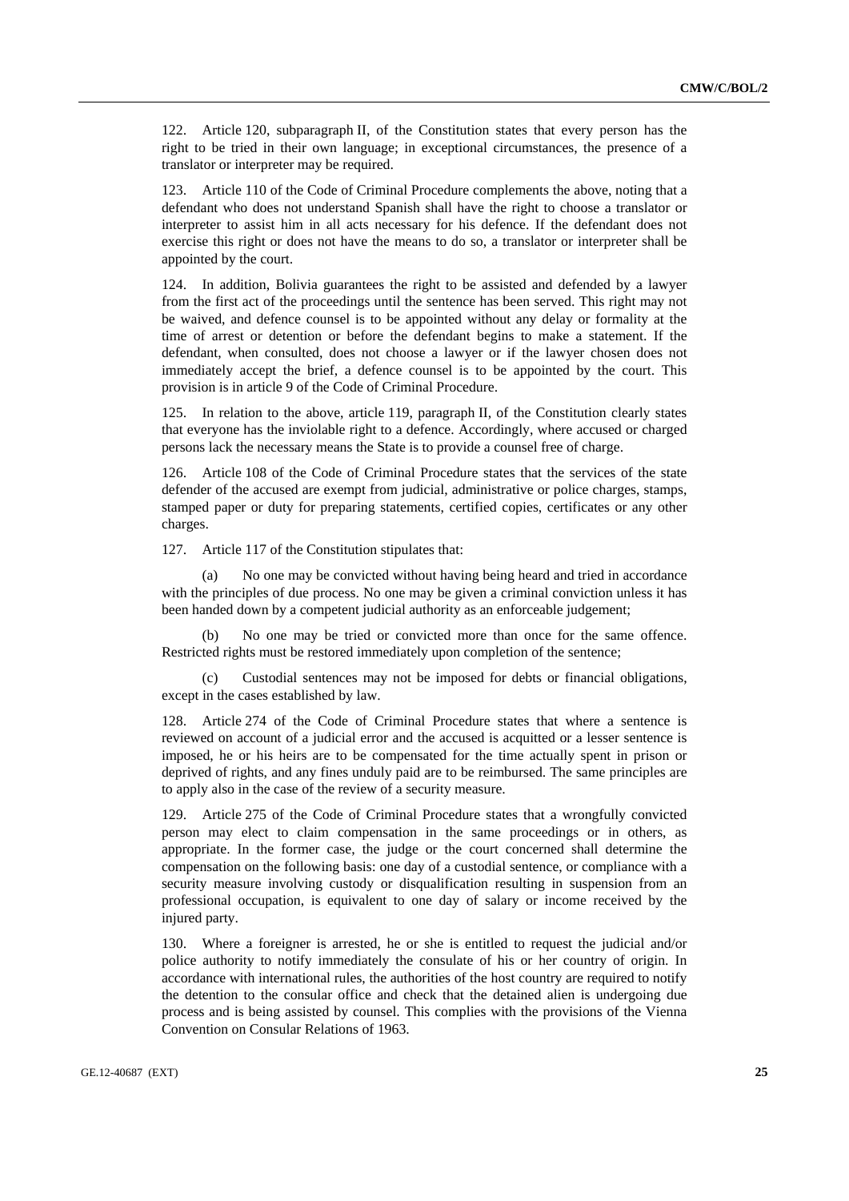122. Article 120, subparagraph II, of the Constitution states that every person has the right to be tried in their own language; in exceptional circumstances, the presence of a translator or interpreter may be required.

123. Article 110 of the Code of Criminal Procedure complements the above, noting that a defendant who does not understand Spanish shall have the right to choose a translator or interpreter to assist him in all acts necessary for his defence. If the defendant does not exercise this right or does not have the means to do so, a translator or interpreter shall be appointed by the court.

124. In addition, Bolivia guarantees the right to be assisted and defended by a lawyer from the first act of the proceedings until the sentence has been served. This right may not be waived, and defence counsel is to be appointed without any delay or formality at the time of arrest or detention or before the defendant begins to make a statement. If the defendant, when consulted, does not choose a lawyer or if the lawyer chosen does not immediately accept the brief, a defence counsel is to be appointed by the court. This provision is in article 9 of the Code of Criminal Procedure.

125. In relation to the above, article 119, paragraph II, of the Constitution clearly states that everyone has the inviolable right to a defence. Accordingly, where accused or charged persons lack the necessary means the State is to provide a counsel free of charge.

126. Article 108 of the Code of Criminal Procedure states that the services of the state defender of the accused are exempt from judicial, administrative or police charges, stamps, stamped paper or duty for preparing statements, certified copies, certificates or any other charges.

127. Article 117 of the Constitution stipulates that:

(a) No one may be convicted without having being heard and tried in accordance with the principles of due process. No one may be given a criminal conviction unless it has been handed down by a competent judicial authority as an enforceable judgement;

(b) No one may be tried or convicted more than once for the same offence. Restricted rights must be restored immediately upon completion of the sentence;

(c) Custodial sentences may not be imposed for debts or financial obligations, except in the cases established by law.

128. Article 274 of the Code of Criminal Procedure states that where a sentence is reviewed on account of a judicial error and the accused is acquitted or a lesser sentence is imposed, he or his heirs are to be compensated for the time actually spent in prison or deprived of rights, and any fines unduly paid are to be reimbursed. The same principles are to apply also in the case of the review of a security measure.

129. Article 275 of the Code of Criminal Procedure states that a wrongfully convicted person may elect to claim compensation in the same proceedings or in others, as appropriate. In the former case, the judge or the court concerned shall determine the compensation on the following basis: one day of a custodial sentence, or compliance with a security measure involving custody or disqualification resulting in suspension from an professional occupation, is equivalent to one day of salary or income received by the injured party.

130. Where a foreigner is arrested, he or she is entitled to request the judicial and/or police authority to notify immediately the consulate of his or her country of origin. In accordance with international rules, the authorities of the host country are required to notify the detention to the consular office and check that the detained alien is undergoing due process and is being assisted by counsel. This complies with the provisions of the Vienna Convention on Consular Relations of 1963.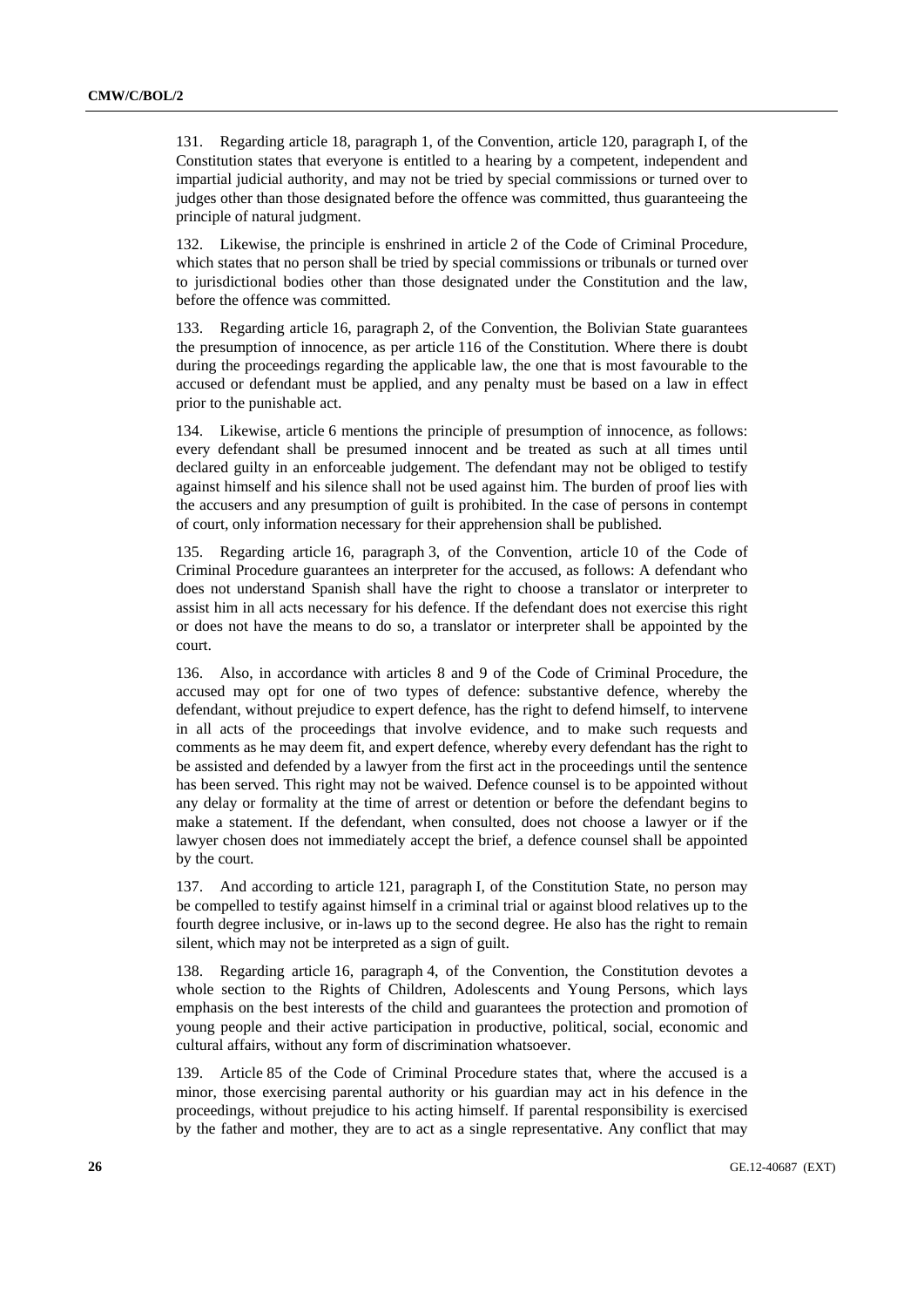131. Regarding article 18, paragraph 1, of the Convention, article 120, paragraph I, of the Constitution states that everyone is entitled to a hearing by a competent, independent and impartial judicial authority, and may not be tried by special commissions or turned over to judges other than those designated before the offence was committed, thus guaranteeing the principle of natural judgment.

132. Likewise, the principle is enshrined in article 2 of the Code of Criminal Procedure, which states that no person shall be tried by special commissions or tribunals or turned over to jurisdictional bodies other than those designated under the Constitution and the law, before the offence was committed.

133. Regarding article 16, paragraph 2, of the Convention, the Bolivian State guarantees the presumption of innocence, as per article 116 of the Constitution. Where there is doubt during the proceedings regarding the applicable law, the one that is most favourable to the accused or defendant must be applied, and any penalty must be based on a law in effect prior to the punishable act.

134. Likewise, article 6 mentions the principle of presumption of innocence, as follows: every defendant shall be presumed innocent and be treated as such at all times until declared guilty in an enforceable judgement. The defendant may not be obliged to testify against himself and his silence shall not be used against him. The burden of proof lies with the accusers and any presumption of guilt is prohibited. In the case of persons in contempt of court, only information necessary for their apprehension shall be published.

135. Regarding article 16, paragraph 3, of the Convention, article 10 of the Code of Criminal Procedure guarantees an interpreter for the accused, as follows: A defendant who does not understand Spanish shall have the right to choose a translator or interpreter to assist him in all acts necessary for his defence. If the defendant does not exercise this right or does not have the means to do so, a translator or interpreter shall be appointed by the court.

136. Also, in accordance with articles 8 and 9 of the Code of Criminal Procedure, the accused may opt for one of two types of defence: substantive defence, whereby the defendant, without prejudice to expert defence, has the right to defend himself, to intervene in all acts of the proceedings that involve evidence, and to make such requests and comments as he may deem fit, and expert defence, whereby every defendant has the right to be assisted and defended by a lawyer from the first act in the proceedings until the sentence has been served. This right may not be waived. Defence counsel is to be appointed without any delay or formality at the time of arrest or detention or before the defendant begins to make a statement. If the defendant, when consulted, does not choose a lawyer or if the lawyer chosen does not immediately accept the brief, a defence counsel shall be appointed by the court.

137. And according to article 121, paragraph I, of the Constitution State, no person may be compelled to testify against himself in a criminal trial or against blood relatives up to the fourth degree inclusive, or in-laws up to the second degree. He also has the right to remain silent, which may not be interpreted as a sign of guilt.

138. Regarding article 16, paragraph 4, of the Convention, the Constitution devotes a whole section to the Rights of Children, Adolescents and Young Persons, which lays emphasis on the best interests of the child and guarantees the protection and promotion of young people and their active participation in productive, political, social, economic and cultural affairs, without any form of discrimination whatsoever.

139. Article 85 of the Code of Criminal Procedure states that, where the accused is a minor, those exercising parental authority or his guardian may act in his defence in the proceedings, without prejudice to his acting himself. If parental responsibility is exercised by the father and mother, they are to act as a single representative. Any conflict that may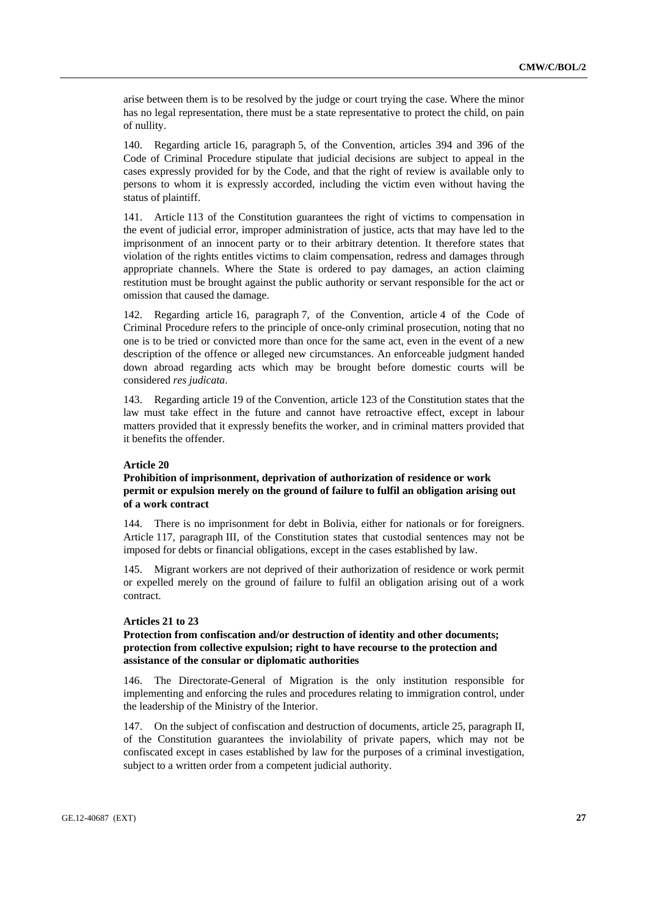arise between them is to be resolved by the judge or court trying the case. Where the minor has no legal representation, there must be a state representative to protect the child, on pain of nullity.

140. Regarding article 16, paragraph 5, of the Convention, articles 394 and 396 of the Code of Criminal Procedure stipulate that judicial decisions are subject to appeal in the cases expressly provided for by the Code, and that the right of review is available only to persons to whom it is expressly accorded, including the victim even without having the status of plaintiff.

141. Article 113 of the Constitution guarantees the right of victims to compensation in the event of judicial error, improper administration of justice, acts that may have led to the imprisonment of an innocent party or to their arbitrary detention. It therefore states that violation of the rights entitles victims to claim compensation, redress and damages through appropriate channels. Where the State is ordered to pay damages, an action claiming restitution must be brought against the public authority or servant responsible for the act or omission that caused the damage.

142. Regarding article 16, paragraph 7, of the Convention, article 4 of the Code of Criminal Procedure refers to the principle of once-only criminal prosecution, noting that no one is to be tried or convicted more than once for the same act, even in the event of a new description of the offence or alleged new circumstances. An enforceable judgment handed down abroad regarding acts which may be brought before domestic courts will be considered *res judicata*.

143. Regarding article 19 of the Convention, article 123 of the Constitution states that the law must take effect in the future and cannot have retroactive effect, except in labour matters provided that it expressly benefits the worker, and in criminal matters provided that it benefits the offender.

**Article 20**

**Prohibition of imprisonment, deprivation of authorization of residence or work permit or expulsion merely on the ground of failure to fulfil an obligation arising out of a work contract**

144. There is no imprisonment for debt in Bolivia, either for nationals or for foreigners. Article 117, paragraph III, of the Constitution states that custodial sentences may not be imposed for debts or financial obligations, except in the cases established by law.

145. Migrant workers are not deprived of their authorization of residence or work permit or expelled merely on the ground of failure to fulfil an obligation arising out of a work contract.

**Articles 21 to 23**

**Protection from confiscation and/or destruction of identity and other documents; protection from collective expulsion; right to have recourse to the protection and assistance of the consular or diplomatic authorities**

146. The Directorate-General of Migration is the only institution responsible for implementing and enforcing the rules and procedures relating to immigration control, under the leadership of the Ministry of the Interior.

147. On the subject of confiscation and destruction of documents, article 25, paragraph II, of the Constitution guarantees the inviolability of private papers, which may not be confiscated except in cases established by law for the purposes of a criminal investigation, subject to a written order from a competent judicial authority.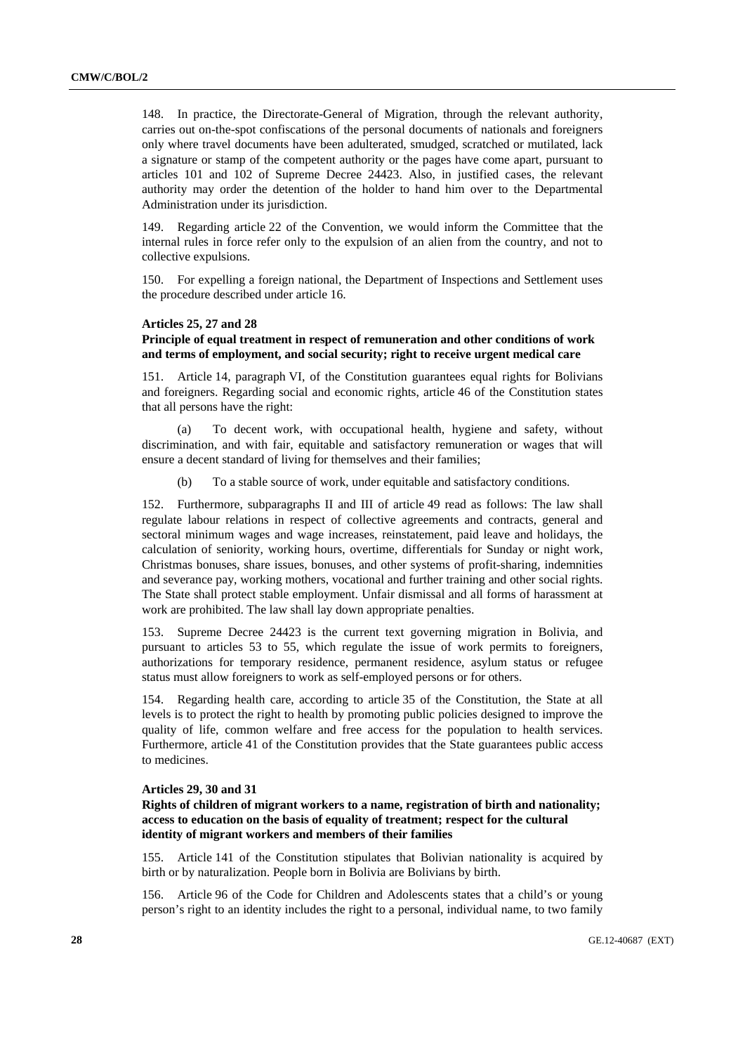148. In practice, the Directorate-General of Migration, through the relevant authority, carries out on-the-spot confiscations of the personal documents of nationals and foreigners only where travel documents have been adulterated, smudged, scratched or mutilated, lack a signature or stamp of the competent authority or the pages have come apart, pursuant to articles 101 and 102 of Supreme Decree 24423. Also, in justified cases, the relevant authority may order the detention of the holder to hand him over to the Departmental Administration under its jurisdiction.

149. Regarding article 22 of the Convention, we would inform the Committee that the internal rules in force refer only to the expulsion of an alien from the country, and not to collective expulsions.

150. For expelling a foreign national, the Department of Inspections and Settlement uses the procedure described under article 16.

#### Articles 25, 27 and 28

#### Principle of equal treatment in respect of remuneration and other conditions of work and terms of employment, and social security; right to receive urgent medical care

151. Article 14, paragraph VI, of the Constitution guarantees equal rights for Bolivians and foreigners. Regarding social and economic rights, article 46 of the Constitution states that all persons have the right:

(a) To decent work, with occupational health, hygiene and safety, without discrimination, and with fair, equitable and satisfactory remuneration or wages that will ensure a decent standard of living for themselves and their families;

(b) To a stable source of work, under equitable and satisfactory conditions.

152. Furthermore, subparagraphs II and III of article 49 read as follows: The law shall regulate labour relations in respect of collective agreements and contracts, general and sectoral minimum wages and wage increases, reinstatement, paid leave and holidays, the calculation of seniority, working hours, overtime, differentials for Sunday or night work, Christmas bonuses, share issues, bonuses, and other systems of profit-sharing, indemnities and severance pay, working mothers, vocational and further training and other social rights. The State shall protect stable employment. Unfair dismissal and all forms of harassment at work are prohibited. The law shall lay down appropriate penalties.

153. Supreme Decree 24423 is the current text governing migration in Bolivia, and pursuant to articles 53 to 55, which regulate the issue of work permits to foreigners, authorizations for temporary residence, permanent residence, asylum status or refugee status must allow foreigners to work as self-employed persons or for others.

154. Regarding health care, according to article 35 of the Constitution, the State at all levels is to protect the right to health by promoting public policies designed to improve the quality of life, common welfare and free access for the population to health services. Furthermore, article 41 of the Constitution provides that the State guarantees public access to medicines.

#### Articles 29, 30 and 31

#### Rights of children of migrant workers to a name, registration of birth and nationality; access to education on the basis of equality of treatment; respect for the cultural identity of migrant workers and members of their families

155. Article 141 of the Constitution stipulates that Bolivian nationality is acquired by birth or by naturalization. People born in Bolivia are Bolivians by birth.

156. Article 96 of the Code for Children and Adolescents states that a child's or young person's right to an identity includes the right to a personal, individual name, to two family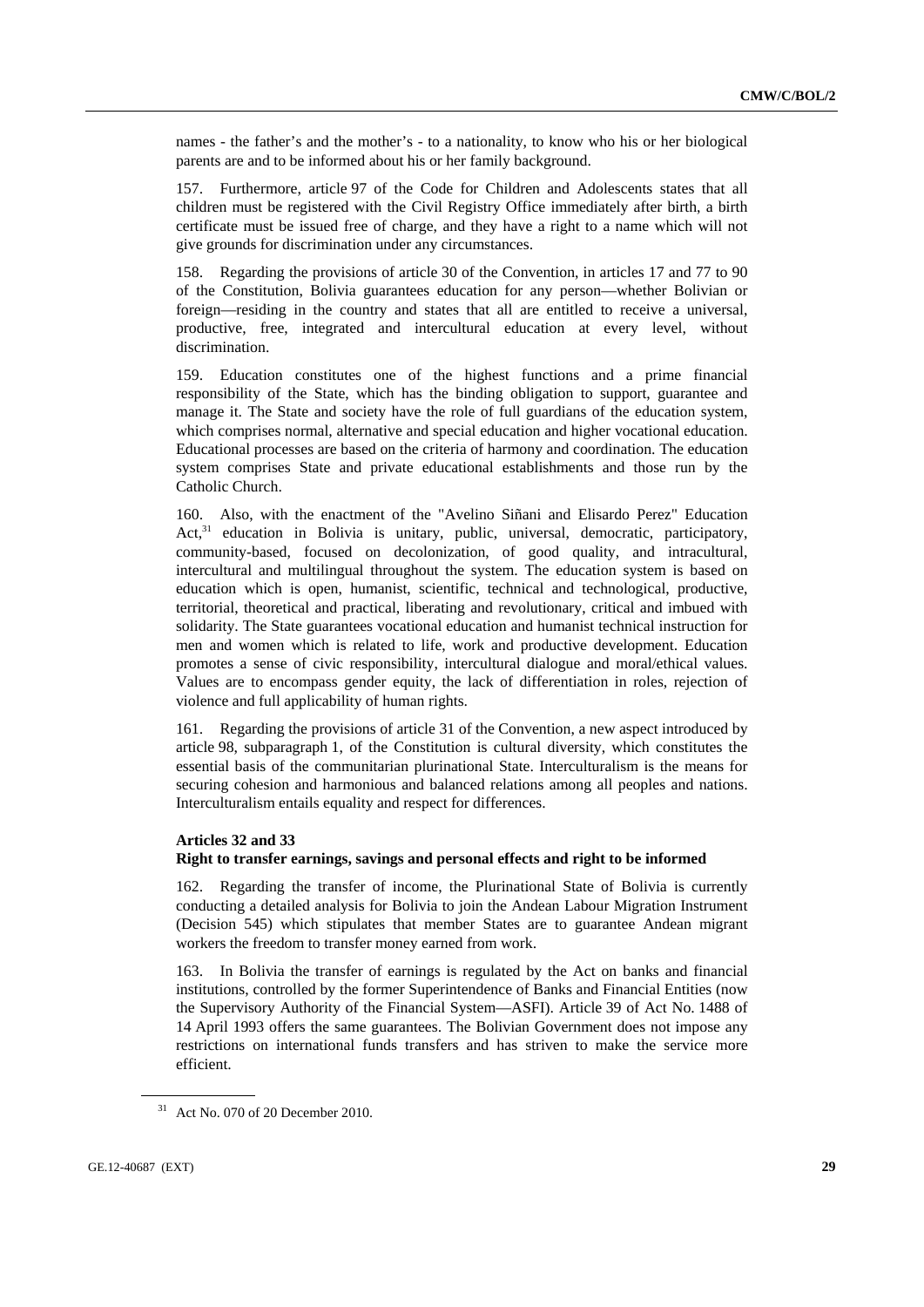names - the father's and the mother's - to a nationality, to know who his or her biological parents are and to be informed about his or her family background.

157. Furthermore, article 97 of the Code for Children and Adolescents states that all children must be registered with the Civil Registry Office immediately after birth, a birth certificate must be issued free of charge, and they have a right to a name which will not give grounds for discrimination under any circumstances.

158. Regarding the provisions of article 30 of the Convention, in articles 17 and 77 to 90 of the Constitution, Bolivia guarantees education for any person—whether Bolivian or foreign—residing in the country and states that all are entitled to receive a universal, productive, free, integrated and intercultural education at every level, without discrimination.

159. Education constitutes one of the highest functions and a prime financial responsibility of the State, which has the binding obligation to support, guarantee and manage it. The State and society have the role of full guardians of the education system, which comprises normal, alternative and special education and higher vocational education. Educational processes are based on the criteria of harmony and coordination. The education system comprises State and private educational establishments and those run by the Catholic Church.

160. Also, with the enactment of the "Avelino Siñani and Elisardo Perez" Education Act,[31] education in Bolivia is unitary, public, universal, democratic, participatory, community-based, focused on decolonization, of good quality, and intracultural, intercultural and multilingual throughout the system. The education system is based on education which is open, humanist, scientific, technical and technological, productive, territorial, theoretical and practical, liberating and revolutionary, critical and imbued with solidarity. The State guarantees vocational education and humanist technical instruction for men and women which is related to life, work and productive development. Education promotes a sense of civic responsibility, intercultural dialogue and moral/ethical values. Values are to encompass gender equity, the lack of differentiation in roles, rejection of violence and full applicability of human rights.

161. Regarding the provisions of article 31 of the Convention, a new aspect introduced by article 98, subparagraph 1, of the Constitution is cultural diversity, which constitutes the essential basis of the communitarian plurinational State. Interculturalism is the means for securing cohesion and harmonious and balanced relations among all peoples and nations. Interculturalism entails equality and respect for differences.

**Articles 32 and 33**
**Right to transfer earnings, savings and personal effects and right to be informed**

162. Regarding the transfer of income, the Plurinational State of Bolivia is currently conducting a detailed analysis for Bolivia to join the Andean Labour Migration Instrument (Decision 545) which stipulates that member States are to guarantee Andean migrant workers the freedom to transfer money earned from work.

163. In Bolivia the transfer of earnings is regulated by the Act on banks and financial institutions, controlled by the former Superintendence of Banks and Financial Entities (now the Supervisory Authority of the Financial System—ASFI). Article 39 of Act No. 1488 of 14 April 1993 offers the same guarantees. The Bolivian Government does not impose any restrictions on international funds transfers and has striven to make the service more efficient.

[31] Act No. 070 of 20 December 2010.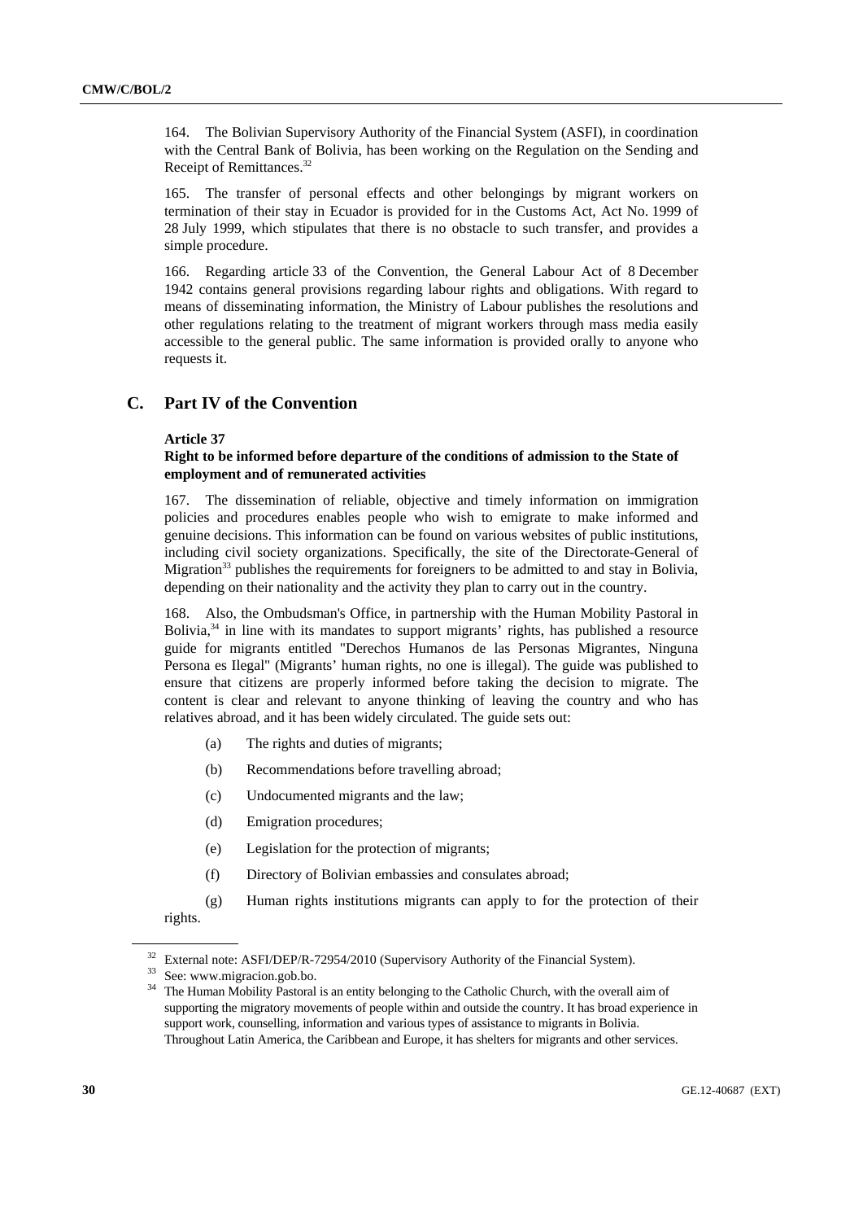164. The Bolivian Supervisory Authority of the Financial System (ASFI), in coordination with the Central Bank of Bolivia, has been working on the Regulation on the Sending and Receipt of Remittances.[32]

165. The transfer of personal effects and other belongings by migrant workers on termination of their stay in Ecuador is provided for in the Customs Act, Act No. 1999 of 28 July 1999, which stipulates that there is no obstacle to such transfer, and provides a simple procedure.

166. Regarding article 33 of the Convention, the General Labour Act of 8 December 1942 contains general provisions regarding labour rights and obligations. With regard to means of disseminating information, the Ministry of Labour publishes the resolutions and other regulations relating to the treatment of migrant workers through mass media easily accessible to the general public. The same information is provided orally to anyone who requests it.

## C. Part IV of the Convention

**Article 37**

**Right to be informed before departure of the conditions of admission to the State of employment and of remunerated activities**

167. The dissemination of reliable, objective and timely information on immigration policies and procedures enables people who wish to emigrate to make informed and genuine decisions. This information can be found on various websites of public institutions, including civil society organizations. Specifically, the site of the Directorate-General of Migration[33] publishes the requirements for foreigners to be admitted to and stay in Bolivia, depending on their nationality and the activity they plan to carry out in the country.

168. Also, the Ombudsman's Office, in partnership with the Human Mobility Pastoral in Bolivia,[34] in line with its mandates to support migrants' rights, has published a resource guide for migrants entitled "Derechos Humanos de las Personas Migrantes, Ninguna Persona es Ilegal" (Migrants' human rights, no one is illegal). The guide was published to ensure that citizens are properly informed before taking the decision to migrate. The content is clear and relevant to anyone thinking of leaving the country and who has relatives abroad, and it has been widely circulated. The guide sets out:

(a) The rights and duties of migrants;

(b) Recommendations before travelling abroad;

(c) Undocumented migrants and the law;

(d) Emigration procedures;

(e) Legislation for the protection of migrants;

(f) Directory of Bolivian embassies and consulates abroad;

(g) Human rights institutions migrants can apply to for the protection of their rights.

---

[32] External note: ASFI/DEP/R-72954/2010 (Supervisory Authority of the Financial System).

[33] See: www.migracion.gob.bo.

[34] The Human Mobility Pastoral is an entity belonging to the Catholic Church, with the overall aim of supporting the migratory movements of people within and outside the country. It has broad experience in support work, counselling, information and various types of assistance to migrants in Bolivia. Throughout Latin America, the Caribbean and Europe, it has shelters for migrants and other services.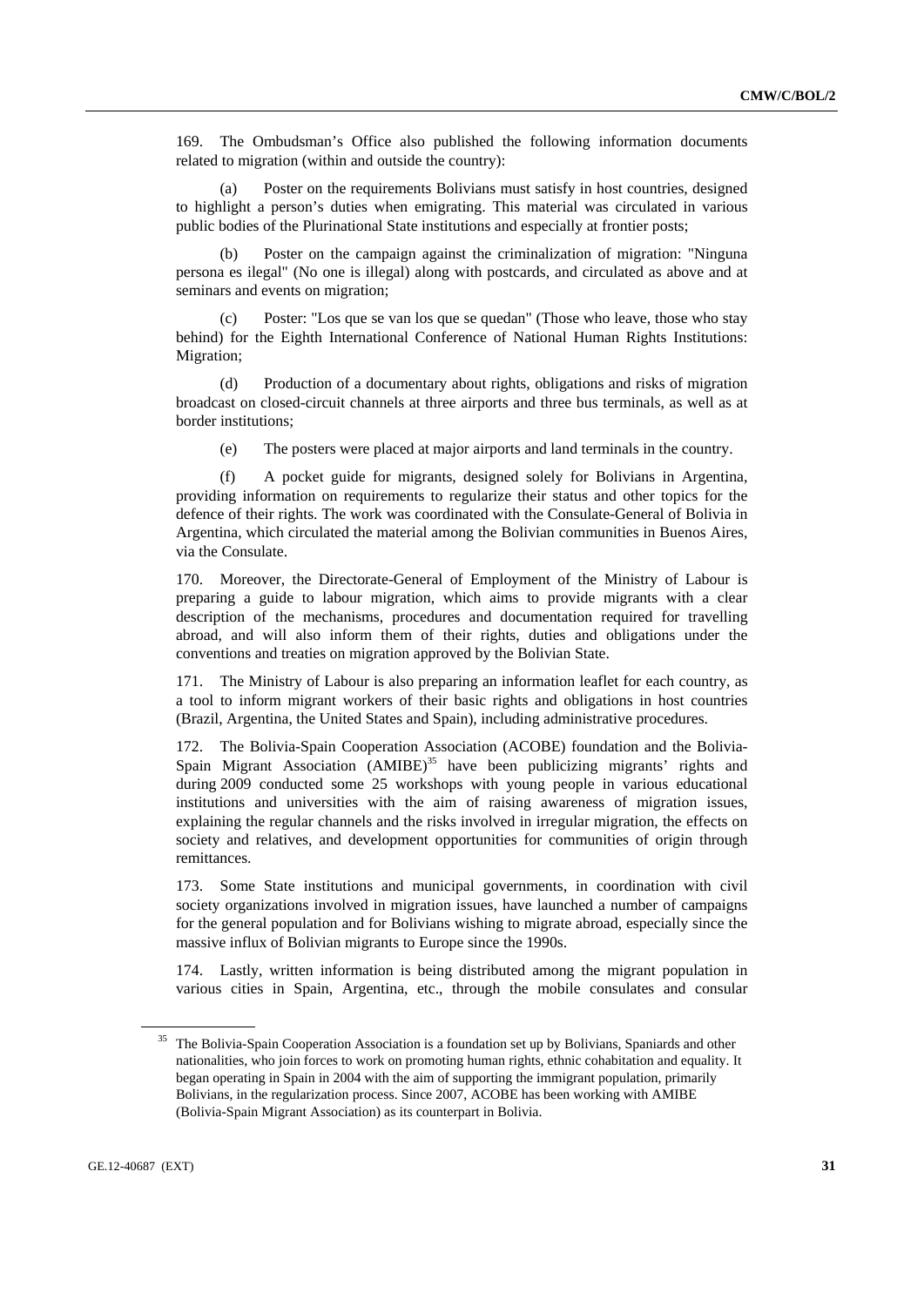169. The Ombudsman's Office also published the following information documents related to migration (within and outside the country):

(a) Poster on the requirements Bolivians must satisfy in host countries, designed to highlight a person's duties when emigrating. This material was circulated in various public bodies of the Plurinational State institutions and especially at frontier posts;

(b) Poster on the campaign against the criminalization of migration: "Ninguna persona es ilegal" (No one is illegal) along with postcards, and circulated as above and at seminars and events on migration;

(c) Poster: "Los que se van los que se quedan" (Those who leave, those who stay behind) for the Eighth International Conference of National Human Rights Institutions: Migration;

(d) Production of a documentary about rights, obligations and risks of migration broadcast on closed-circuit channels at three airports and three bus terminals, as well as at border institutions;

(e) The posters were placed at major airports and land terminals in the country.

(f) A pocket guide for migrants, designed solely for Bolivians in Argentina, providing information on requirements to regularize their status and other topics for the defence of their rights. The work was coordinated with the Consulate-General of Bolivia in Argentina, which circulated the material among the Bolivian communities in Buenos Aires, via the Consulate.

170. Moreover, the Directorate-General of Employment of the Ministry of Labour is preparing a guide to labour migration, which aims to provide migrants with a clear description of the mechanisms, procedures and documentation required for travelling abroad, and will also inform them of their rights, duties and obligations under the conventions and treaties on migration approved by the Bolivian State.

171. The Ministry of Labour is also preparing an information leaflet for each country, as a tool to inform migrant workers of their basic rights and obligations in host countries (Brazil, Argentina, the United States and Spain), including administrative procedures.

172. The Bolivia-Spain Cooperation Association (ACOBE) foundation and the Bolivia-Spain Migrant Association (AMIBE)[35] have been publicizing migrants' rights and during 2009 conducted some 25 workshops with young people in various educational institutions and universities with the aim of raising awareness of migration issues, explaining the regular channels and the risks involved in irregular migration, the effects on society and relatives, and development opportunities for communities of origin through remittances.

173. Some State institutions and municipal governments, in coordination with civil society organizations involved in migration issues, have launched a number of campaigns for the general population and for Bolivians wishing to migrate abroad, especially since the massive influx of Bolivian migrants to Europe since the 1990s.

174. Lastly, written information is being distributed among the migrant population in various cities in Spain, Argentina, etc., through the mobile consulates and consular

[35] The Bolivia-Spain Cooperation Association is a foundation set up by Bolivians, Spaniards and other nationalities, who join forces to work on promoting human rights, ethnic cohabitation and equality. It began operating in Spain in 2004 with the aim of supporting the immigrant population, primarily Bolivians, in the regularization process. Since 2007, ACOBE has been working with AMIBE (Bolivia-Spain Migrant Association) as its counterpart in Bolivia.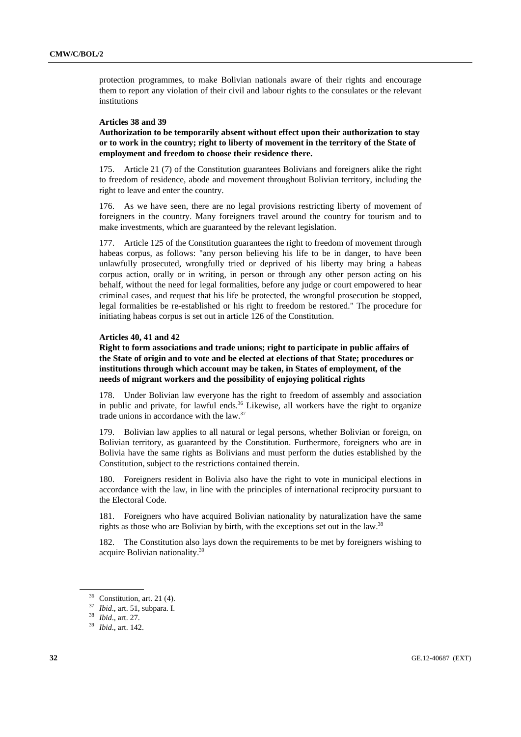protection programmes, to make Bolivian nationals aware of their rights and encourage them to report any violation of their civil and labour rights to the consulates or the relevant institutions

**Articles 38 and 39**

**Authorization to be temporarily absent without effect upon their authorization to stay or to work in the country; right to liberty of movement in the territory of the State of employment and freedom to choose their residence there.**

175. Article 21 (7) of the Constitution guarantees Bolivians and foreigners alike the right to freedom of residence, abode and movement throughout Bolivian territory, including the right to leave and enter the country.

176. As we have seen, there are no legal provisions restricting liberty of movement of foreigners in the country. Many foreigners travel around the country for tourism and to make investments, which are guaranteed by the relevant legislation.

177. Article 125 of the Constitution guarantees the right to freedom of movement through habeas corpus, as follows: "any person believing his life to be in danger, to have been unlawfully prosecuted, wrongfully tried or deprived of his liberty may bring a habeas corpus action, orally or in writing, in person or through any other person acting on his behalf, without the need for legal formalities, before any judge or court empowered to hear criminal cases, and request that his life be protected, the wrongful prosecution be stopped, legal formalities be re-established or his right to freedom be restored." The procedure for initiating habeas corpus is set out in article 126 of the Constitution.

**Articles 40, 41 and 42**

**Right to form associations and trade unions; right to participate in public affairs of the State of origin and to vote and be elected at elections of that State; procedures or institutions through which account may be taken, in States of employment, of the needs of migrant workers and the possibility of enjoying political rights**

178. Under Bolivian law everyone has the right to freedom of assembly and association in public and private, for lawful ends.[36] Likewise, all workers have the right to organize trade unions in accordance with the law.[37]

179. Bolivian law applies to all natural or legal persons, whether Bolivian or foreign, on Bolivian territory, as guaranteed by the Constitution. Furthermore, foreigners who are in Bolivia have the same rights as Bolivians and must perform the duties established by the Constitution, subject to the restrictions contained therein.

180. Foreigners resident in Bolivia also have the right to vote in municipal elections in accordance with the law, in line with the principles of international reciprocity pursuant to the Electoral Code.

181. Foreigners who have acquired Bolivian nationality by naturalization have the same rights as those who are Bolivian by birth, with the exceptions set out in the law.[38]

182. The Constitution also lays down the requirements to be met by foreigners wishing to acquire Bolivian nationality.[39]

---

[36] Constitution, art. 21 (4).

[37] *Ibid*., art. 51, subpara. I.

[38] *Ibid*., art. 27.

[39] *Ibid*., art. 142.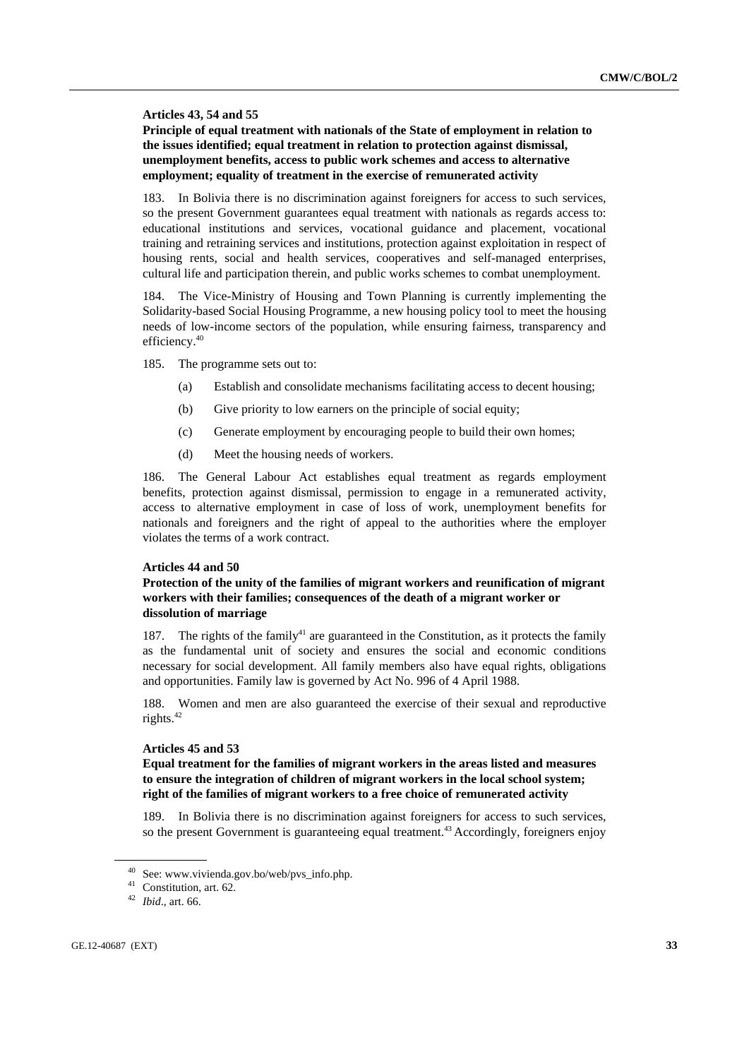### Articles 43, 54 and 55

**Principle of equal treatment with nationals of the State of employment in relation to the issues identified; equal treatment in relation to protection against dismissal, unemployment benefits, access to public work schemes and access to alternative employment; equality of treatment in the exercise of remunerated activity**

183. In Bolivia there is no discrimination against foreigners for access to such services, so the present Government guarantees equal treatment with nationals as regards access to: educational institutions and services, vocational guidance and placement, vocational training and retraining services and institutions, protection against exploitation in respect of housing rents, social and health services, cooperatives and self-managed enterprises, cultural life and participation therein, and public works schemes to combat unemployment.

184. The Vice-Ministry of Housing and Town Planning is currently implementing the Solidarity-based Social Housing Programme, a new housing policy tool to meet the housing needs of low-income sectors of the population, while ensuring fairness, transparency and efficiency.[40]

185. The programme sets out to:

(a) Establish and consolidate mechanisms facilitating access to decent housing;

(b) Give priority to low earners on the principle of social equity;

(c) Generate employment by encouraging people to build their own homes;

(d) Meet the housing needs of workers.

186. The General Labour Act establishes equal treatment as regards employment benefits, protection against dismissal, permission to engage in a remunerated activity, access to alternative employment in case of loss of work, unemployment benefits for nationals and foreigners and the right of appeal to the authorities where the employer violates the terms of a work contract.

### Articles 44 and 50

**Protection of the unity of the families of migrant workers and reunification of migrant workers with their families; consequences of the death of a migrant worker or dissolution of marriage**

187. The rights of the family[41] are guaranteed in the Constitution, as it protects the family as the fundamental unit of society and ensures the social and economic conditions necessary for social development. All family members also have equal rights, obligations and opportunities. Family law is governed by Act No. 996 of 4 April 1988.

188. Women and men are also guaranteed the exercise of their sexual and reproductive rights.[42]

### Articles 45 and 53

**Equal treatment for the families of migrant workers in the areas listed and measures to ensure the integration of children of migrant workers in the local school system; right of the families of migrant workers to a free choice of remunerated activity**

189. In Bolivia there is no discrimination against foreigners for access to such services, so the present Government is guaranteeing equal treatment.[43] Accordingly, foreigners enjoy

---

[40] See: www.vivienda.gov.bo/web/pvs_info.php.

[41] Constitution, art. 62.

[42] *Ibid*., art. 66.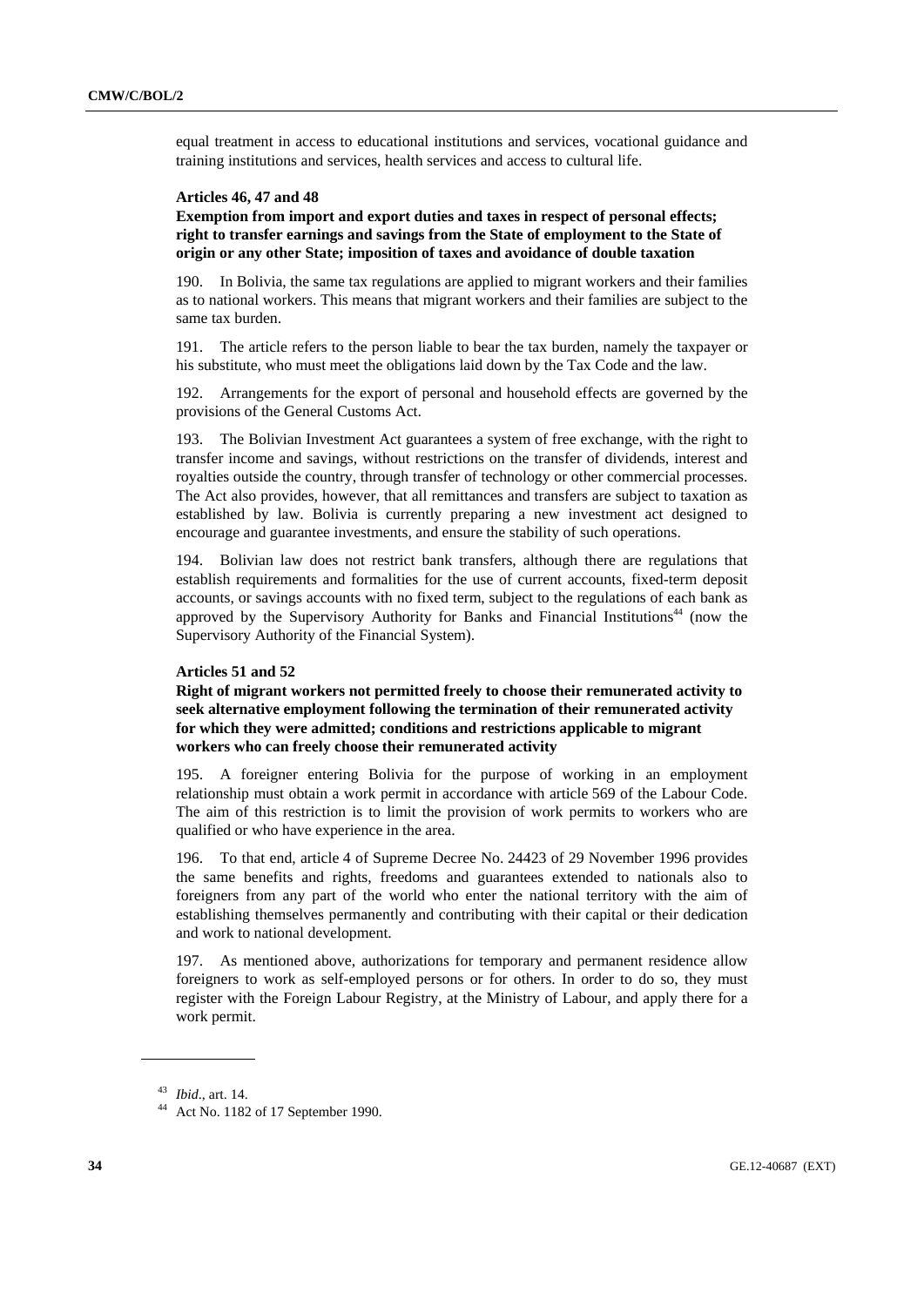equal treatment in access to educational institutions and services, vocational guidance and training institutions and services, health services and access to cultural life.

**Articles 46, 47 and 48**

**Exemption from import and export duties and taxes in respect of personal effects; right to transfer earnings and savings from the State of employment to the State of origin or any other State; imposition of taxes and avoidance of double taxation**

190. In Bolivia, the same tax regulations are applied to migrant workers and their families as to national workers. This means that migrant workers and their families are subject to the same tax burden.

191. The article refers to the person liable to bear the tax burden, namely the taxpayer or his substitute, who must meet the obligations laid down by the Tax Code and the law.

192. Arrangements for the export of personal and household effects are governed by the provisions of the General Customs Act.

193. The Bolivian Investment Act guarantees a system of free exchange, with the right to transfer income and savings, without restrictions on the transfer of dividends, interest and royalties outside the country, through transfer of technology or other commercial processes. The Act also provides, however, that all remittances and transfers are subject to taxation as established by law. Bolivia is currently preparing a new investment act designed to encourage and guarantee investments, and ensure the stability of such operations.

194. Bolivian law does not restrict bank transfers, although there are regulations that establish requirements and formalities for the use of current accounts, fixed-term deposit accounts, or savings accounts with no fixed term, subject to the regulations of each bank as approved by the Supervisory Authority for Banks and Financial Institutions[44] (now the Supervisory Authority of the Financial System).

**Articles 51 and 52**

**Right of migrant workers not permitted freely to choose their remunerated activity to seek alternative employment following the termination of their remunerated activity for which they were admitted; conditions and restrictions applicable to migrant workers who can freely choose their remunerated activity**

195. A foreigner entering Bolivia for the purpose of working in an employment relationship must obtain a work permit in accordance with article 569 of the Labour Code. The aim of this restriction is to limit the provision of work permits to workers who are qualified or who have experience in the area.

196. To that end, article 4 of Supreme Decree No. 24423 of 29 November 1996 provides the same benefits and rights, freedoms and guarantees extended to nationals also to foreigners from any part of the world who enter the national territory with the aim of establishing themselves permanently and contributing with their capital or their dedication and work to national development.

197. As mentioned above, authorizations for temporary and permanent residence allow foreigners to work as self-employed persons or for others. In order to do so, they must register with the Foreign Labour Registry, at the Ministry of Labour, and apply there for a work permit.

---

[43] *Ibid*., art. 14.

[44] Act No. 1182 of 17 September 1990.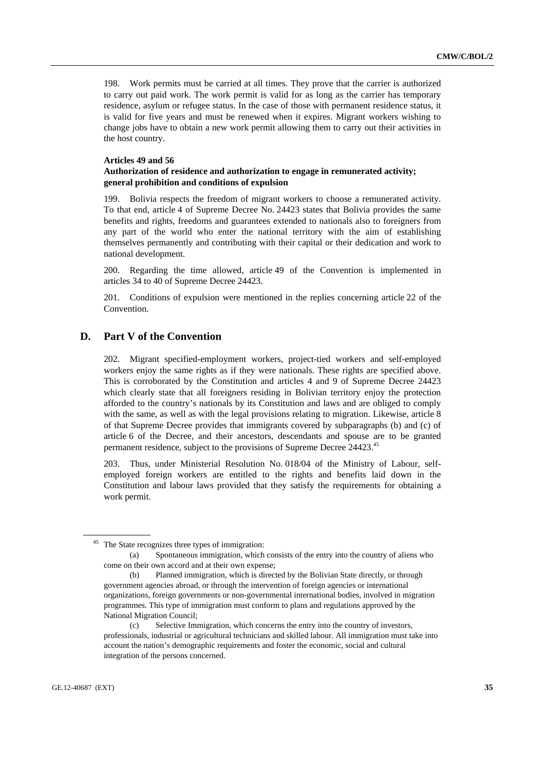198. Work permits must be carried at all times. They prove that the carrier is authorized to carry out paid work. The work permit is valid for as long as the carrier has temporary residence, asylum or refugee status. In the case of those with permanent residence status, it is valid for five years and must be renewed when it expires. Migrant workers wishing to change jobs have to obtain a new work permit allowing them to carry out their activities in the host country.

**Articles 49 and 56**
**Authorization of residence and authorization to engage in remunerated activity; general prohibition and conditions of expulsion**

199. Bolivia respects the freedom of migrant workers to choose a remunerated activity. To that end, article 4 of Supreme Decree No. 24423 states that Bolivia provides the same benefits and rights, freedoms and guarantees extended to nationals also to foreigners from any part of the world who enter the national territory with the aim of establishing themselves permanently and contributing with their capital or their dedication and work to national development.

200. Regarding the time allowed, article 49 of the Convention is implemented in articles 34 to 40 of Supreme Decree 24423.

201. Conditions of expulsion were mentioned in the replies concerning article 22 of the Convention.

## D. Part V of the Convention

202. Migrant specified-employment workers, project-tied workers and self-employed workers enjoy the same rights as if they were nationals. These rights are specified above. This is corroborated by the Constitution and articles 4 and 9 of Supreme Decree 24423 which clearly state that all foreigners residing in Bolivian territory enjoy the protection afforded to the country's nationals by its Constitution and laws and are obliged to comply with the same, as well as with the legal provisions relating to migration. Likewise, article 8 of that Supreme Decree provides that immigrants covered by subparagraphs (b) and (c) of article 6 of the Decree, and their ancestors, descendants and spouse are to be granted permanent residence, subject to the provisions of Supreme Decree 24423.[45]

203. Thus, under Ministerial Resolution No. 018/04 of the Ministry of Labour, self-employed foreign workers are entitled to the rights and benefits laid down in the Constitution and labour laws provided that they satisfy the requirements for obtaining a work permit.

---

[45] The State recognizes three types of immigration:

(a) Spontaneous immigration, which consists of the entry into the country of aliens who come on their own accord and at their own expense;

(b) Planned immigration, which is directed by the Bolivian State directly, or through government agencies abroad, or through the intervention of foreign agencies or international organizations, foreign governments or non-governmental international bodies, involved in migration programmes. This type of immigration must conform to plans and regulations approved by the National Migration Council;

(c) Selective Immigration, which concerns the entry into the country of investors, professionals, industrial or agricultural technicians and skilled labour. All immigration must take into account the nation's demographic requirements and foster the economic, social and cultural integration of the persons concerned.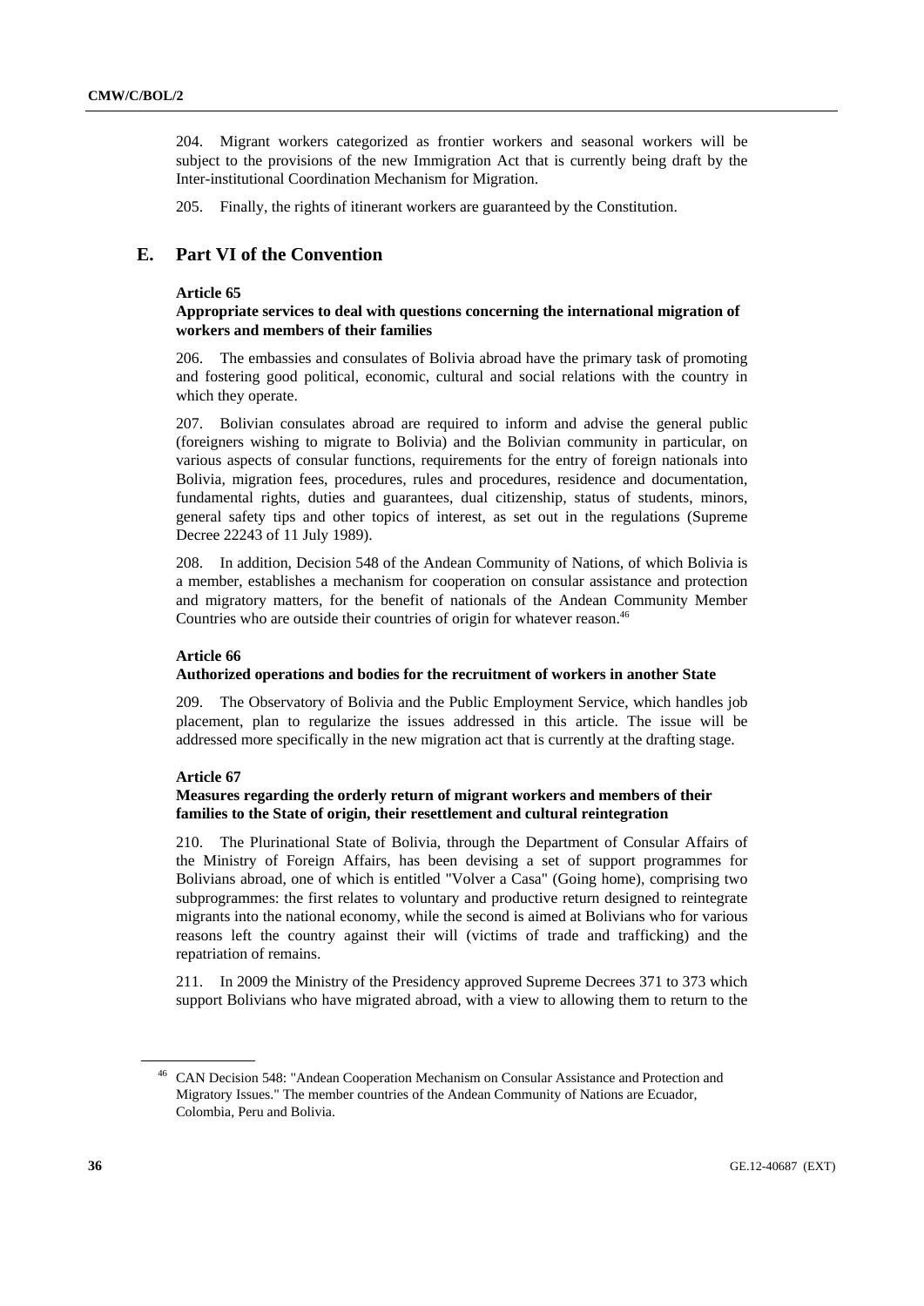204. Migrant workers categorized as frontier workers and seasonal workers will be subject to the provisions of the new Immigration Act that is currently being draft by the Inter-institutional Coordination Mechanism for Migration.

205. Finally, the rights of itinerant workers are guaranteed by the Constitution.

## E. Part VI of the Convention

**Article 65**

**Appropriate services to deal with questions concerning the international migration of workers and members of their families**

206. The embassies and consulates of Bolivia abroad have the primary task of promoting and fostering good political, economic, cultural and social relations with the country in which they operate.

207. Bolivian consulates abroad are required to inform and advise the general public (foreigners wishing to migrate to Bolivia) and the Bolivian community in particular, on various aspects of consular functions, requirements for the entry of foreign nationals into Bolivia, migration fees, procedures, rules and procedures, residence and documentation, fundamental rights, duties and guarantees, dual citizenship, status of students, minors, general safety tips and other topics of interest, as set out in the regulations (Supreme Decree 22243 of 11 July 1989).

208. In addition, Decision 548 of the Andean Community of Nations, of which Bolivia is a member, establishes a mechanism for cooperation on consular assistance and protection and migratory matters, for the benefit of nationals of the Andean Community Member Countries who are outside their countries of origin for whatever reason.[46]

**Article 66**

**Authorized operations and bodies for the recruitment of workers in another State**

209. The Observatory of Bolivia and the Public Employment Service, which handles job placement, plan to regularize the issues addressed in this article. The issue will be addressed more specifically in the new migration act that is currently at the drafting stage.

**Article 67**

**Measures regarding the orderly return of migrant workers and members of their families to the State of origin, their resettlement and cultural reintegration**

210. The Plurinational State of Bolivia, through the Department of Consular Affairs of the Ministry of Foreign Affairs, has been devising a set of support programmes for Bolivians abroad, one of which is entitled "Volver a Casa" (Going home), comprising two subprogrammes: the first relates to voluntary and productive return designed to reintegrate migrants into the national economy, while the second is aimed at Bolivians who for various reasons left the country against their will (victims of trade and trafficking) and the repatriation of remains.

211. In 2009 the Ministry of the Presidency approved Supreme Decrees 371 to 373 which support Bolivians who have migrated abroad, with a view to allowing them to return to the

[46] CAN Decision 548: "Andean Cooperation Mechanism on Consular Assistance and Protection and Migratory Issues." The member countries of the Andean Community of Nations are Ecuador, Colombia, Peru and Bolivia.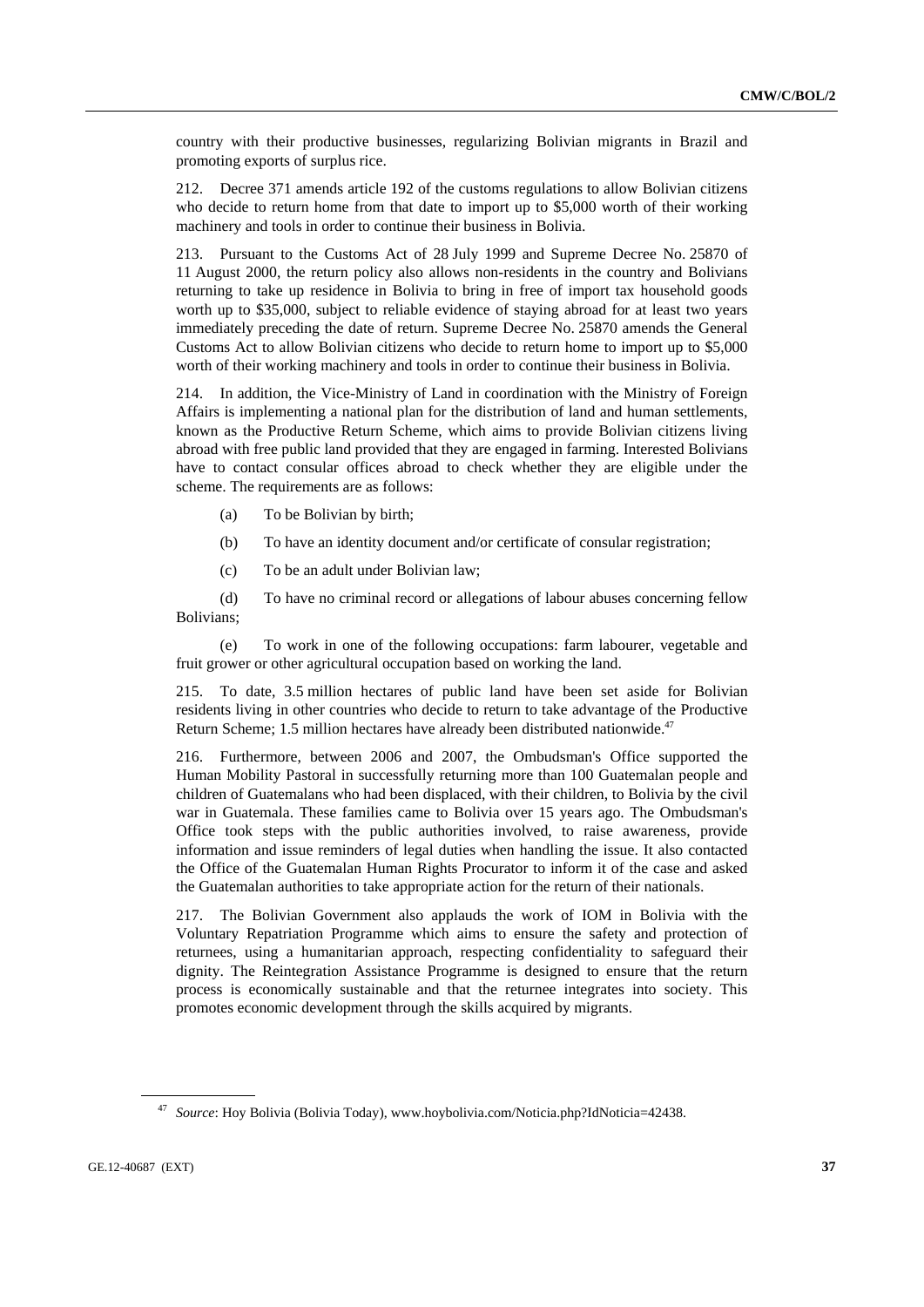country with their productive businesses, regularizing Bolivian migrants in Brazil and promoting exports of surplus rice.

212. Decree 371 amends article 192 of the customs regulations to allow Bolivian citizens who decide to return home from that date to import up to \$5,000 worth of their working machinery and tools in order to continue their business in Bolivia.

213. Pursuant to the Customs Act of 28 July 1999 and Supreme Decree No. 25870 of 11 August 2000, the return policy also allows non-residents in the country and Bolivians returning to take up residence in Bolivia to bring in free of import tax household goods worth up to \$35,000, subject to reliable evidence of staying abroad for at least two years immediately preceding the date of return. Supreme Decree No. 25870 amends the General Customs Act to allow Bolivian citizens who decide to return home to import up to \$5,000 worth of their working machinery and tools in order to continue their business in Bolivia.

214. In addition, the Vice-Ministry of Land in coordination with the Ministry of Foreign Affairs is implementing a national plan for the distribution of land and human settlements, known as the Productive Return Scheme, which aims to provide Bolivian citizens living abroad with free public land provided that they are engaged in farming. Interested Bolivians have to contact consular offices abroad to check whether they are eligible under the scheme. The requirements are as follows:

(a) To be Bolivian by birth;

(b) To have an identity document and/or certificate of consular registration;

(c) To be an adult under Bolivian law;

(d) To have no criminal record or allegations of labour abuses concerning fellow Bolivians;

(e) To work in one of the following occupations: farm labourer, vegetable and fruit grower or other agricultural occupation based on working the land.

215. To date, 3.5 million hectares of public land have been set aside for Bolivian residents living in other countries who decide to return to take advantage of the Productive Return Scheme; 1.5 million hectares have already been distributed nationwide.[47]

216. Furthermore, between 2006 and 2007, the Ombudsman's Office supported the Human Mobility Pastoral in successfully returning more than 100 Guatemalan people and children of Guatemalans who had been displaced, with their children, to Bolivia by the civil war in Guatemala. These families came to Bolivia over 15 years ago. The Ombudsman's Office took steps with the public authorities involved, to raise awareness, provide information and issue reminders of legal duties when handling the issue. It also contacted the Office of the Guatemalan Human Rights Procurator to inform it of the case and asked the Guatemalan authorities to take appropriate action for the return of their nationals.

217. The Bolivian Government also applauds the work of IOM in Bolivia with the Voluntary Repatriation Programme which aims to ensure the safety and protection of returnees, using a humanitarian approach, respecting confidentiality to safeguard their dignity. The Reintegration Assistance Programme is designed to ensure that the return process is economically sustainable and that the returnee integrates into society. This promotes economic development through the skills acquired by migrants.

---

[47] *Source*: Hoy Bolivia (Bolivia Today), www.hoybolivia.com/Noticia.php?IdNoticia=42438.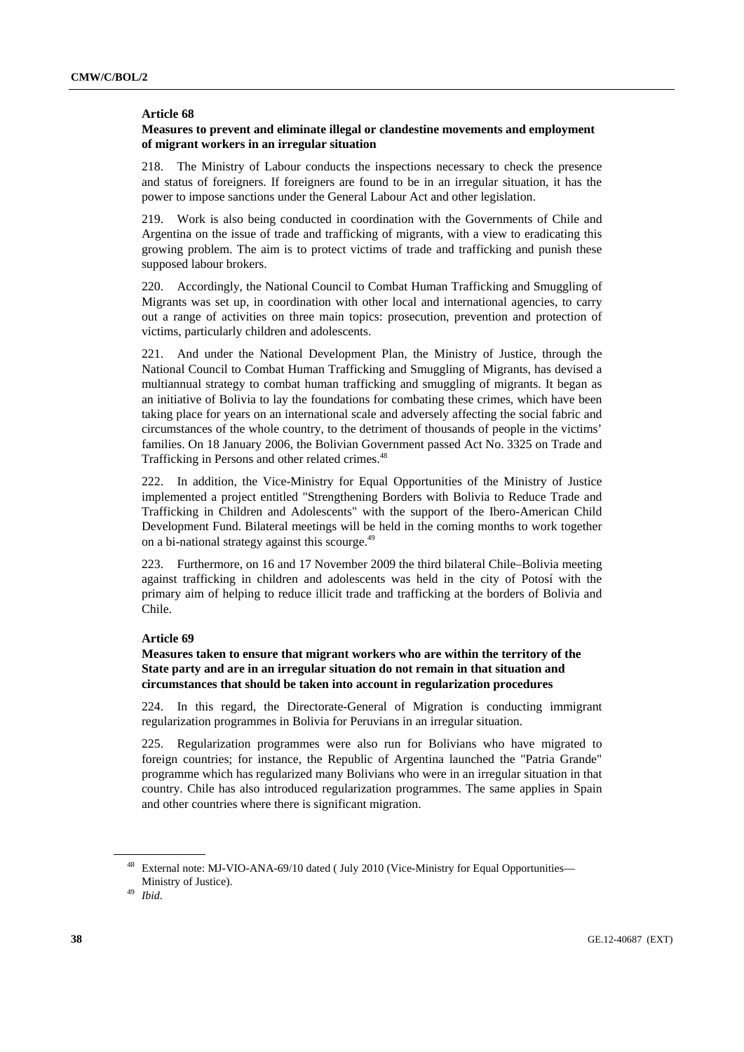### Article 68

**Measures to prevent and eliminate illegal or clandestine movements and employment of migrant workers in an irregular situation**

218. The Ministry of Labour conducts the inspections necessary to check the presence and status of foreigners. If foreigners are found to be in an irregular situation, it has the power to impose sanctions under the General Labour Act and other legislation.

219. Work is also being conducted in coordination with the Governments of Chile and Argentina on the issue of trade and trafficking of migrants, with a view to eradicating this growing problem. The aim is to protect victims of trade and trafficking and punish these supposed labour brokers.

220. Accordingly, the National Council to Combat Human Trafficking and Smuggling of Migrants was set up, in coordination with other local and international agencies, to carry out a range of activities on three main topics: prosecution, prevention and protection of victims, particularly children and adolescents.

221. And under the National Development Plan, the Ministry of Justice, through the National Council to Combat Human Trafficking and Smuggling of Migrants, has devised a multiannual strategy to combat human trafficking and smuggling of migrants. It began as an initiative of Bolivia to lay the foundations for combating these crimes, which have been taking place for years on an international scale and adversely affecting the social fabric and circumstances of the whole country, to the detriment of thousands of people in the victims' families. On 18 January 2006, the Bolivian Government passed Act No. 3325 on Trade and Trafficking in Persons and other related crimes.[48]

222. In addition, the Vice-Ministry for Equal Opportunities of the Ministry of Justice implemented a project entitled "Strengthening Borders with Bolivia to Reduce Trade and Trafficking in Children and Adolescents" with the support of the Ibero-American Child Development Fund. Bilateral meetings will be held in the coming months to work together on a bi-national strategy against this scourge.[49]

223. Furthermore, on 16 and 17 November 2009 the third bilateral Chile–Bolivia meeting against trafficking in children and adolescents was held in the city of Potosí with the primary aim of helping to reduce illicit trade and trafficking at the borders of Bolivia and Chile.

### Article 69

**Measures taken to ensure that migrant workers who are within the territory of the State party and are in an irregular situation do not remain in that situation and circumstances that should be taken into account in regularization procedures**

224. In this regard, the Directorate-General of Migration is conducting immigrant regularization programmes in Bolivia for Peruvians in an irregular situation.

225. Regularization programmes were also run for Bolivians who have migrated to foreign countries; for instance, the Republic of Argentina launched the "Patria Grande" programme which has regularized many Bolivians who were in an irregular situation in that country. Chile has also introduced regularization programmes. The same applies in Spain and other countries where there is significant migration.

---

[48] External note: MJ-VIO-ANA-69/10 dated ( July 2010 (Vice-Ministry for Equal Opportunities—Ministry of Justice).

[49] *Ibid*.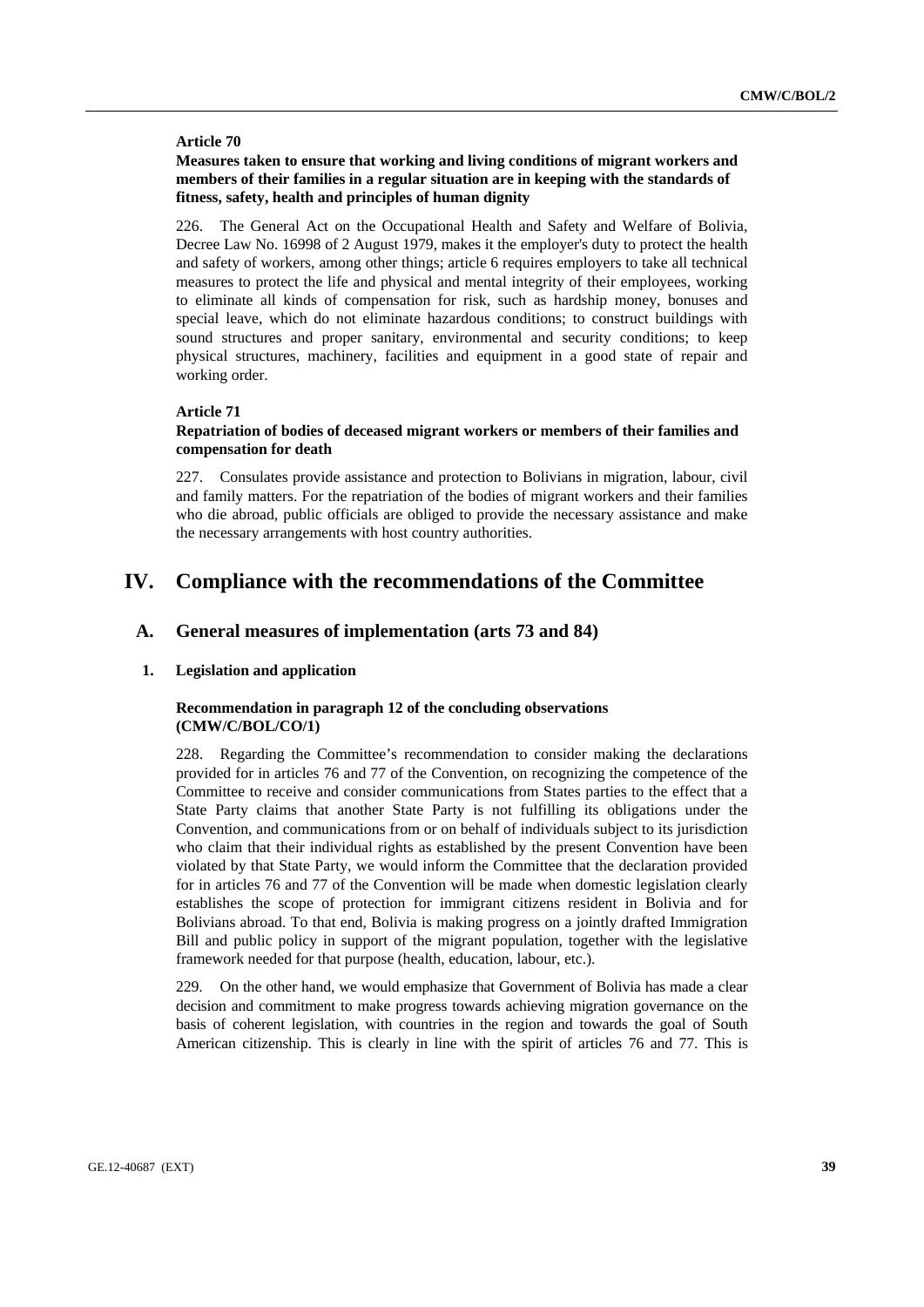**Article 70**

**Measures taken to ensure that working and living conditions of migrant workers and members of their families in a regular situation are in keeping with the standards of fitness, safety, health and principles of human dignity**

226. The General Act on the Occupational Health and Safety and Welfare of Bolivia, Decree Law No. 16998 of 2 August 1979, makes it the employer's duty to protect the health and safety of workers, among other things; article 6 requires employers to take all technical measures to protect the life and physical and mental integrity of their employees, working to eliminate all kinds of compensation for risk, such as hardship money, bonuses and special leave, which do not eliminate hazardous conditions; to construct buildings with sound structures and proper sanitary, environmental and security conditions; to keep physical structures, machinery, facilities and equipment in a good state of repair and working order.

**Article 71**

**Repatriation of bodies of deceased migrant workers or members of their families and compensation for death**

227. Consulates provide assistance and protection to Bolivians in migration, labour, civil and family matters. For the repatriation of the bodies of migrant workers and their families who die abroad, public officials are obliged to provide the necessary assistance and make the necessary arrangements with host country authorities.

# IV. Compliance with the recommendations of the Committee

## A. General measures of implementation (arts 73 and 84)

### 1. Legislation and application

**Recommendation in paragraph 12 of the concluding observations (CMW/C/BOL/CO/1)**

228. Regarding the Committee's recommendation to consider making the declarations provided for in articles 76 and 77 of the Convention, on recognizing the competence of the Committee to receive and consider communications from States parties to the effect that a State Party claims that another State Party is not fulfilling its obligations under the Convention, and communications from or on behalf of individuals subject to its jurisdiction who claim that their individual rights as established by the present Convention have been violated by that State Party, we would inform the Committee that the declaration provided for in articles 76 and 77 of the Convention will be made when domestic legislation clearly establishes the scope of protection for immigrant citizens resident in Bolivia and for Bolivians abroad. To that end, Bolivia is making progress on a jointly drafted Immigration Bill and public policy in support of the migrant population, together with the legislative framework needed for that purpose (health, education, labour, etc.).

229. On the other hand, we would emphasize that Government of Bolivia has made a clear decision and commitment to make progress towards achieving migration governance on the basis of coherent legislation, with countries in the region and towards the goal of South American citizenship. This is clearly in line with the spirit of articles 76 and 77. This is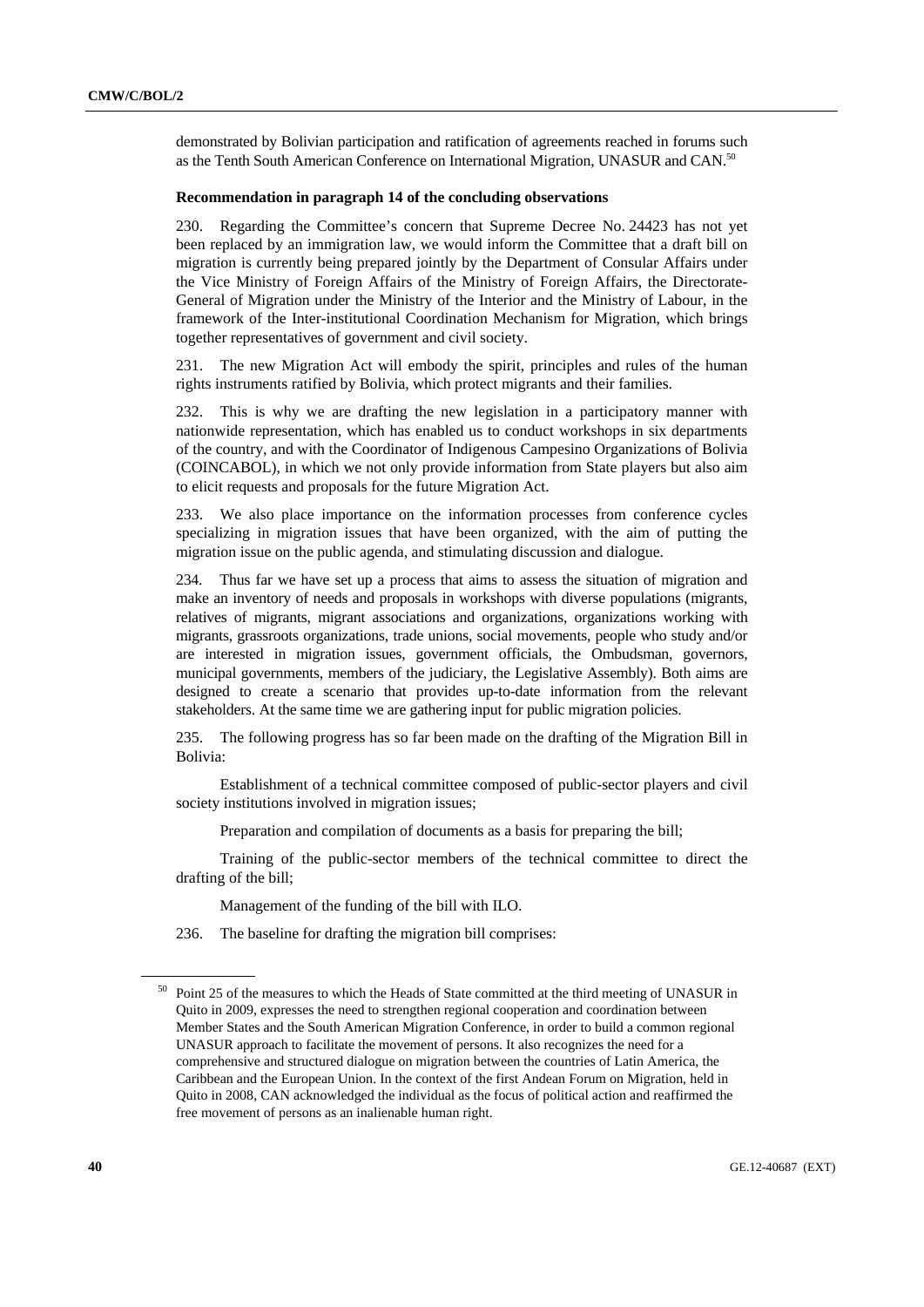demonstrated by Bolivian participation and ratification of agreements reached in forums such as the Tenth South American Conference on International Migration, UNASUR and CAN.[50]

#### Recommendation in paragraph 14 of the concluding observations

230. Regarding the Committee's concern that Supreme Decree No. 24423 has not yet been replaced by an immigration law, we would inform the Committee that a draft bill on migration is currently being prepared jointly by the Department of Consular Affairs under the Vice Ministry of Foreign Affairs of the Ministry of Foreign Affairs, the Directorate-General of Migration under the Ministry of the Interior and the Ministry of Labour, in the framework of the Inter-institutional Coordination Mechanism for Migration, which brings together representatives of government and civil society.

231. The new Migration Act will embody the spirit, principles and rules of the human rights instruments ratified by Bolivia, which protect migrants and their families.

232. This is why we are drafting the new legislation in a participatory manner with nationwide representation, which has enabled us to conduct workshops in six departments of the country, and with the Coordinator of Indigenous Campesino Organizations of Bolivia (COINCABOL), in which we not only provide information from State players but also aim to elicit requests and proposals for the future Migration Act.

233. We also place importance on the information processes from conference cycles specializing in migration issues that have been organized, with the aim of putting the migration issue on the public agenda, and stimulating discussion and dialogue.

234. Thus far we have set up a process that aims to assess the situation of migration and make an inventory of needs and proposals in workshops with diverse populations (migrants, relatives of migrants, migrant associations and organizations, organizations working with migrants, grassroots organizations, trade unions, social movements, people who study and/or are interested in migration issues, government officials, the Ombudsman, governors, municipal governments, members of the judiciary, the Legislative Assembly). Both aims are designed to create a scenario that provides up-to-date information from the relevant stakeholders. At the same time we are gathering input for public migration policies.

235. The following progress has so far been made on the drafting of the Migration Bill in Bolivia:

Establishment of a technical committee composed of public-sector players and civil society institutions involved in migration issues;

Preparation and compilation of documents as a basis for preparing the bill;

Training of the public-sector members of the technical committee to direct the drafting of the bill;

Management of the funding of the bill with ILO.

236. The baseline for drafting the migration bill comprises:

---

[50] Point 25 of the measures to which the Heads of State committed at the third meeting of UNASUR in Quito in 2009, expresses the need to strengthen regional cooperation and coordination between Member States and the South American Migration Conference, in order to build a common regional UNASUR approach to facilitate the movement of persons. It also recognizes the need for a comprehensive and structured dialogue on migration between the countries of Latin America, the Caribbean and the European Union. In the context of the first Andean Forum on Migration, held in Quito in 2008, CAN acknowledged the individual as the focus of political action and reaffirmed the free movement of persons as an inalienable human right.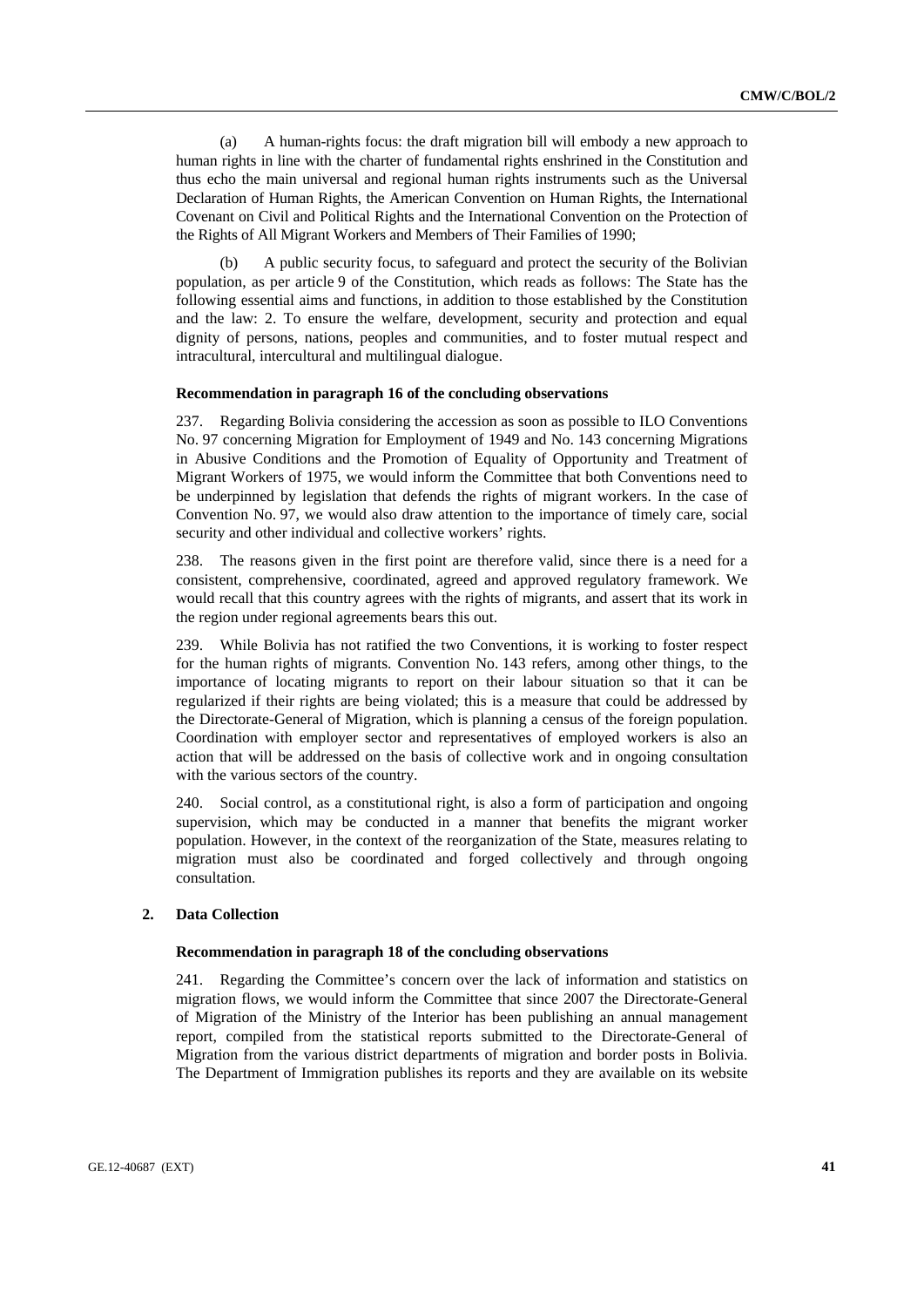(a) A human-rights focus: the draft migration bill will embody a new approach to human rights in line with the charter of fundamental rights enshrined in the Constitution and thus echo the main universal and regional human rights instruments such as the Universal Declaration of Human Rights, the American Convention on Human Rights, the International Covenant on Civil and Political Rights and the International Convention on the Protection of the Rights of All Migrant Workers and Members of Their Families of 1990;

(b) A public security focus, to safeguard and protect the security of the Bolivian population, as per article 9 of the Constitution, which reads as follows: The State has the following essential aims and functions, in addition to those established by the Constitution and the law: 2. To ensure the welfare, development, security and protection and equal dignity of persons, nations, peoples and communities, and to foster mutual respect and intracultural, intercultural and multilingual dialogue.

#### Recommendation in paragraph 16 of the concluding observations

237. Regarding Bolivia considering the accession as soon as possible to ILO Conventions No. 97 concerning Migration for Employment of 1949 and No. 143 concerning Migrations in Abusive Conditions and the Promotion of Equality of Opportunity and Treatment of Migrant Workers of 1975, we would inform the Committee that both Conventions need to be underpinned by legislation that defends the rights of migrant workers. In the case of Convention No. 97, we would also draw attention to the importance of timely care, social security and other individual and collective workers' rights.

238. The reasons given in the first point are therefore valid, since there is a need for a consistent, comprehensive, coordinated, agreed and approved regulatory framework. We would recall that this country agrees with the rights of migrants, and assert that its work in the region under regional agreements bears this out.

239. While Bolivia has not ratified the two Conventions, it is working to foster respect for the human rights of migrants. Convention No. 143 refers, among other things, to the importance of locating migrants to report on their labour situation so that it can be regularized if their rights are being violated; this is a measure that could be addressed by the Directorate-General of Migration, which is planning a census of the foreign population. Coordination with employer sector and representatives of employed workers is also an action that will be addressed on the basis of collective work and in ongoing consultation with the various sectors of the country.

240. Social control, as a constitutional right, is also a form of participation and ongoing supervision, which may be conducted in a manner that benefits the migrant worker population. However, in the context of the reorganization of the State, measures relating to migration must also be coordinated and forged collectively and through ongoing consultation.

### 2. Data Collection

#### Recommendation in paragraph 18 of the concluding observations

241. Regarding the Committee's concern over the lack of information and statistics on migration flows, we would inform the Committee that since 2007 the Directorate-General of Migration of the Ministry of the Interior has been publishing an annual management report, compiled from the statistical reports submitted to the Directorate-General of Migration from the various district departments of migration and border posts in Bolivia. The Department of Immigration publishes its reports and they are available on its website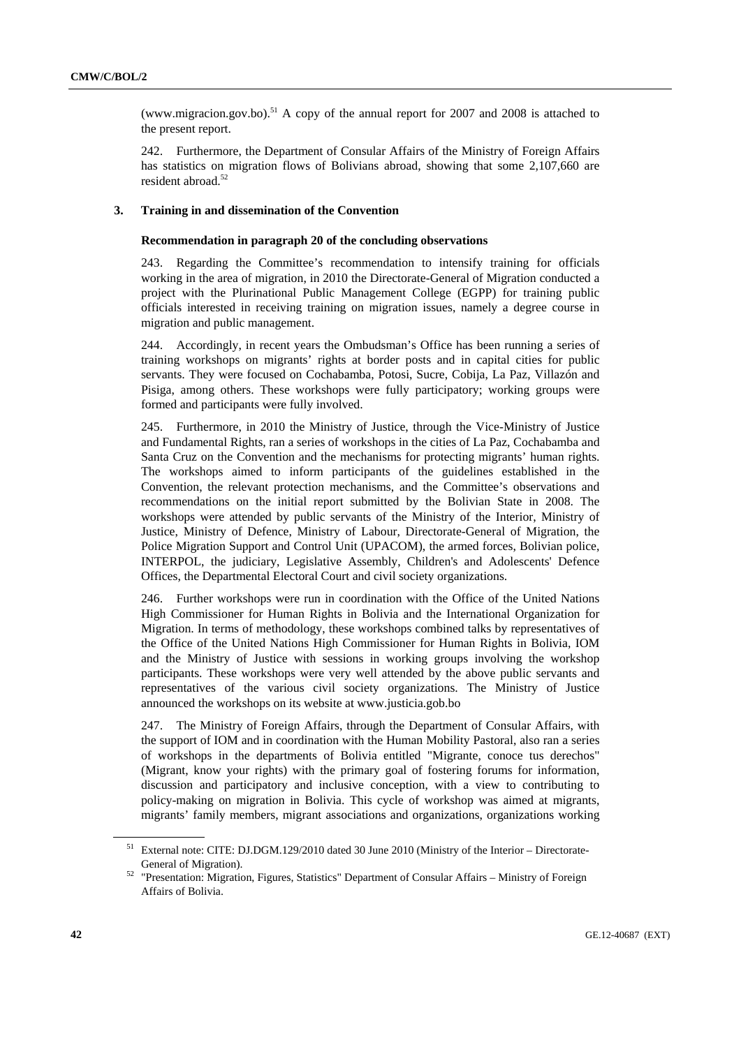(www.migracion.gov.bo).[51] A copy of the annual report for 2007 and 2008 is attached to the present report.

242. Furthermore, the Department of Consular Affairs of the Ministry of Foreign Affairs has statistics on migration flows of Bolivians abroad, showing that some 2,107,660 are resident abroad.[52]

### 3. Training in and dissemination of the Convention

#### Recommendation in paragraph 20 of the concluding observations

243. Regarding the Committee's recommendation to intensify training for officials working in the area of migration, in 2010 the Directorate-General of Migration conducted a project with the Plurinational Public Management College (EGPP) for training public officials interested in receiving training on migration issues, namely a degree course in migration and public management.

244. Accordingly, in recent years the Ombudsman's Office has been running a series of training workshops on migrants' rights at border posts and in capital cities for public servants. They were focused on Cochabamba, Potosi, Sucre, Cobija, La Paz, Villazón and Pisiga, among others. These workshops were fully participatory; working groups were formed and participants were fully involved.

245. Furthermore, in 2010 the Ministry of Justice, through the Vice-Ministry of Justice and Fundamental Rights, ran a series of workshops in the cities of La Paz, Cochabamba and Santa Cruz on the Convention and the mechanisms for protecting migrants' human rights. The workshops aimed to inform participants of the guidelines established in the Convention, the relevant protection mechanisms, and the Committee's observations and recommendations on the initial report submitted by the Bolivian State in 2008. The workshops were attended by public servants of the Ministry of the Interior, Ministry of Justice, Ministry of Defence, Ministry of Labour, Directorate-General of Migration, the Police Migration Support and Control Unit (UPACOM), the armed forces, Bolivian police, INTERPOL, the judiciary, Legislative Assembly, Children's and Adolescents' Defence Offices, the Departmental Electoral Court and civil society organizations.

246. Further workshops were run in coordination with the Office of the United Nations High Commissioner for Human Rights in Bolivia and the International Organization for Migration. In terms of methodology, these workshops combined talks by representatives of the Office of the United Nations High Commissioner for Human Rights in Bolivia, IOM and the Ministry of Justice with sessions in working groups involving the workshop participants. These workshops were very well attended by the above public servants and representatives of the various civil society organizations. The Ministry of Justice announced the workshops on its website at www.justicia.gob.bo

247. The Ministry of Foreign Affairs, through the Department of Consular Affairs, with the support of IOM and in coordination with the Human Mobility Pastoral, also ran a series of workshops in the departments of Bolivia entitled "Migrante, conoce tus derechos" (Migrant, know your rights) with the primary goal of fostering forums for information, discussion and participatory and inclusive conception, with a view to contributing to policy-making on migration in Bolivia. This cycle of workshop was aimed at migrants, migrants' family members, migrant associations and organizations, organizations working

---

[51] External note: CITE: DJ.DGM.129/2010 dated 30 June 2010 (Ministry of the Interior – Directorate-General of Migration).

[52] "Presentation: Migration, Figures, Statistics" Department of Consular Affairs – Ministry of Foreign Affairs of Bolivia.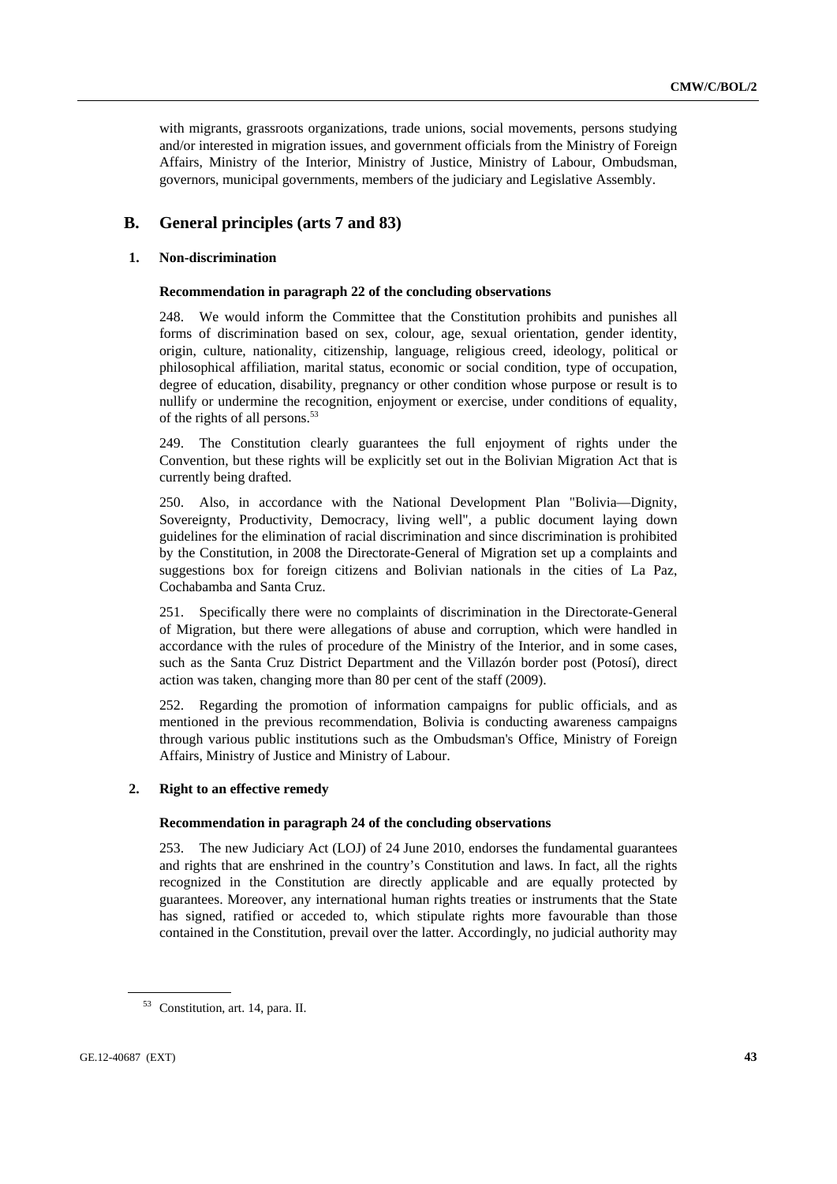with migrants, grassroots organizations, trade unions, social movements, persons studying and/or interested in migration issues, and government officials from the Ministry of Foreign Affairs, Ministry of the Interior, Ministry of Justice, Ministry of Labour, Ombudsman, governors, municipal governments, members of the judiciary and Legislative Assembly.

## B. General principles (arts 7 and 83)

### 1. Non-discrimination

#### Recommendation in paragraph 22 of the concluding observations

248. We would inform the Committee that the Constitution prohibits and punishes all forms of discrimination based on sex, colour, age, sexual orientation, gender identity, origin, culture, nationality, citizenship, language, religious creed, ideology, political or philosophical affiliation, marital status, economic or social condition, type of occupation, degree of education, disability, pregnancy or other condition whose purpose or result is to nullify or undermine the recognition, enjoyment or exercise, under conditions of equality, of the rights of all persons.[53]

249. The Constitution clearly guarantees the full enjoyment of rights under the Convention, but these rights will be explicitly set out in the Bolivian Migration Act that is currently being drafted.

250. Also, in accordance with the National Development Plan "Bolivia—Dignity, Sovereignty, Productivity, Democracy, living well", a public document laying down guidelines for the elimination of racial discrimination and since discrimination is prohibited by the Constitution, in 2008 the Directorate-General of Migration set up a complaints and suggestions box for foreign citizens and Bolivian nationals in the cities of La Paz, Cochabamba and Santa Cruz.

251. Specifically there were no complaints of discrimination in the Directorate-General of Migration, but there were allegations of abuse and corruption, which were handled in accordance with the rules of procedure of the Ministry of the Interior, and in some cases, such as the Santa Cruz District Department and the Villazón border post (Potosí), direct action was taken, changing more than 80 per cent of the staff (2009).

252. Regarding the promotion of information campaigns for public officials, and as mentioned in the previous recommendation, Bolivia is conducting awareness campaigns through various public institutions such as the Ombudsman's Office, Ministry of Foreign Affairs, Ministry of Justice and Ministry of Labour.

### 2. Right to an effective remedy

#### Recommendation in paragraph 24 of the concluding observations

253. The new Judiciary Act (LOJ) of 24 June 2010, endorses the fundamental guarantees and rights that are enshrined in the country's Constitution and laws. In fact, all the rights recognized in the Constitution are directly applicable and are equally protected by guarantees. Moreover, any international human rights treaties or instruments that the State has signed, ratified or acceded to, which stipulate rights more favourable than those contained in the Constitution, prevail over the latter. Accordingly, no judicial authority may

[53] Constitution, art. 14, para. II.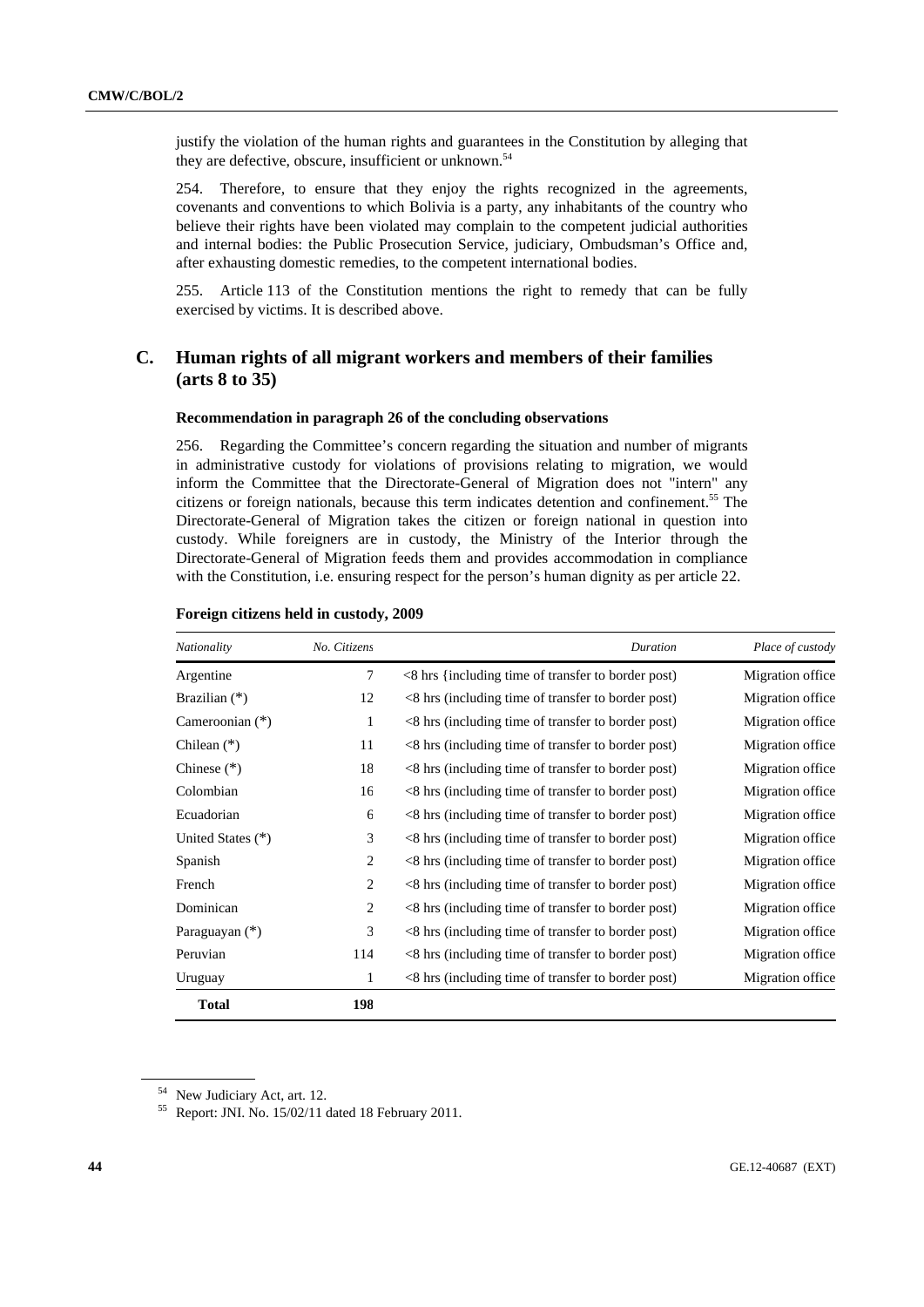justify the violation of the human rights and guarantees in the Constitution by alleging that they are defective, obscure, insufficient or unknown.[54]

254. Therefore, to ensure that they enjoy the rights recognized in the agreements, covenants and conventions to which Bolivia is a party, any inhabitants of the country who believe their rights have been violated may complain to the competent judicial authorities and internal bodies: the Public Prosecution Service, judiciary, Ombudsman's Office and, after exhausting domestic remedies, to the competent international bodies.

255. Article 113 of the Constitution mentions the right to remedy that can be fully exercised by victims. It is described above.

## C. Human rights of all migrant workers and members of their families (arts 8 to 35)

**Recommendation in paragraph 26 of the concluding observations**

256. Regarding the Committee's concern regarding the situation and number of migrants in administrative custody for violations of provisions relating to migration, we would inform the Committee that the Directorate-General of Migration does not "intern" any citizens or foreign nationals, because this term indicates detention and confinement.[55] The Directorate-General of Migration takes the citizen or foreign national in question into custody. While foreigners are in custody, the Ministry of the Interior through the Directorate-General of Migration feeds them and provides accommodation in compliance with the Constitution, i.e. ensuring respect for the person's human dignity as per article 22.

**Foreign citizens held in custody, 2009**

| *Nationality* | *No. Citizens* | *Duration* | *Place of custody* |
|---|---|---|---|
| Argentine | 7 | <8 hrs {including time of transfer to border post) | Migration office |
| Brazilian (*) | 12 | <8 hrs (including time of transfer to border post) | Migration office |
| Cameroonian (*) | 1 | <8 hrs (including time of transfer to border post) | Migration office |
| Chilean (*) | 11 | <8 hrs (including time of transfer to border post) | Migration office |
| Chinese (*) | 18 | <8 hrs (including time of transfer to border post) | Migration office |
| Colombian | 16 | <8 hrs (including time of transfer to border post) | Migration office |
| Ecuadorian | 6 | <8 hrs (including time of transfer to border post) | Migration office |
| United States (*) | 3 | <8 hrs (including time of transfer to border post) | Migration office |
| Spanish | 2 | <8 hrs (including time of transfer to border post) | Migration office |
| French | 2 | <8 hrs (including time of transfer to border post) | Migration office |
| Dominican | 2 | <8 hrs (including time of transfer to border post) | Migration office |
| Paraguayan (*) | 3 | <8 hrs (including time of transfer to border post) | Migration office |
| Peruvian | 114 | <8 hrs (including time of transfer to border post) | Migration office |
| Uruguay | 1 | <8 hrs (including time of transfer to border post) | Migration office |
| **Total** | **198** | | |

[54] New Judiciary Act, art. 12.

[55] Report: JNI. No. 15/02/11 dated 18 February 2011.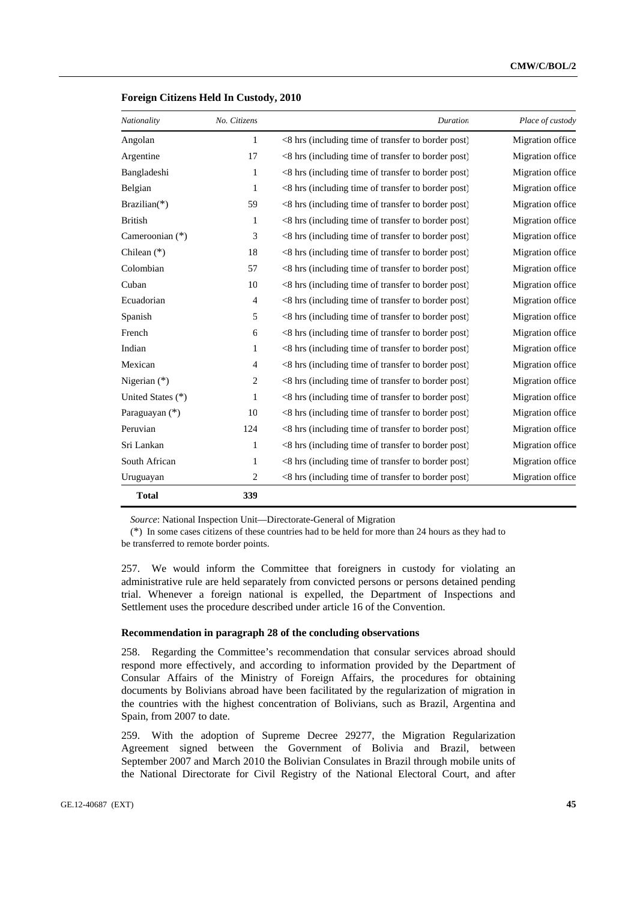**Foreign Citizens Held In Custody, 2010**

| *Nationality* | *No. Citizens* | *Duration* | *Place of custody* |
|---|---|---|---|
| Angolan | 1 | <8 hrs (including time of transfer to border post) | Migration office |
| Argentine | 17 | <8 hrs (including time of transfer to border post) | Migration office |
| Bangladeshi | 1 | <8 hrs (including time of transfer to border post) | Migration office |
| Belgian | 1 | <8 hrs (including time of transfer to border post) | Migration office |
| Brazilian(*) | 59 | <8 hrs (including time of transfer to border post) | Migration office |
| British | 1 | <8 hrs (including time of transfer to border post) | Migration office |
| Cameroonian (*) | 3 | <8 hrs (including time of transfer to border post) | Migration office |
| Chilean (*) | 18 | <8 hrs (including time of transfer to border post) | Migration office |
| Colombian | 57 | <8 hrs (including time of transfer to border post) | Migration office |
| Cuban | 10 | <8 hrs (including time of transfer to border post) | Migration office |
| Ecuadorian | 4 | <8 hrs (including time of transfer to border post) | Migration office |
| Spanish | 5 | <8 hrs (including time of transfer to border post) | Migration office |
| French | 6 | <8 hrs (including time of transfer to border post) | Migration office |
| Indian | 1 | <8 hrs (including time of transfer to border post) | Migration office |
| Mexican | 4 | <8 hrs (including time of transfer to border post) | Migration office |
| Nigerian (*) | 2 | <8 hrs (including time of transfer to border post) | Migration office |
| United States (*) | 1 | <8 hrs (including time of transfer to border post) | Migration office |
| Paraguayan (*) | 10 | <8 hrs (including time of transfer to border post) | Migration office |
| Peruvian | 124 | <8 hrs (including time of transfer to border post) | Migration office |
| Sri Lankan | 1 | <8 hrs (including time of transfer to border post) | Migration office |
| South African | 1 | <8 hrs (including time of transfer to border post) | Migration office |
| Uruguayan | 2 | <8 hrs (including time of transfer to border post) | Migration office |
| **Total** | **339** | | |

*Source*: National Inspection Unit—Directorate-General of Migration

(*) In some cases citizens of these countries had to be held for more than 24 hours as they had to be transferred to remote border points.

257. We would inform the Committee that foreigners in custody for violating an administrative rule are held separately from convicted persons or persons detained pending trial. Whenever a foreign national is expelled, the Department of Inspections and Settlement uses the procedure described under article 16 of the Convention.

### Recommendation in paragraph 28 of the concluding observations

258. Regarding the Committee's recommendation that consular services abroad should respond more effectively, and according to information provided by the Department of Consular Affairs of the Ministry of Foreign Affairs, the procedures for obtaining documents by Bolivians abroad have been facilitated by the regularization of migration in the countries with the highest concentration of Bolivians, such as Brazil, Argentina and Spain, from 2007 to date.

259. With the adoption of Supreme Decree 29277, the Migration Regularization Agreement signed between the Government of Bolivia and Brazil, between September 2007 and March 2010 the Bolivian Consulates in Brazil through mobile units of the National Directorate for Civil Registry of the National Electoral Court, and after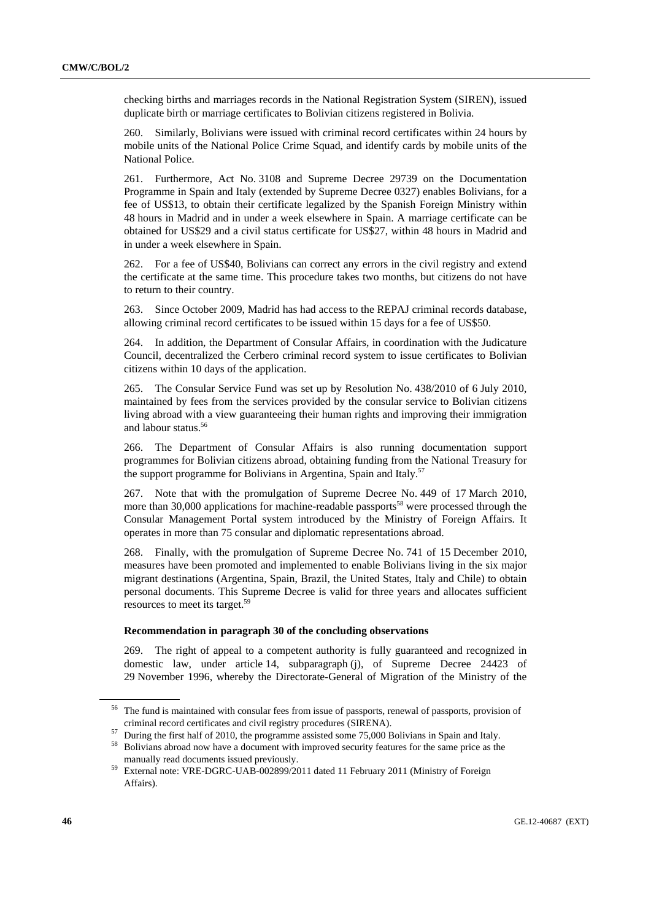checking births and marriages records in the National Registration System (SIREN), issued duplicate birth or marriage certificates to Bolivian citizens registered in Bolivia.

260. Similarly, Bolivians were issued with criminal record certificates within 24 hours by mobile units of the National Police Crime Squad, and identify cards by mobile units of the National Police.

261. Furthermore, Act No. 3108 and Supreme Decree 29739 on the Documentation Programme in Spain and Italy (extended by Supreme Decree 0327) enables Bolivians, for a fee of US$13, to obtain their certificate legalized by the Spanish Foreign Ministry within 48 hours in Madrid and in under a week elsewhere in Spain. A marriage certificate can be obtained for US$29 and a civil status certificate for US$27, within 48 hours in Madrid and in under a week elsewhere in Spain.

262. For a fee of US$40, Bolivians can correct any errors in the civil registry and extend the certificate at the same time. This procedure takes two months, but citizens do not have to return to their country.

263. Since October 2009, Madrid has had access to the REPAJ criminal records database, allowing criminal record certificates to be issued within 15 days for a fee of US$50.

264. In addition, the Department of Consular Affairs, in coordination with the Judicature Council, decentralized the Cerbero criminal record system to issue certificates to Bolivian citizens within 10 days of the application.

265. The Consular Service Fund was set up by Resolution No. 438/2010 of 6 July 2010, maintained by fees from the services provided by the consular service to Bolivian citizens living abroad with a view guaranteeing their human rights and improving their immigration and labour status.[56]

266. The Department of Consular Affairs is also running documentation support programmes for Bolivian citizens abroad, obtaining funding from the National Treasury for the support programme for Bolivians in Argentina, Spain and Italy.[57]

267. Note that with the promulgation of Supreme Decree No. 449 of 17 March 2010, more than 30,000 applications for machine-readable passports[58] were processed through the Consular Management Portal system introduced by the Ministry of Foreign Affairs. It operates in more than 75 consular and diplomatic representations abroad.

268. Finally, with the promulgation of Supreme Decree No. 741 of 15 December 2010, measures have been promoted and implemented to enable Bolivians living in the six major migrant destinations (Argentina, Spain, Brazil, the United States, Italy and Chile) to obtain personal documents. This Supreme Decree is valid for three years and allocates sufficient resources to meet its target.[59]

**Recommendation in paragraph 30 of the concluding observations**

269. The right of appeal to a competent authority is fully guaranteed and recognized in domestic law, under article 14, subparagraph (j), of Supreme Decree 24423 of 29 November 1996, whereby the Directorate-General of Migration of the Ministry of the

---

[56] The fund is maintained with consular fees from issue of passports, renewal of passports, provision of criminal record certificates and civil registry procedures (SIRENA).

[57] During the first half of 2010, the programme assisted some 75,000 Bolivians in Spain and Italy.

[58] Bolivians abroad now have a document with improved security features for the same price as the manually read documents issued previously.

[59] External note: VRE-DGRC-UAB-002899/2011 dated 11 February 2011 (Ministry of Foreign Affairs).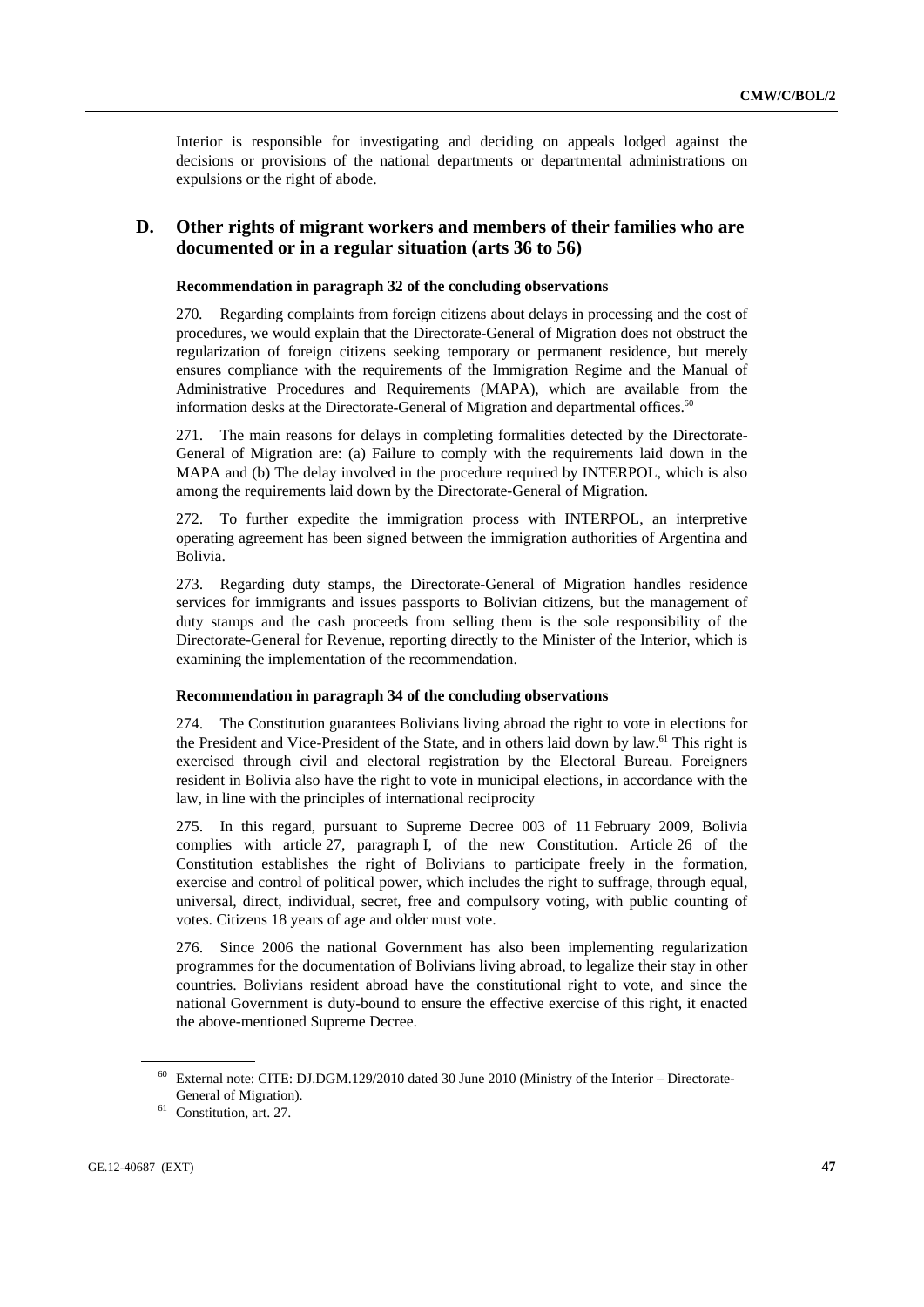Interior is responsible for investigating and deciding on appeals lodged against the decisions or provisions of the national departments or departmental administrations on expulsions or the right of abode.

## D. Other rights of migrant workers and members of their families who are documented or in a regular situation (arts 36 to 56)

### Recommendation in paragraph 32 of the concluding observations

270. Regarding complaints from foreign citizens about delays in processing and the cost of procedures, we would explain that the Directorate-General of Migration does not obstruct the regularization of foreign citizens seeking temporary or permanent residence, but merely ensures compliance with the requirements of the Immigration Regime and the Manual of Administrative Procedures and Requirements (MAPA), which are available from the information desks at the Directorate-General of Migration and departmental offices.[60]

271. The main reasons for delays in completing formalities detected by the Directorate-General of Migration are: (a) Failure to comply with the requirements laid down in the MAPA and (b) The delay involved in the procedure required by INTERPOL, which is also among the requirements laid down by the Directorate-General of Migration.

272. To further expedite the immigration process with INTERPOL, an interpretive operating agreement has been signed between the immigration authorities of Argentina and Bolivia.

273. Regarding duty stamps, the Directorate-General of Migration handles residence services for immigrants and issues passports to Bolivian citizens, but the management of duty stamps and the cash proceeds from selling them is the sole responsibility of the Directorate-General for Revenue, reporting directly to the Minister of the Interior, which is examining the implementation of the recommendation.

### Recommendation in paragraph 34 of the concluding observations

274. The Constitution guarantees Bolivians living abroad the right to vote in elections for the President and Vice-President of the State, and in others laid down by law.[61] This right is exercised through civil and electoral registration by the Electoral Bureau. Foreigners resident in Bolivia also have the right to vote in municipal elections, in accordance with the law, in line with the principles of international reciprocity

275. In this regard, pursuant to Supreme Decree 003 of 11 February 2009, Bolivia complies with article 27, paragraph I, of the new Constitution. Article 26 of the Constitution establishes the right of Bolivians to participate freely in the formation, exercise and control of political power, which includes the right to suffrage, through equal, universal, direct, individual, secret, free and compulsory voting, with public counting of votes. Citizens 18 years of age and older must vote.

276. Since 2006 the national Government has also been implementing regularization programmes for the documentation of Bolivians living abroad, to legalize their stay in other countries. Bolivians resident abroad have the constitutional right to vote, and since the national Government is duty-bound to ensure the effective exercise of this right, it enacted the above-mentioned Supreme Decree.

---

[60] External note: CITE: DJ.DGM.129/2010 dated 30 June 2010 (Ministry of the Interior – Directorate-General of Migration).

[61] Constitution, art. 27.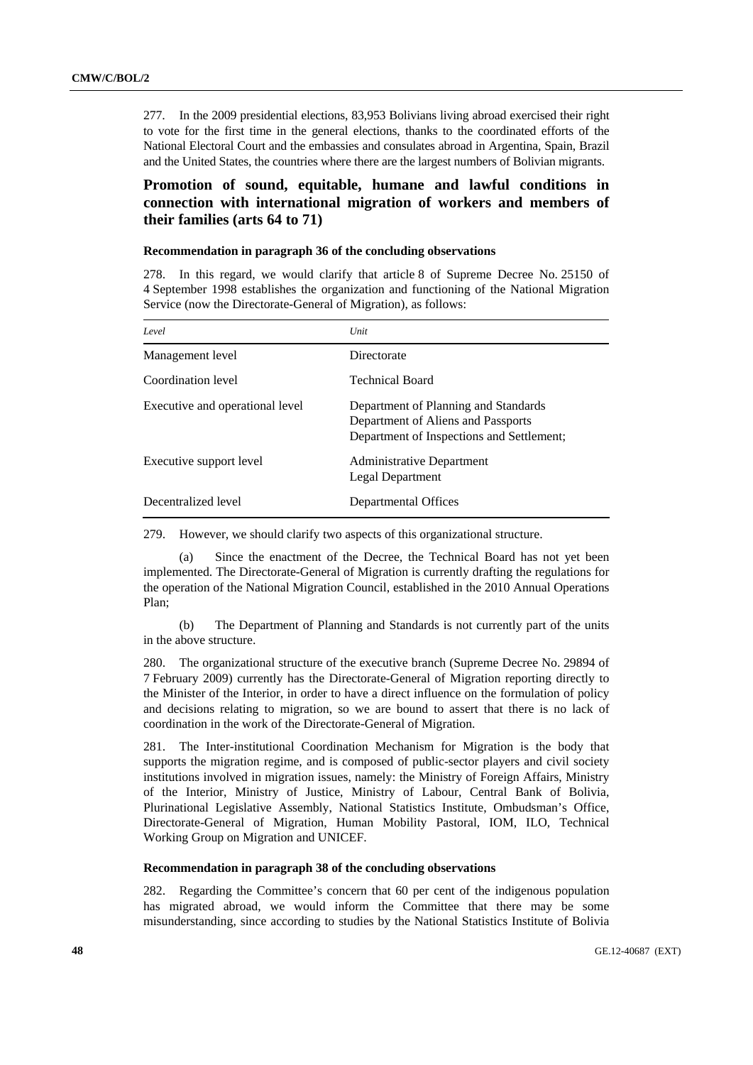277. In the 2009 presidential elections, 83,953 Bolivians living abroad exercised their right to vote for the first time in the general elections, thanks to the coordinated efforts of the National Electoral Court and the embassies and consulates abroad in Argentina, Spain, Brazil and the United States, the countries where there are the largest numbers of Bolivian migrants.

## Promotion of sound, equitable, humane and lawful conditions in connection with international migration of workers and members of their families (arts 64 to 71)

#### Recommendation in paragraph 36 of the concluding observations

278. In this regard, we would clarify that article 8 of Supreme Decree No. 25150 of 4 September 1998 establishes the organization and functioning of the National Migration Service (now the Directorate-General of Migration), as follows:

| *Level* | *Unit* |
|---|---|
| Management level | Directorate |
| Coordination level | Technical Board |
| Executive and operational level | Department of Planning and Standards<br>Department of Aliens and Passports<br>Department of Inspections and Settlement; |
| Executive support level | Administrative Department<br>Legal Department |
| Decentralized level | Departmental Offices |

279. However, we should clarify two aspects of this organizational structure.

(a) Since the enactment of the Decree, the Technical Board has not yet been implemented. The Directorate-General of Migration is currently drafting the regulations for the operation of the National Migration Council, established in the 2010 Annual Operations Plan;

(b) The Department of Planning and Standards is not currently part of the units in the above structure.

280. The organizational structure of the executive branch (Supreme Decree No. 29894 of 7 February 2009) currently has the Directorate-General of Migration reporting directly to the Minister of the Interior, in order to have a direct influence on the formulation of policy and decisions relating to migration, so we are bound to assert that there is no lack of coordination in the work of the Directorate-General of Migration.

281. The Inter-institutional Coordination Mechanism for Migration is the body that supports the migration regime, and is composed of public-sector players and civil society institutions involved in migration issues, namely: the Ministry of Foreign Affairs, Ministry of the Interior, Ministry of Justice, Ministry of Labour, Central Bank of Bolivia, Plurinational Legislative Assembly, National Statistics Institute, Ombudsman's Office, Directorate-General of Migration, Human Mobility Pastoral, IOM, ILO, Technical Working Group on Migration and UNICEF.

#### Recommendation in paragraph 38 of the concluding observations

282. Regarding the Committee's concern that 60 per cent of the indigenous population has migrated abroad, we would inform the Committee that there may be some misunderstanding, since according to studies by the National Statistics Institute of Bolivia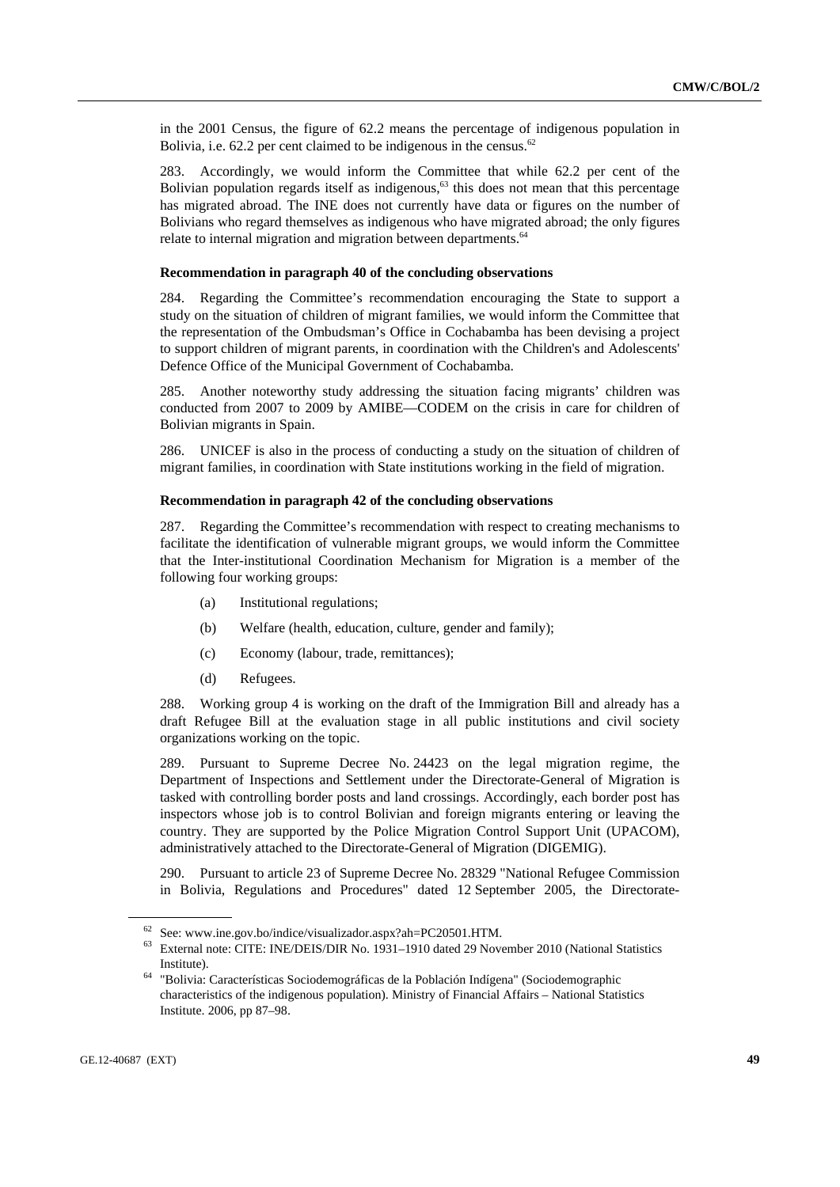in the 2001 Census, the figure of 62.2 means the percentage of indigenous population in Bolivia, i.e. 62.2 per cent claimed to be indigenous in the census.[62]

283. Accordingly, we would inform the Committee that while 62.2 per cent of the Bolivian population regards itself as indigenous,[63] this does not mean that this percentage has migrated abroad. The INE does not currently have data or figures on the number of Bolivians who regard themselves as indigenous who have migrated abroad; the only figures relate to internal migration and migration between departments.[64]

### Recommendation in paragraph 40 of the concluding observations

284. Regarding the Committee's recommendation encouraging the State to support a study on the situation of children of migrant families, we would inform the Committee that the representation of the Ombudsman's Office in Cochabamba has been devising a project to support children of migrant parents, in coordination with the Children's and Adolescents' Defence Office of the Municipal Government of Cochabamba.

285. Another noteworthy study addressing the situation facing migrants' children was conducted from 2007 to 2009 by AMIBE—CODEM on the crisis in care for children of Bolivian migrants in Spain.

286. UNICEF is also in the process of conducting a study on the situation of children of migrant families, in coordination with State institutions working in the field of migration.

### Recommendation in paragraph 42 of the concluding observations

287. Regarding the Committee's recommendation with respect to creating mechanisms to facilitate the identification of vulnerable migrant groups, we would inform the Committee that the Inter-institutional Coordination Mechanism for Migration is a member of the following four working groups:

(a) Institutional regulations;

(b) Welfare (health, education, culture, gender and family);

(c) Economy (labour, trade, remittances);

(d) Refugees.

288. Working group 4 is working on the draft of the Immigration Bill and already has a draft Refugee Bill at the evaluation stage in all public institutions and civil society organizations working on the topic.

289. Pursuant to Supreme Decree No. 24423 on the legal migration regime, the Department of Inspections and Settlement under the Directorate-General of Migration is tasked with controlling border posts and land crossings. Accordingly, each border post has inspectors whose job is to control Bolivian and foreign migrants entering or leaving the country. They are supported by the Police Migration Control Support Unit (UPACOM), administratively attached to the Directorate-General of Migration (DIGEMIG).

290. Pursuant to article 23 of Supreme Decree No. 28329 "National Refugee Commission in Bolivia, Regulations and Procedures" dated 12 September 2005, the Directorate-

---

[62] See: www.ine.gov.bo/indice/visualizador.aspx?ah=PC20501.HTM.

[63] External note: CITE: INE/DEIS/DIR No. 1931–1910 dated 29 November 2010 (National Statistics Institute).

[64] "Bolivia: Características Sociodemográficas de la Población Indígena" (Sociodemographic characteristics of the indigenous population). Ministry of Financial Affairs – National Statistics Institute. 2006, pp 87–98.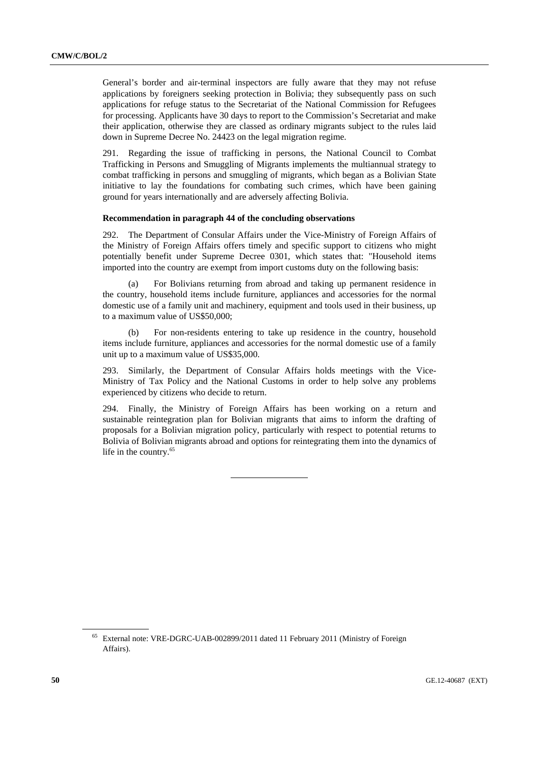General's border and air-terminal inspectors are fully aware that they may not refuse applications by foreigners seeking protection in Bolivia; they subsequently pass on such applications for refuge status to the Secretariat of the National Commission for Refugees for processing. Applicants have 30 days to report to the Commission's Secretariat and make their application, otherwise they are classed as ordinary migrants subject to the rules laid down in Supreme Decree No. 24423 on the legal migration regime.

291. Regarding the issue of trafficking in persons, the National Council to Combat Trafficking in Persons and Smuggling of Migrants implements the multiannual strategy to combat trafficking in persons and smuggling of migrants, which began as a Bolivian State initiative to lay the foundations for combating such crimes, which have been gaining ground for years internationally and are adversely affecting Bolivia.

#### Recommendation in paragraph 44 of the concluding observations

292. The Department of Consular Affairs under the Vice-Ministry of Foreign Affairs of the Ministry of Foreign Affairs offers timely and specific support to citizens who might potentially benefit under Supreme Decree 0301, which states that: "Household items imported into the country are exempt from import customs duty on the following basis:

(a) For Bolivians returning from abroad and taking up permanent residence in the country, household items include furniture, appliances and accessories for the normal domestic use of a family unit and machinery, equipment and tools used in their business, up to a maximum value of US$50,000;

(b) For non-residents entering to take up residence in the country, household items include furniture, appliances and accessories for the normal domestic use of a family unit up to a maximum value of US$35,000.

293. Similarly, the Department of Consular Affairs holds meetings with the Vice-Ministry of Tax Policy and the National Customs in order to help solve any problems experienced by citizens who decide to return.

294. Finally, the Ministry of Foreign Affairs has been working on a return and sustainable reintegration plan for Bolivian migrants that aims to inform the drafting of proposals for a Bolivian migration policy, particularly with respect to potential returns to Bolivia of Bolivian migrants abroad and options for reintegrating them into the dynamics of life in the country.[65]

---

[65] External note: VRE-DGRC-UAB-002899/2011 dated 11 February 2011 (Ministry of Foreign Affairs).